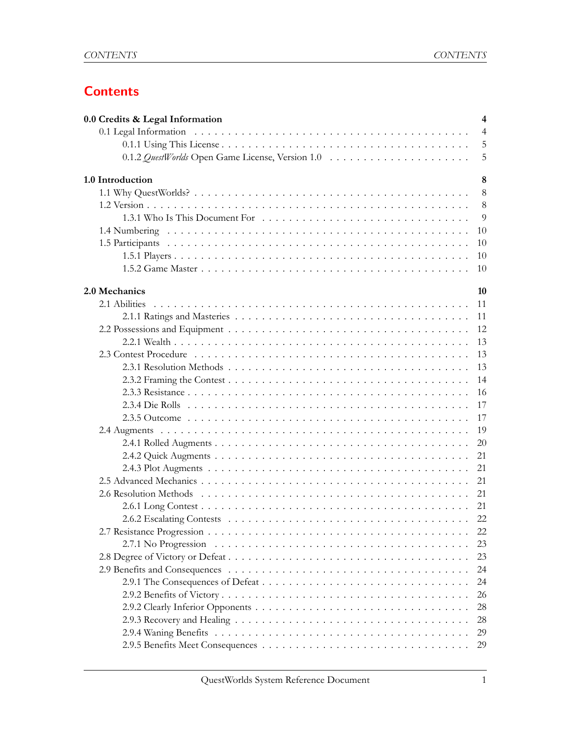# Contents

**0.0 Credits & Legal Information** — **4**
- 0.1 Legal Information — 4
  - 0.1.1 Using This License — 5
  - 0.1.2 *QuestWorlds* Open Game License, Version 1.0 — 5

**1.0 Introduction** — **8**
- 1.1 Why QuestWorlds? — 8
- 1.2 Version — 8
  - 1.3.1 Who Is This Document For — 9
- 1.4 Numbering — 10
- 1.5 Participants — 10
  - 1.5.1 Players — 10
  - 1.5.2 Game Master — 10

**2.0 Mechanics** — **10**
- 2.1 Abilities — 11
  - 2.1.1 Ratings and Masteries — 11
- 2.2 Possessions and Equipment — 12
  - 2.2.1 Wealth — 13
- 2.3 Contest Procedure — 13
  - 2.3.1 Resolution Methods — 13
  - 2.3.2 Framing the Contest — 14
  - 2.3.3 Resistance — 16
  - 2.3.4 Die Rolls — 17
  - 2.3.5 Outcome — 17
- 2.4 Augments — 19
  - 2.4.1 Rolled Augments — 20
  - 2.4.2 Quick Augments — 21
  - 2.4.3 Plot Augments — 21
- 2.5 Advanced Mechanics — 21
- 2.6 Resolution Methods — 21
  - 2.6.1 Long Contest — 21
  - 2.6.2 Escalating Contests — 22
- 2.7 Resistance Progression — 22
  - 2.7.1 No Progression — 23
- 2.8 Degree of Victory or Defeat — 23
- 2.9 Benefits and Consequences — 24
  - 2.9.1 The Consequences of Defeat — 24
  - 2.9.2 Benefits of Victory — 26
  - 2.9.2 Clearly Inferior Opponents — 28
  - 2.9.3 Recovery and Healing — 28
  - 2.9.4 Waning Benefits — 29
  - 2.9.5 Benefits Meet Consequences — 29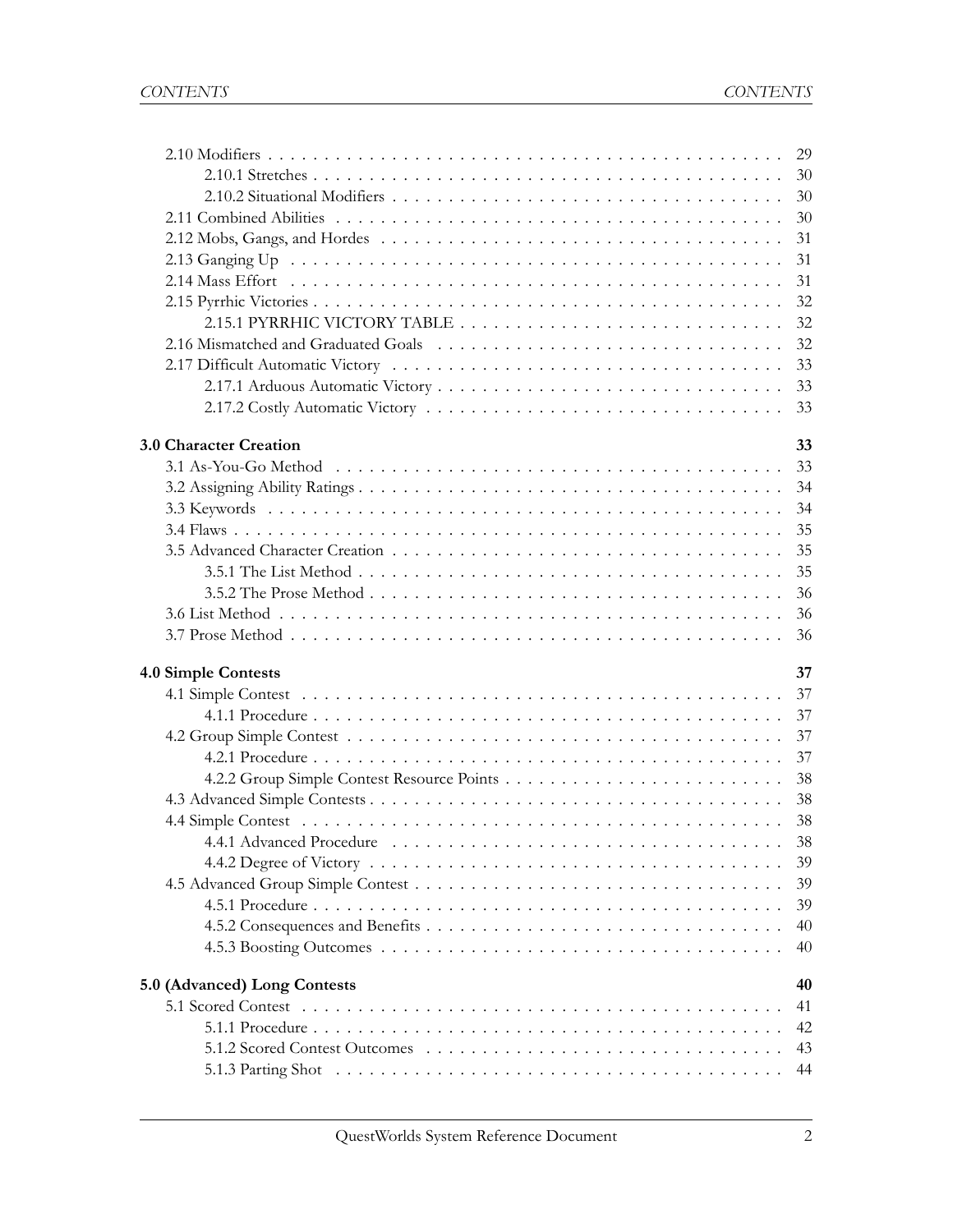- 2.10 Modifiers . . . 29
  - 2.10.1 Stretches . . . 30
  - 2.10.2 Situational Modifiers . . . 30
- 2.11 Combined Abilities . . . 30
- 2.12 Mobs, Gangs, and Hordes . . . 31
- 2.13 Ganging Up . . . 31
- 2.14 Mass Effort . . . 31
- 2.15 Pyrrhic Victories . . . 32
  - 2.15.1 PYRRHIC VICTORY TABLE . . . 32
- 2.16 Mismatched and Graduated Goals . . . 32
- 2.17 Difficult Automatic Victory . . . 33
  - 2.17.1 Arduous Automatic Victory . . . 33
  - 2.17.2 Costly Automatic Victory . . . 33

**3.0 Character Creation** . . . **33**

- 3.1 As-You-Go Method . . . 33
- 3.2 Assigning Ability Ratings . . . 34
- 3.3 Keywords . . . 34
- 3.4 Flaws . . . 35
- 3.5 Advanced Character Creation . . . 35
  - 3.5.1 The List Method . . . 35
  - 3.5.2 The Prose Method . . . 36
- 3.6 List Method . . . 36
- 3.7 Prose Method . . . 36

**4.0 Simple Contests** . . . **37**

- 4.1 Simple Contest . . . 37
  - 4.1.1 Procedure . . . 37
- 4.2 Group Simple Contest . . . 37
  - 4.2.1 Procedure . . . 37
  - 4.2.2 Group Simple Contest Resource Points . . . 38
- 4.3 Advanced Simple Contests . . . 38
- 4.4 Simple Contest . . . 38
  - 4.4.1 Advanced Procedure . . . 38
  - 4.4.2 Degree of Victory . . . 39
- 4.5 Advanced Group Simple Contest . . . 39
  - 4.5.1 Procedure . . . 39
  - 4.5.2 Consequences and Benefits . . . 40
  - 4.5.3 Boosting Outcomes . . . 40

**5.0 (Advanced) Long Contests** . . . **40**

- 5.1 Scored Contest . . . 41
  - 5.1.1 Procedure . . . 42
  - 5.1.2 Scored Contest Outcomes . . . 43
  - 5.1.3 Parting Shot . . . 44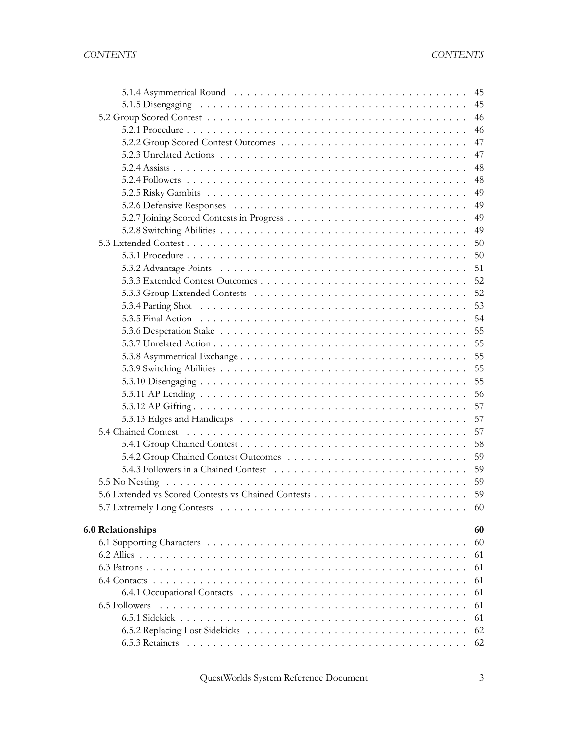- 5.1.4 Asymmetrical Round ... 45
- 5.1.5 Disengaging ... 45
- 5.2 Group Scored Contest ... 46
  - 5.2.1 Procedure ... 46
  - 5.2.2 Group Scored Contest Outcomes ... 47
  - 5.2.3 Unrelated Actions ... 47
  - 5.2.4 Assists ... 48
  - 5.2.4 Followers ... 48
  - 5.2.5 Risky Gambits ... 49
  - 5.2.6 Defensive Responses ... 49
  - 5.2.7 Joining Scored Contests in Progress ... 49
  - 5.2.8 Switching Abilities ... 49
- 5.3 Extended Contest ... 50
  - 5.3.1 Procedure ... 50
  - 5.3.2 Advantage Points ... 51
  - 5.3.3 Extended Contest Outcomes ... 52
  - 5.3.3 Group Extended Contests ... 52
  - 5.3.4 Parting Shot ... 53
  - 5.3.5 Final Action ... 54
  - 5.3.6 Desperation Stake ... 55
  - 5.3.7 Unrelated Action ... 55
  - 5.3.8 Asymmetrical Exchange ... 55
  - 5.3.9 Switching Abilities ... 55
  - 5.3.10 Disengaging ... 55
  - 5.3.11 AP Lending ... 56
  - 5.3.12 AP Gifting ... 57
  - 5.3.13 Edges and Handicaps ... 57
- 5.4 Chained Contest ... 57
  - 5.4.1 Group Chained Contest ... 58
  - 5.4.2 Group Chained Contest Outcomes ... 59
  - 5.4.3 Followers in a Chained Contest ... 59
- 5.5 No Nesting ... 59
- 5.6 Extended vs Scored Contests vs Chained Contests ... 59
- 5.7 Extremely Long Contests ... 60

**6.0 Relationships** ... **60**

- 6.1 Supporting Characters ... 60
- 6.2 Allies ... 61
- 6.3 Patrons ... 61
- 6.4 Contacts ... 61
  - 6.4.1 Occupational Contacts ... 61
- 6.5 Followers ... 61
  - 6.5.1 Sidekick ... 61
  - 6.5.2 Replacing Lost Sidekicks ... 62
  - 6.5.3 Retainers ... 62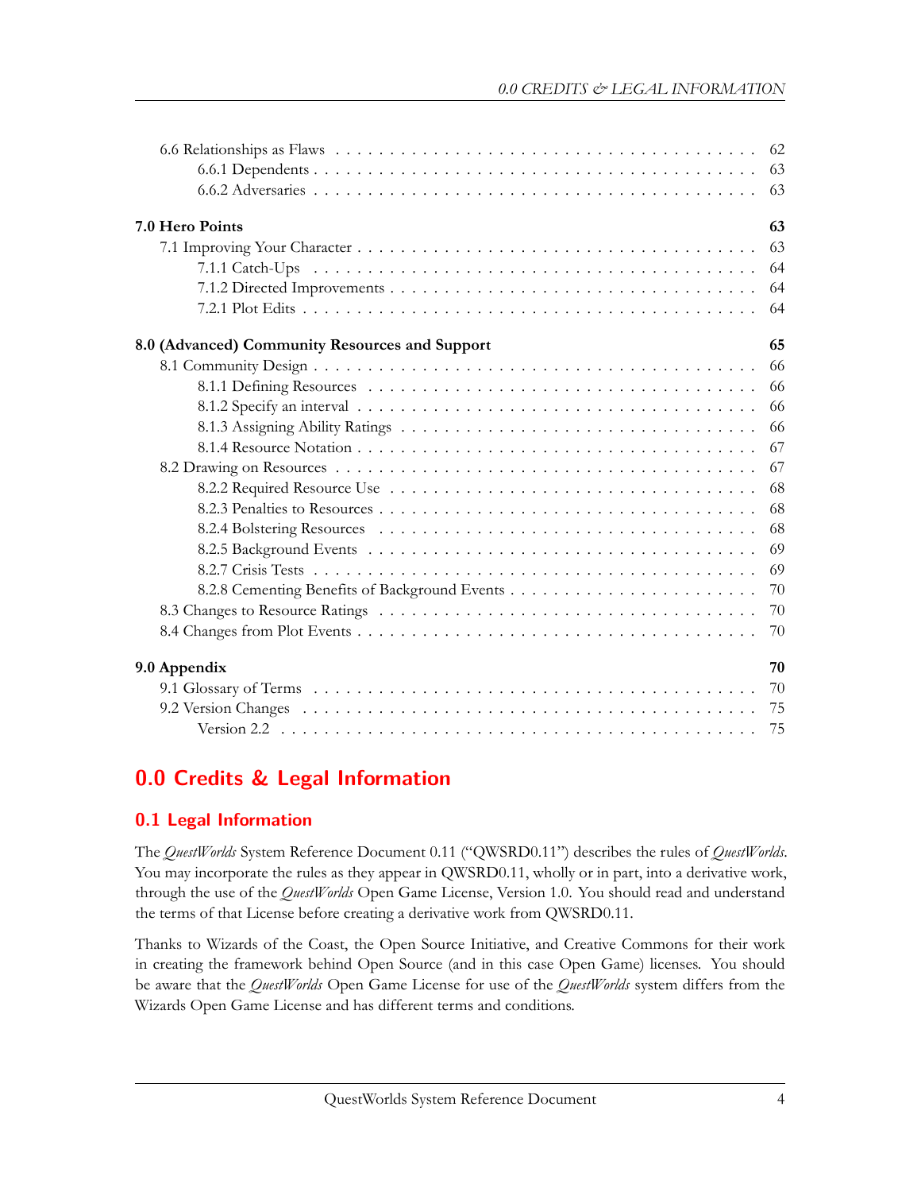- 6.6 Relationships as Flaws . . . 62
  - 6.6.1 Dependents . . . 63
  - 6.6.2 Adversaries . . . 63

**7.0 Hero Points** **63**

- 7.1 Improving Your Character . . . 63
  - 7.1.1 Catch-Ups . . . 64
  - 7.1.2 Directed Improvements . . . 64
  - 7.2.1 Plot Edits . . . 64

**8.0 (Advanced) Community Resources and Support** **65**

- 8.1 Community Design . . . 66
  - 8.1.1 Defining Resources . . . 66
  - 8.1.2 Specify an interval . . . 66
  - 8.1.3 Assigning Ability Ratings . . . 66
  - 8.1.4 Resource Notation . . . 67
- 8.2 Drawing on Resources . . . 67
  - 8.2.2 Required Resource Use . . . 68
  - 8.2.3 Penalties to Resources . . . 68
  - 8.2.4 Bolstering Resources . . . 68
  - 8.2.5 Background Events . . . 69
  - 8.2.7 Crisis Tests . . . 69
  - 8.2.8 Cementing Benefits of Background Events . . . 70
- 8.3 Changes to Resource Ratings . . . 70
- 8.4 Changes from Plot Events . . . 70

**9.0 Appendix** **70**

- 9.1 Glossary of Terms . . . 70
- 9.2 Version Changes . . . 75
  - Version 2.2 . . . 75

# 0.0 Credits & Legal Information

## 0.1 Legal Information

The *QuestWorlds* System Reference Document 0.11 ("QWSRD0.11") describes the rules of *QuestWorlds*. You may incorporate the rules as they appear in QWSRD0.11, wholly or in part, into a derivative work, through the use of the *QuestWorlds* Open Game License, Version 1.0. You should read and understand the terms of that License before creating a derivative work from QWSRD0.11.

Thanks to Wizards of the Coast, the Open Source Initiative, and Creative Commons for their work in creating the framework behind Open Source (and in this case Open Game) licenses. You should be aware that the *QuestWorlds* Open Game License for use of the *QuestWorlds* system differs from the Wizards Open Game License and has different terms and conditions.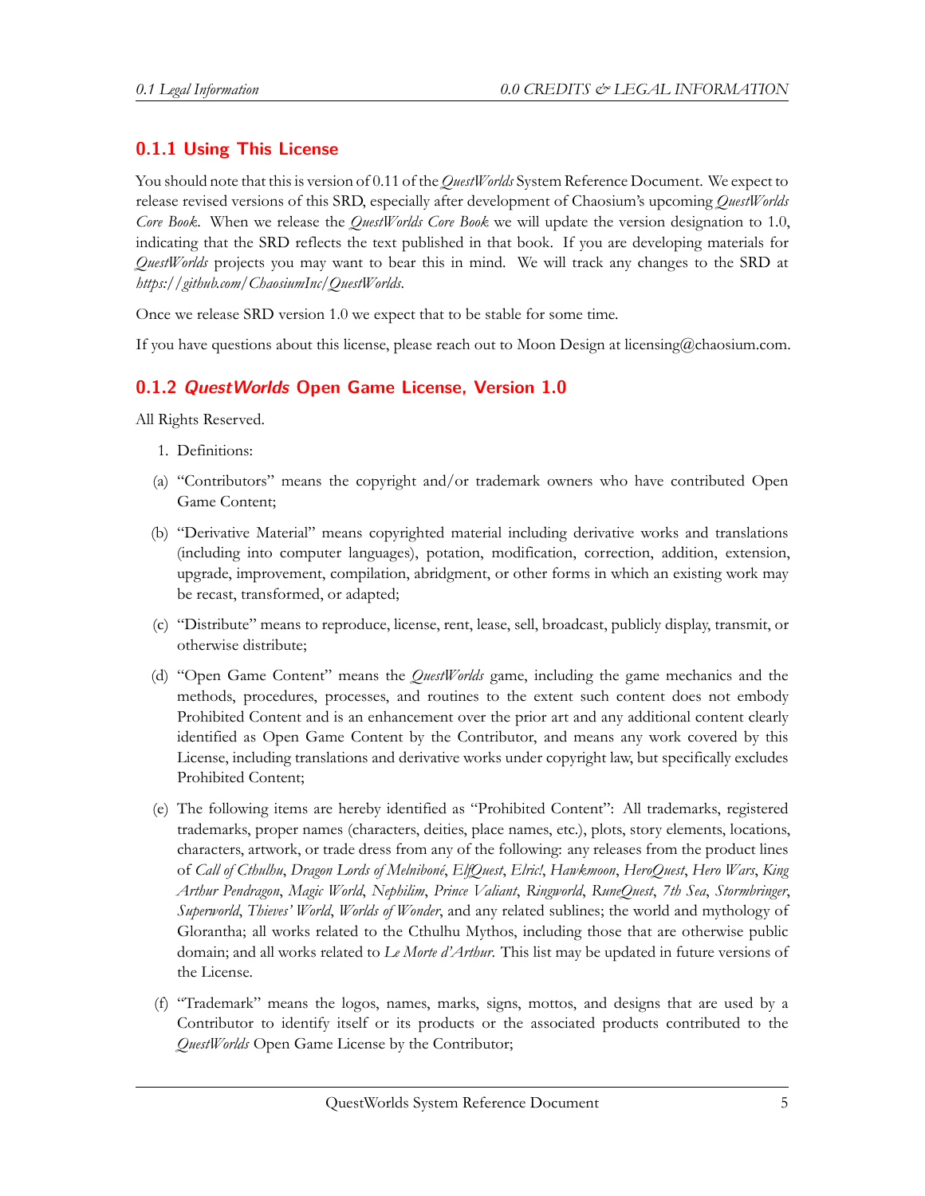### 0.1.1 Using This License

You should note that this is version of 0.11 of the *QuestWorlds* System Reference Document. We expect to release revised versions of this SRD, especially after development of Chaosium's upcoming *QuestWorlds Core Book*. When we release the *QuestWorlds Core Book* we will update the version designation to 1.0, indicating that the SRD reflects the text published in that book. If you are developing materials for *QuestWorlds* projects you may want to bear this in mind. We will track any changes to the SRD at *https://github.com/ChaosiumInc/QuestWorlds*.

Once we release SRD version 1.0 we expect that to be stable for some time.

If you have questions about this license, please reach out to Moon Design at licensing@chaosium.com.

### 0.1.2 *QuestWorlds* Open Game License, Version 1.0

All Rights Reserved.

1. Definitions:

(a) "Contributors" means the copyright and/or trademark owners who have contributed Open Game Content;

(b) "Derivative Material" means copyrighted material including derivative works and translations (including into computer languages), potation, modification, correction, addition, extension, upgrade, improvement, compilation, abridgment, or other forms in which an existing work may be recast, transformed, or adapted;

(c) "Distribute" means to reproduce, license, rent, lease, sell, broadcast, publicly display, transmit, or otherwise distribute;

(d) "Open Game Content" means the *QuestWorlds* game, including the game mechanics and the methods, procedures, processes, and routines to the extent such content does not embody Prohibited Content and is an enhancement over the prior art and any additional content clearly identified as Open Game Content by the Contributor, and means any work covered by this License, including translations and derivative works under copyright law, but specifically excludes Prohibited Content;

(e) The following items are hereby identified as "Prohibited Content": All trademarks, registered trademarks, proper names (characters, deities, place names, etc.), plots, story elements, locations, characters, artwork, or trade dress from any of the following: any releases from the product lines of *Call of Cthulhu*, *Dragon Lords of Melniboné*, *ElfQuest*, *Elric!*, *Hawkmoon*, *HeroQuest*, *Hero Wars*, *King Arthur Pendragon*, *Magic World*, *Nephilim*, *Prince Valiant*, *Ringworld*, *RuneQuest*, *7th Sea*, *Stormbringer*, *Superworld*, *Thieves' World*, *Worlds of Wonder*, and any related sublines; the world and mythology of Glorantha; all works related to the Cthulhu Mythos, including those that are otherwise public domain; and all works related to *Le Morte d'Arthur*. This list may be updated in future versions of the License.

(f) "Trademark" means the logos, names, marks, signs, mottos, and designs that are used by a Contributor to identify itself or its products or the associated products contributed to the *QuestWorlds* Open Game License by the Contributor;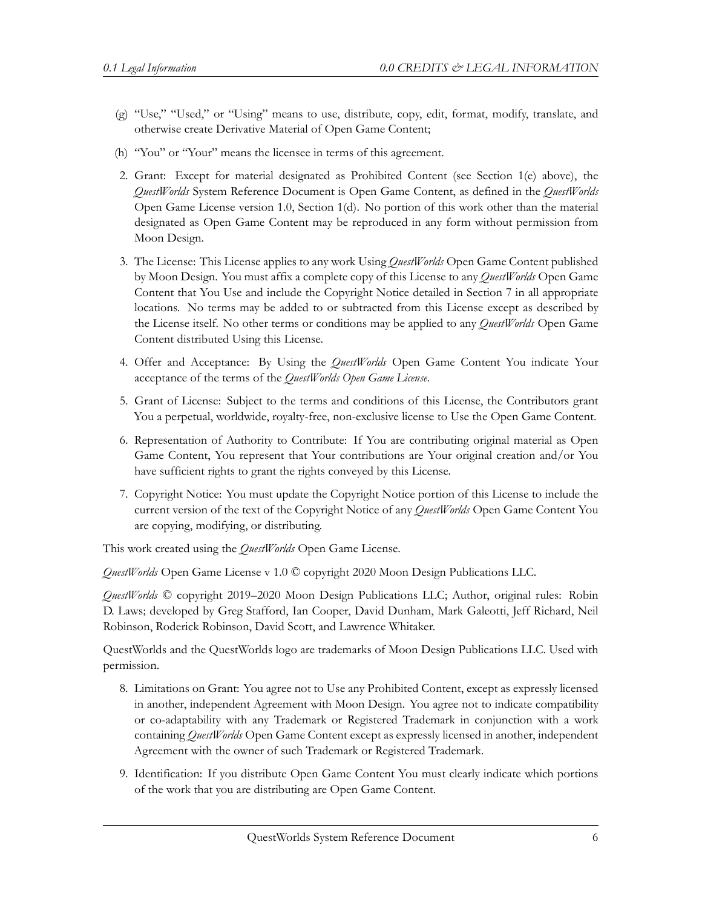(g) "Use," "Used," or "Using" means to use, distribute, copy, edit, format, modify, translate, and otherwise create Derivative Material of Open Game Content;

(h) "You" or "Your" means the licensee in terms of this agreement.

2. Grant: Except for material designated as Prohibited Content (see Section 1(e) above), the *QuestWorlds* System Reference Document is Open Game Content, as defined in the *QuestWorlds* Open Game License version 1.0, Section 1(d). No portion of this work other than the material designated as Open Game Content may be reproduced in any form without permission from Moon Design.

3. The License: This License applies to any work Using *QuestWorlds* Open Game Content published by Moon Design. You must affix a complete copy of this License to any *QuestWorlds* Open Game Content that You Use and include the Copyright Notice detailed in Section 7 in all appropriate locations. No terms may be added to or subtracted from this License except as described by the License itself. No other terms or conditions may be applied to any *QuestWorlds* Open Game Content distributed Using this License.

4. Offer and Acceptance: By Using the *QuestWorlds* Open Game Content You indicate Your acceptance of the terms of the *QuestWorlds Open Game License*.

5. Grant of License: Subject to the terms and conditions of this License, the Contributors grant You a perpetual, worldwide, royalty-free, non-exclusive license to Use the Open Game Content.

6. Representation of Authority to Contribute: If You are contributing original material as Open Game Content, You represent that Your contributions are Your original creation and/or You have sufficient rights to grant the rights conveyed by this License.

7. Copyright Notice: You must update the Copyright Notice portion of this License to include the current version of the text of the Copyright Notice of any *QuestWorlds* Open Game Content You are copying, modifying, or distributing.

This work created using the *QuestWorlds* Open Game License.

*QuestWorlds* Open Game License v 1.0 © copyright 2020 Moon Design Publications LLC.

*QuestWorlds* © copyright 2019–2020 Moon Design Publications LLC; Author, original rules: Robin D. Laws; developed by Greg Stafford, Ian Cooper, David Dunham, Mark Galeotti, Jeff Richard, Neil Robinson, Roderick Robinson, David Scott, and Lawrence Whitaker.

QuestWorlds and the QuestWorlds logo are trademarks of Moon Design Publications LLC. Used with permission.

8. Limitations on Grant: You agree not to Use any Prohibited Content, except as expressly licensed in another, independent Agreement with Moon Design. You agree not to indicate compatibility or co-adaptability with any Trademark or Registered Trademark in conjunction with a work containing *QuestWorlds* Open Game Content except as expressly licensed in another, independent Agreement with the owner of such Trademark or Registered Trademark.

9. Identification: If you distribute Open Game Content You must clearly indicate which portions of the work that you are distributing are Open Game Content.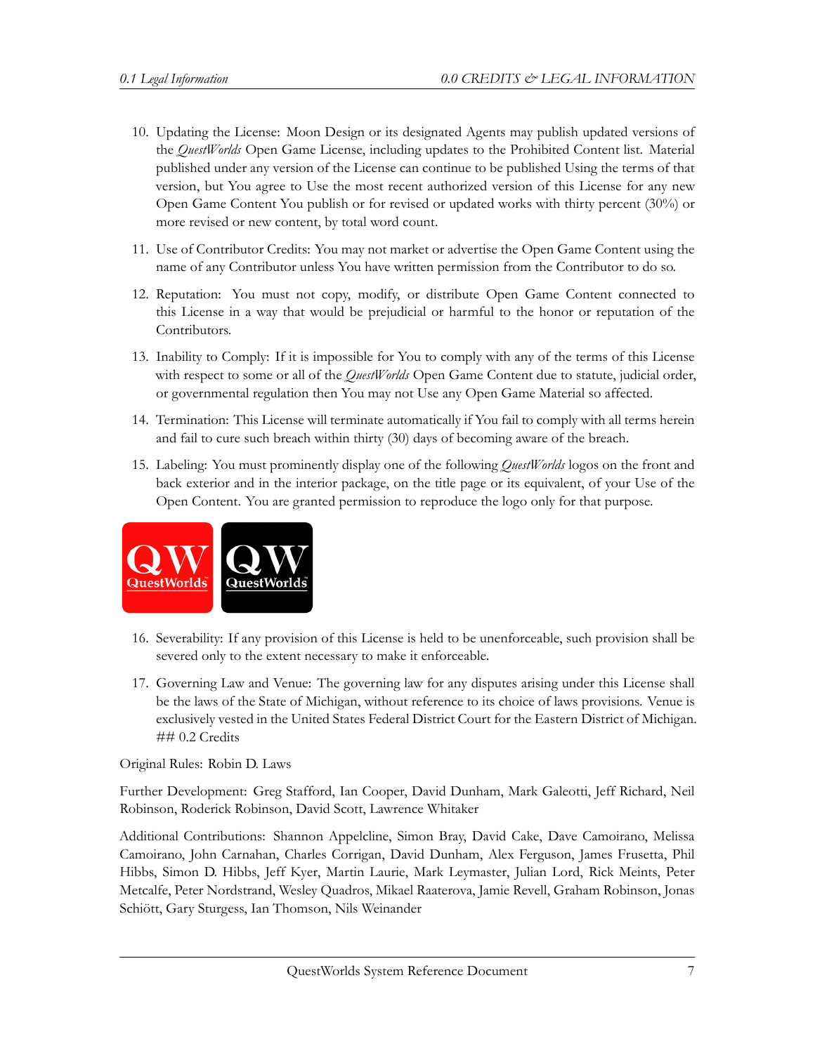10. Updating the License: Moon Design or its designated Agents may publish updated versions of the *QuestWorlds* Open Game License, including updates to the Prohibited Content list. Material published under any version of the License can continue to be published Using the terms of that version, but You agree to Use the most recent authorized version of this License for any new Open Game Content You publish or for revised or updated works with thirty percent (30%) or more revised or new content, by total word count.

11. Use of Contributor Credits: You may not market or advertise the Open Game Content using the name of any Contributor unless You have written permission from the Contributor to do so.

12. Reputation: You must not copy, modify, or distribute Open Game Content connected to this License in a way that would be prejudicial or harmful to the honor or reputation of the Contributors.

13. Inability to Comply: If it is impossible for You to comply with any of the terms of this License with respect to some or all of the *QuestWorlds* Open Game Content due to statute, judicial order, or governmental regulation then You may not Use any Open Game Material so affected.

14. Termination: This License will terminate automatically if You fail to comply with all terms herein and fail to cure such breach within thirty (30) days of becoming aware of the breach.

15. Labeling: You must prominently display one of the following *QuestWorlds* logos on the front and back exterior and in the interior package, on the title page or its equivalent, of your Use of the Open Content. You are granted permission to reproduce the logo only for that purpose.

16. Severability: If any provision of this License is held to be unenforceable, such provision shall be severed only to the extent necessary to make it enforceable.

17. Governing Law and Venue: The governing law for any disputes arising under this License shall be the laws of the State of Michigan, without reference to its choice of laws provisions. Venue is exclusively vested in the United States Federal District Court for the Eastern District of Michigan. ## 0.2 Credits

Original Rules: Robin D. Laws

Further Development: Greg Stafford, Ian Cooper, David Dunham, Mark Galeotti, Jeff Richard, Neil Robinson, Roderick Robinson, David Scott, Lawrence Whitaker

Additional Contributions: Shannon Appelcline, Simon Bray, David Cake, Dave Camoirano, Melissa Camoirano, John Carnahan, Charles Corrigan, David Dunham, Alex Ferguson, James Frusetta, Phil Hibbs, Simon D. Hibbs, Jeff Kyer, Martin Laurie, Mark Leymaster, Julian Lord, Rick Meints, Peter Metcalfe, Peter Nordstrand, Wesley Quadros, Mikael Raaterova, Jamie Revell, Graham Robinson, Jonas Schiött, Gary Sturgess, Ian Thomson, Nils Weinander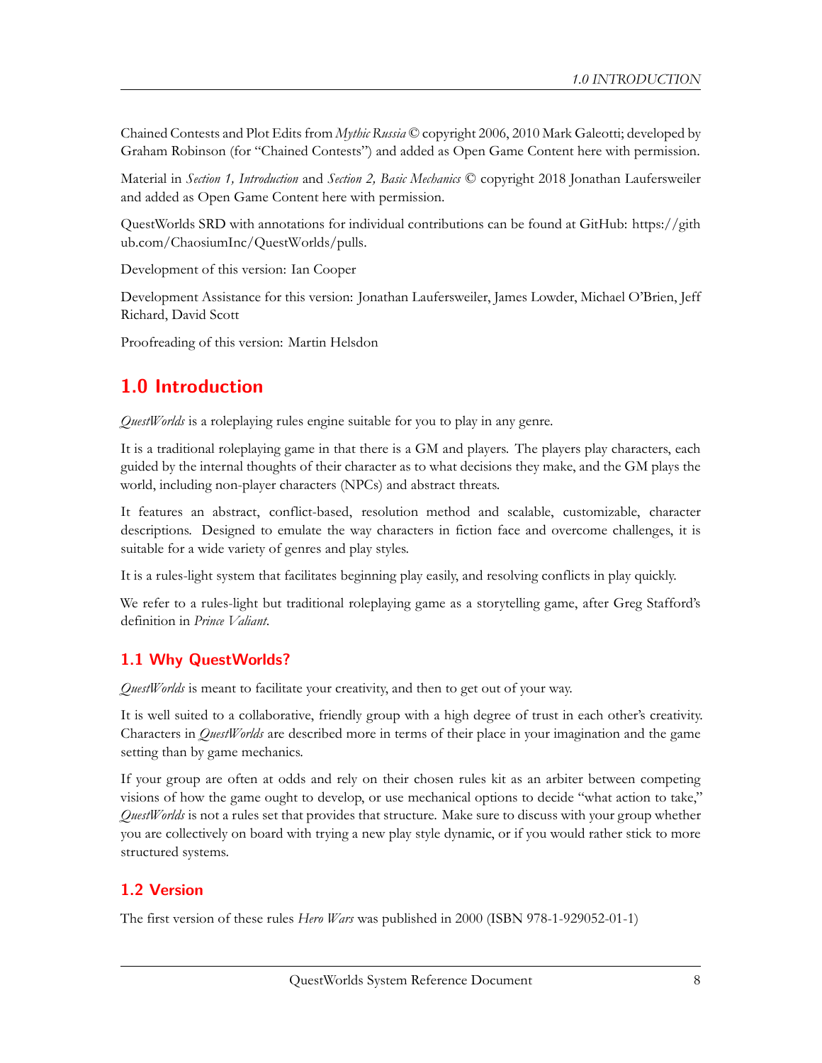Chained Contests and Plot Edits from *Mythic Russia* © copyright 2006, 2010 Mark Galeotti; developed by Graham Robinson (for "Chained Contests") and added as Open Game Content here with permission.

Material in *Section 1, Introduction* and *Section 2, Basic Mechanics* © copyright 2018 Jonathan Laufersweiler and added as Open Game Content here with permission.

QuestWorlds SRD with annotations for individual contributions can be found at GitHub: https://github.com/ChaosiumInc/QuestWorlds/pulls.

Development of this version: Ian Cooper

Development Assistance for this version: Jonathan Laufersweiler, James Lowder, Michael O'Brien, Jeff Richard, David Scott

Proofreading of this version: Martin Helsdon

# 1.0 Introduction

*QuestWorlds* is a roleplaying rules engine suitable for you to play in any genre.

It is a traditional roleplaying game in that there is a GM and players. The players play characters, each guided by the internal thoughts of their character as to what decisions they make, and the GM plays the world, including non-player characters (NPCs) and abstract threats.

It features an abstract, conflict-based, resolution method and scalable, customizable, character descriptions. Designed to emulate the way characters in fiction face and overcome challenges, it is suitable for a wide variety of genres and play styles.

It is a rules-light system that facilitates beginning play easily, and resolving conflicts in play quickly.

We refer to a rules-light but traditional roleplaying game as a storytelling game, after Greg Stafford's definition in *Prince Valiant*.

## 1.1 Why QuestWorlds?

*QuestWorlds* is meant to facilitate your creativity, and then to get out of your way.

It is well suited to a collaborative, friendly group with a high degree of trust in each other's creativity. Characters in *QuestWorlds* are described more in terms of their place in your imagination and the game setting than by game mechanics.

If your group are often at odds and rely on their chosen rules kit as an arbiter between competing visions of how the game ought to develop, or use mechanical options to decide "what action to take," *QuestWorlds* is not a rules set that provides that structure. Make sure to discuss with your group whether you are collectively on board with trying a new play style dynamic, or if you would rather stick to more structured systems.

## 1.2 Version

The first version of these rules *Hero Wars* was published in 2000 (ISBN 978-1-929052-01-1)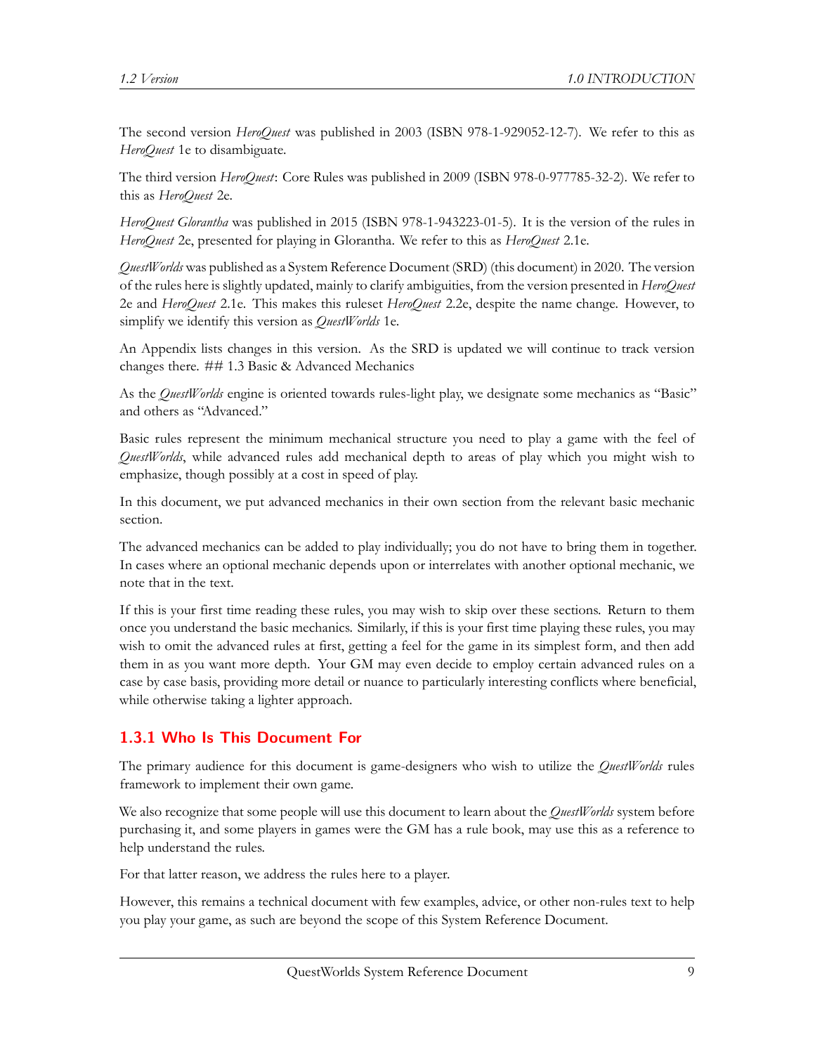The second version *HeroQuest* was published in 2003 (ISBN 978-1-929052-12-7). We refer to this as *HeroQuest* 1e to disambiguate.

The third version *HeroQuest*: Core Rules was published in 2009 (ISBN 978-0-977785-32-2). We refer to this as *HeroQuest* 2e.

*HeroQuest Glorantha* was published in 2015 (ISBN 978-1-943223-01-5). It is the version of the rules in *HeroQuest* 2e, presented for playing in Glorantha. We refer to this as *HeroQuest* 2.1e.

*QuestWorlds* was published as a System Reference Document (SRD) (this document) in 2020. The version of the rules here is slightly updated, mainly to clarify ambiguities, from the version presented in *HeroQuest* 2e and *HeroQuest* 2.1e. This makes this ruleset *HeroQuest* 2.2e, despite the name change. However, to simplify we identify this version as *QuestWorlds* 1e.

An Appendix lists changes in this version. As the SRD is updated we will continue to track version changes there. ## 1.3 Basic & Advanced Mechanics

As the *QuestWorlds* engine is oriented towards rules-light play, we designate some mechanics as "Basic" and others as "Advanced."

Basic rules represent the minimum mechanical structure you need to play a game with the feel of *QuestWorlds*, while advanced rules add mechanical depth to areas of play which you might wish to emphasize, though possibly at a cost in speed of play.

In this document, we put advanced mechanics in their own section from the relevant basic mechanic section.

The advanced mechanics can be added to play individually; you do not have to bring them in together. In cases where an optional mechanic depends upon or interrelates with another optional mechanic, we note that in the text.

If this is your first time reading these rules, you may wish to skip over these sections. Return to them once you understand the basic mechanics. Similarly, if this is your first time playing these rules, you may wish to omit the advanced rules at first, getting a feel for the game in its simplest form, and then add them in as you want more depth. Your GM may even decide to employ certain advanced rules on a case by case basis, providing more detail or nuance to particularly interesting conflicts where beneficial, while otherwise taking a lighter approach.

### 1.3.1 Who Is This Document For

The primary audience for this document is game-designers who wish to utilize the *QuestWorlds* rules framework to implement their own game.

We also recognize that some people will use this document to learn about the *QuestWorlds* system before purchasing it, and some players in games were the GM has a rule book, may use this as a reference to help understand the rules.

For that latter reason, we address the rules here to a player.

However, this remains a technical document with few examples, advice, or other non-rules text to help you play your game, as such are beyond the scope of this System Reference Document.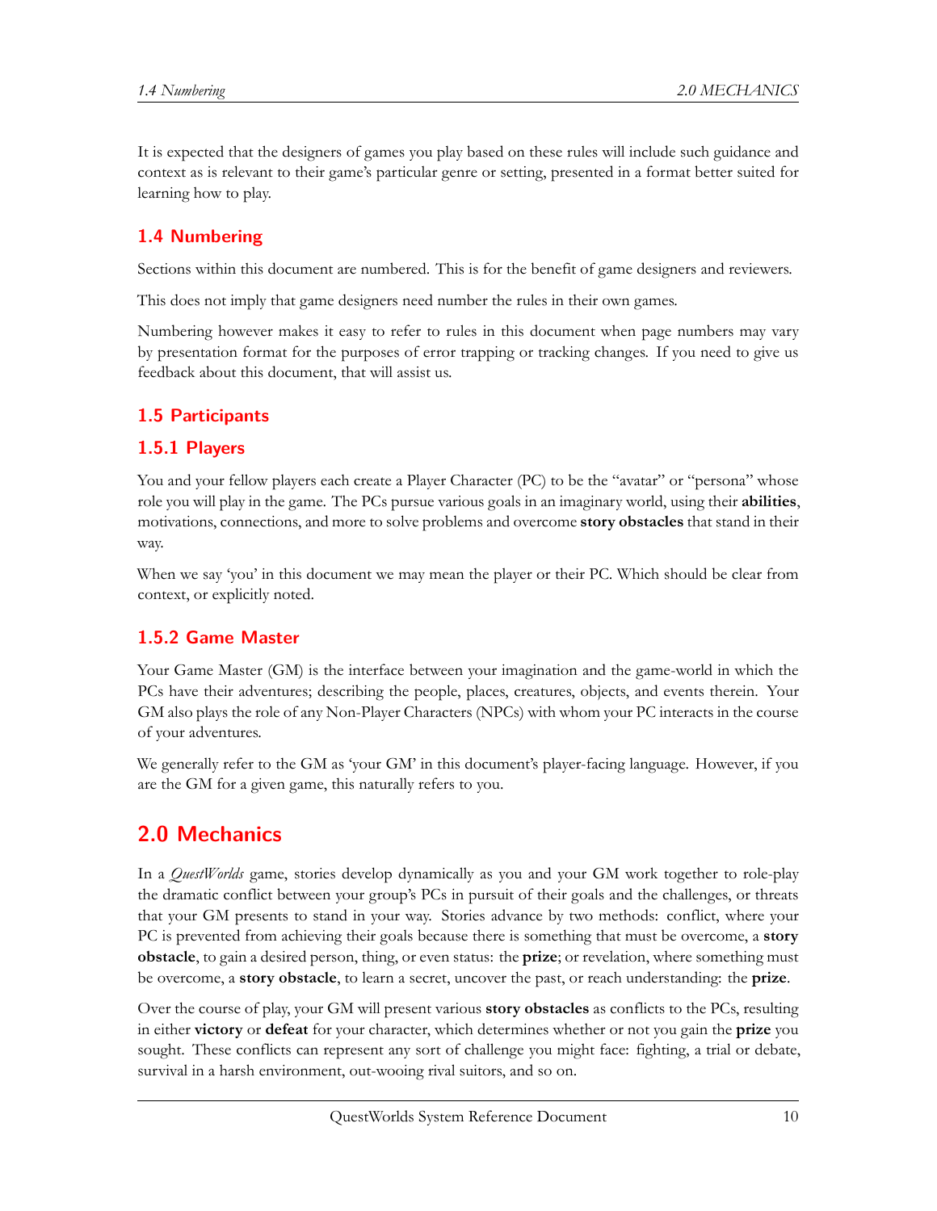It is expected that the designers of games you play based on these rules will include such guidance and context as is relevant to their game's particular genre or setting, presented in a format better suited for learning how to play.

### 1.4 Numbering

Sections within this document are numbered. This is for the benefit of game designers and reviewers.

This does not imply that game designers need number the rules in their own games.

Numbering however makes it easy to refer to rules in this document when page numbers may vary by presentation format for the purposes of error trapping or tracking changes. If you need to give us feedback about this document, that will assist us.

### 1.5 Participants

#### 1.5.1 Players

You and your fellow players each create a Player Character (PC) to be the "avatar" or "persona" whose role you will play in the game. The PCs pursue various goals in an imaginary world, using their **abilities**, motivations, connections, and more to solve problems and overcome **story obstacles** that stand in their way.

When we say 'you' in this document we may mean the player or their PC. Which should be clear from context, or explicitly noted.

#### 1.5.2 Game Master

Your Game Master (GM) is the interface between your imagination and the game-world in which the PCs have their adventures; describing the people, places, creatures, objects, and events therein. Your GM also plays the role of any Non-Player Characters (NPCs) with whom your PC interacts in the course of your adventures.

We generally refer to the GM as 'your GM' in this document's player-facing language. However, if you are the GM for a given game, this naturally refers to you.

## 2.0 Mechanics

In a *QuestWorlds* game, stories develop dynamically as you and your GM work together to role-play the dramatic conflict between your group's PCs in pursuit of their goals and the challenges, or threats that your GM presents to stand in your way. Stories advance by two methods: conflict, where your PC is prevented from achieving their goals because there is something that must be overcome, a **story obstacle**, to gain a desired person, thing, or even status: the **prize**; or revelation, where something must be overcome, a **story obstacle**, to learn a secret, uncover the past, or reach understanding: the **prize**.

Over the course of play, your GM will present various **story obstacles** as conflicts to the PCs, resulting in either **victory** or **defeat** for your character, which determines whether or not you gain the **prize** you sought. These conflicts can represent any sort of challenge you might face: fighting, a trial or debate, survival in a harsh environment, out-wooing rival suitors, and so on.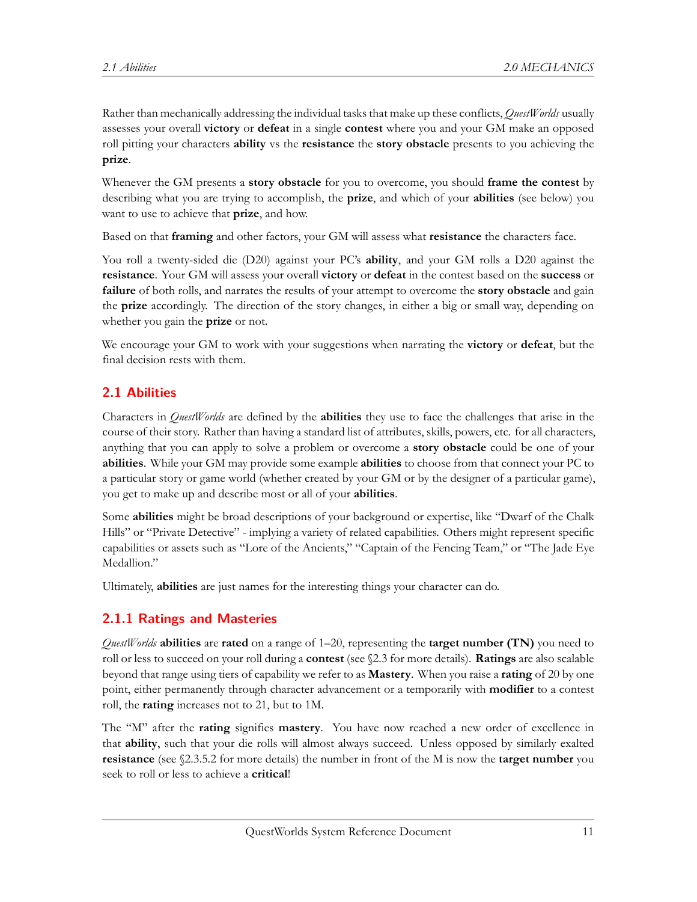Rather than mechanically addressing the individual tasks that make up these conflicts, *QuestWorlds* usually assesses your overall **victory** or **defeat** in a single **contest** where you and your GM make an opposed roll pitting your characters **ability** vs the **resistance** the **story obstacle** presents to you achieving the **prize**.

Whenever the GM presents a **story obstacle** for you to overcome, you should **frame the contest** by describing what you are trying to accomplish, the **prize**, and which of your **abilities** (see below) you want to use to achieve that **prize**, and how.

Based on that **framing** and other factors, your GM will assess what **resistance** the characters face.

You roll a twenty-sided die (D20) against your PC's **ability**, and your GM rolls a D20 against the **resistance**. Your GM will assess your overall **victory** or **defeat** in the contest based on the **success** or **failure** of both rolls, and narrates the results of your attempt to overcome the **story obstacle** and gain the **prize** accordingly. The direction of the story changes, in either a big or small way, depending on whether you gain the **prize** or not.

We encourage your GM to work with your suggestions when narrating the **victory** or **defeat**, but the final decision rests with them.

## 2.1 Abilities

Characters in *QuestWorlds* are defined by the **abilities** they use to face the challenges that arise in the course of their story. Rather than having a standard list of attributes, skills, powers, etc. for all characters, anything that you can apply to solve a problem or overcome a **story obstacle** could be one of your **abilities**. While your GM may provide some example **abilities** to choose from that connect your PC to a particular story or game world (whether created by your GM or by the designer of a particular game), you get to make up and describe most or all of your **abilities**.

Some **abilities** might be broad descriptions of your background or expertise, like "Dwarf of the Chalk Hills" or "Private Detective" - implying a variety of related capabilities. Others might represent specific capabilities or assets such as "Lore of the Ancients," "Captain of the Fencing Team," or "The Jade Eye Medallion."

Ultimately, **abilities** are just names for the interesting things your character can do.

### 2.1.1 Ratings and Masteries

*QuestWorlds* **abilities** are **rated** on a range of 1–20, representing the **target number (TN)** you need to roll or less to succeed on your roll during a **contest** (see §2.3 for more details). **Ratings** are also scalable beyond that range using tiers of capability we refer to as **Mastery**. When you raise a **rating** of 20 by one point, either permanently through character advancement or a temporarily with **modifier** to a contest roll, the **rating** increases not to 21, but to 1M.

The "M" after the **rating** signifies **mastery**. You have now reached a new order of excellence in that **ability**, such that your die rolls will almost always succeed. Unless opposed by similarly exalted **resistance** (see §2.3.5.2 for more details) the number in front of the M is now the **target number** you seek to roll or less to achieve a **critical**!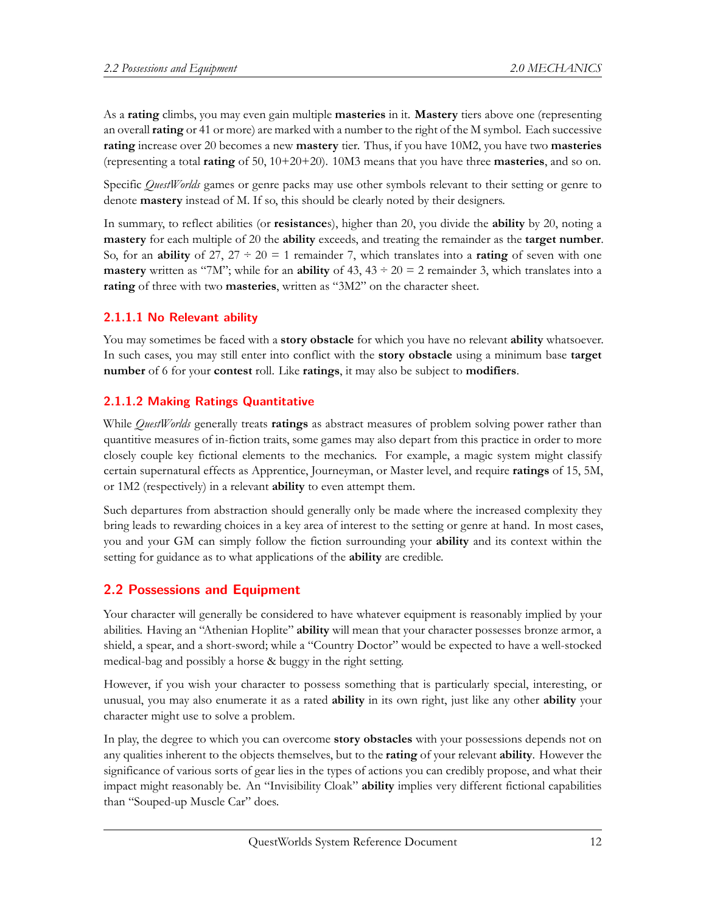As a **rating** climbs, you may even gain multiple **masteries** in it. **Mastery** tiers above one (representing an overall **rating** or 41 or more) are marked with a number to the right of the M symbol. Each successive **rating** increase over 20 becomes a new **mastery** tier. Thus, if you have 10M2, you have two **masteries** (representing a total **rating** of 50, 10+20+20). 10M3 means that you have three **masteries**, and so on.

Specific *QuestWorlds* games or genre packs may use other symbols relevant to their setting or genre to denote **mastery** instead of M. If so, this should be clearly noted by their designers.

In summary, to reflect abilities (or **resistance**s), higher than 20, you divide the **ability** by 20, noting a **mastery** for each multiple of 20 the **ability** exceeds, and treating the remainder as the **target number**. So, for an **ability** of 27, 27 ÷ 20 = 1 remainder 7, which translates into a **rating** of seven with one **mastery** written as "7M"; while for an **ability** of 43, 43 ÷ 20 = 2 remainder 3, which translates into a **rating** of three with two **masteries**, written as "3M2" on the character sheet.

#### 2.1.1.1 No Relevant ability

You may sometimes be faced with a **story obstacle** for which you have no relevant **ability** whatsoever. In such cases, you may still enter into conflict with the **story obstacle** using a minimum base **target number** of 6 for your **contest** roll. Like **ratings**, it may also be subject to **modifiers**.

#### 2.1.1.2 Making Ratings Quantitative

While *QuestWorlds* generally treats **ratings** as abstract measures of problem solving power rather than quantitive measures of in-fiction traits, some games may also depart from this practice in order to more closely couple key fictional elements to the mechanics. For example, a magic system might classify certain supernatural effects as Apprentice, Journeyman, or Master level, and require **ratings** of 15, 5M, or 1M2 (respectively) in a relevant **ability** to even attempt them.

Such departures from abstraction should generally only be made where the increased complexity they bring leads to rewarding choices in a key area of interest to the setting or genre at hand. In most cases, you and your GM can simply follow the fiction surrounding your **ability** and its context within the setting for guidance as to what applications of the **ability** are credible.

## 2.2 Possessions and Equipment

Your character will generally be considered to have whatever equipment is reasonably implied by your abilities. Having an "Athenian Hoplite" **ability** will mean that your character possesses bronze armor, a shield, a spear, and a short-sword; while a "Country Doctor" would be expected to have a well-stocked medical-bag and possibly a horse & buggy in the right setting.

However, if you wish your character to possess something that is particularly special, interesting, or unusual, you may also enumerate it as a rated **ability** in its own right, just like any other **ability** your character might use to solve a problem.

In play, the degree to which you can overcome **story obstacles** with your possessions depends not on any qualities inherent to the objects themselves, but to the **rating** of your relevant **ability**. However the significance of various sorts of gear lies in the types of actions you can credibly propose, and what their impact might reasonably be. An "Invisibility Cloak" **ability** implies very different fictional capabilities than "Souped-up Muscle Car" does.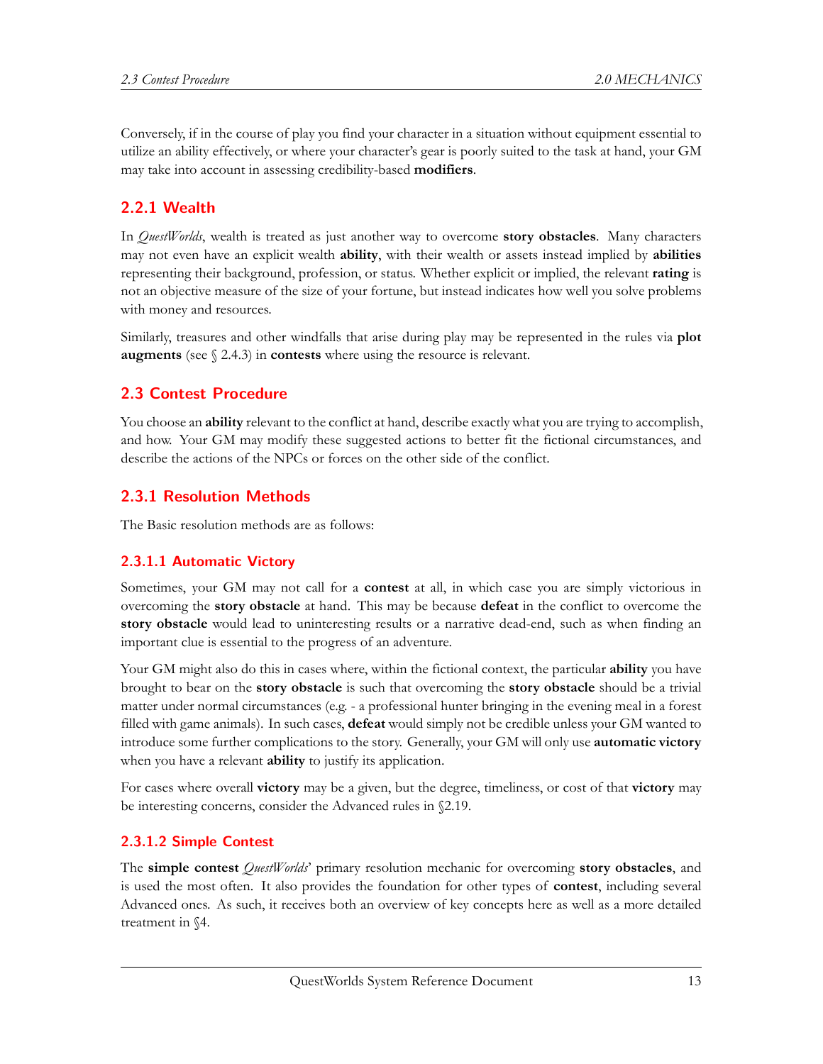Conversely, if in the course of play you find your character in a situation without equipment essential to utilize an ability effectively, or where your character's gear is poorly suited to the task at hand, your GM may take into account in assessing credibility-based **modifiers**.

### 2.2.1 Wealth

In *QuestWorlds*, wealth is treated as just another way to overcome **story obstacles**. Many characters may not even have an explicit wealth **ability**, with their wealth or assets instead implied by **abilities** representing their background, profession, or status. Whether explicit or implied, the relevant **rating** is not an objective measure of the size of your fortune, but instead indicates how well you solve problems with money and resources.

Similarly, treasures and other windfalls that arise during play may be represented in the rules via **plot augments** (see § 2.4.3) in **contests** where using the resource is relevant.

## 2.3 Contest Procedure

You choose an **ability** relevant to the conflict at hand, describe exactly what you are trying to accomplish, and how. Your GM may modify these suggested actions to better fit the fictional circumstances, and describe the actions of the NPCs or forces on the other side of the conflict.

### 2.3.1 Resolution Methods

The Basic resolution methods are as follows:

#### 2.3.1.1 Automatic Victory

Sometimes, your GM may not call for a **contest** at all, in which case you are simply victorious in overcoming the **story obstacle** at hand. This may be because **defeat** in the conflict to overcome the **story obstacle** would lead to uninteresting results or a narrative dead-end, such as when finding an important clue is essential to the progress of an adventure.

Your GM might also do this in cases where, within the fictional context, the particular **ability** you have brought to bear on the **story obstacle** is such that overcoming the **story obstacle** should be a trivial matter under normal circumstances (e.g. - a professional hunter bringing in the evening meal in a forest filled with game animals). In such cases, **defeat** would simply not be credible unless your GM wanted to introduce some further complications to the story. Generally, your GM will only use **automatic victory** when you have a relevant **ability** to justify its application.

For cases where overall **victory** may be a given, but the degree, timeliness, or cost of that **victory** may be interesting concerns, consider the Advanced rules in §2.19.

#### 2.3.1.2 Simple Contest

The **simple contest** *QuestWorlds*' primary resolution mechanic for overcoming **story obstacles**, and is used the most often. It also provides the foundation for other types of **contest**, including several Advanced ones. As such, it receives both an overview of key concepts here as well as a more detailed treatment in §4.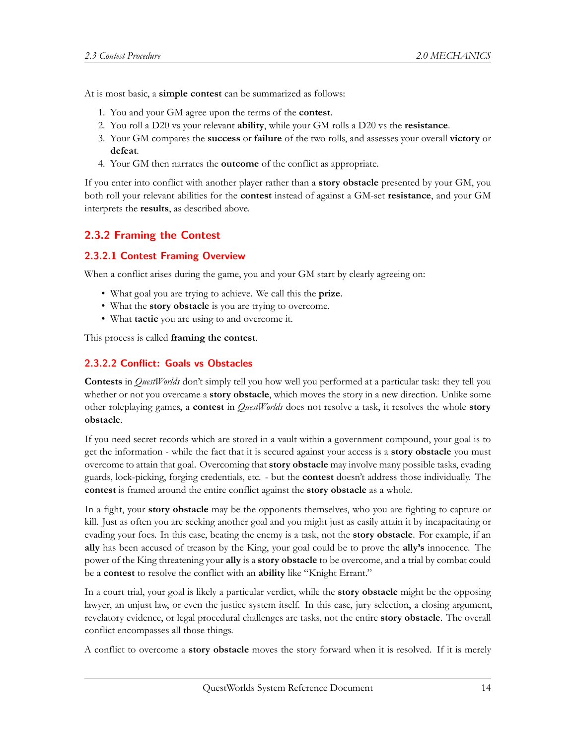At is most basic, a **simple contest** can be summarized as follows:

1. You and your GM agree upon the terms of the **contest**.
2. You roll a D20 vs your relevant **ability**, while your GM rolls a D20 vs the **resistance**.
3. Your GM compares the **success** or **failure** of the two rolls, and assesses your overall **victory** or **defeat**.
4. Your GM then narrates the **outcome** of the conflict as appropriate.

If you enter into conflict with another player rather than a **story obstacle** presented by your GM, you both roll your relevant abilities for the **contest** instead of against a GM-set **resistance**, and your GM interprets the **results**, as described above.

### 2.3.2 Framing the Contest

#### 2.3.2.1 Contest Framing Overview

When a conflict arises during the game, you and your GM start by clearly agreeing on:

- What goal you are trying to achieve. We call this the **prize**.
- What the **story obstacle** is you are trying to overcome.
- What **tactic** you are using to and overcome it.

This process is called **framing the contest**.

#### 2.3.2.2 Conflict: Goals vs Obstacles

**Contests** in *QuestWorlds* don't simply tell you how well you performed at a particular task: they tell you whether or not you overcame a **story obstacle**, which moves the story in a new direction. Unlike some other roleplaying games, a **contest** in *QuestWorlds* does not resolve a task, it resolves the whole **story obstacle**.

If you need secret records which are stored in a vault within a government compound, your goal is to get the information - while the fact that it is secured against your access is a **story obstacle** you must overcome to attain that goal. Overcoming that **story obstacle** may involve many possible tasks, evading guards, lock-picking, forging credentials, etc. - but the **contest** doesn't address those individually. The **contest** is framed around the entire conflict against the **story obstacle** as a whole.

In a fight, your **story obstacle** may be the opponents themselves, who you are fighting to capture or kill. Just as often you are seeking another goal and you might just as easily attain it by incapacitating or evading your foes. In this case, beating the enemy is a task, not the **story obstacle**. For example, if an **ally** has been accused of treason by the King, your goal could be to prove the **ally's** innocence. The power of the King threatening your **ally** is a **story obstacle** to be overcome, and a trial by combat could be a **contest** to resolve the conflict with an **ability** like "Knight Errant."

In a court trial, your goal is likely a particular verdict, while the **story obstacle** might be the opposing lawyer, an unjust law, or even the justice system itself. In this case, jury selection, a closing argument, revelatory evidence, or legal procedural challenges are tasks, not the entire **story obstacle**. The overall conflict encompasses all those things.

A conflict to overcome a **story obstacle** moves the story forward when it is resolved. If it is merely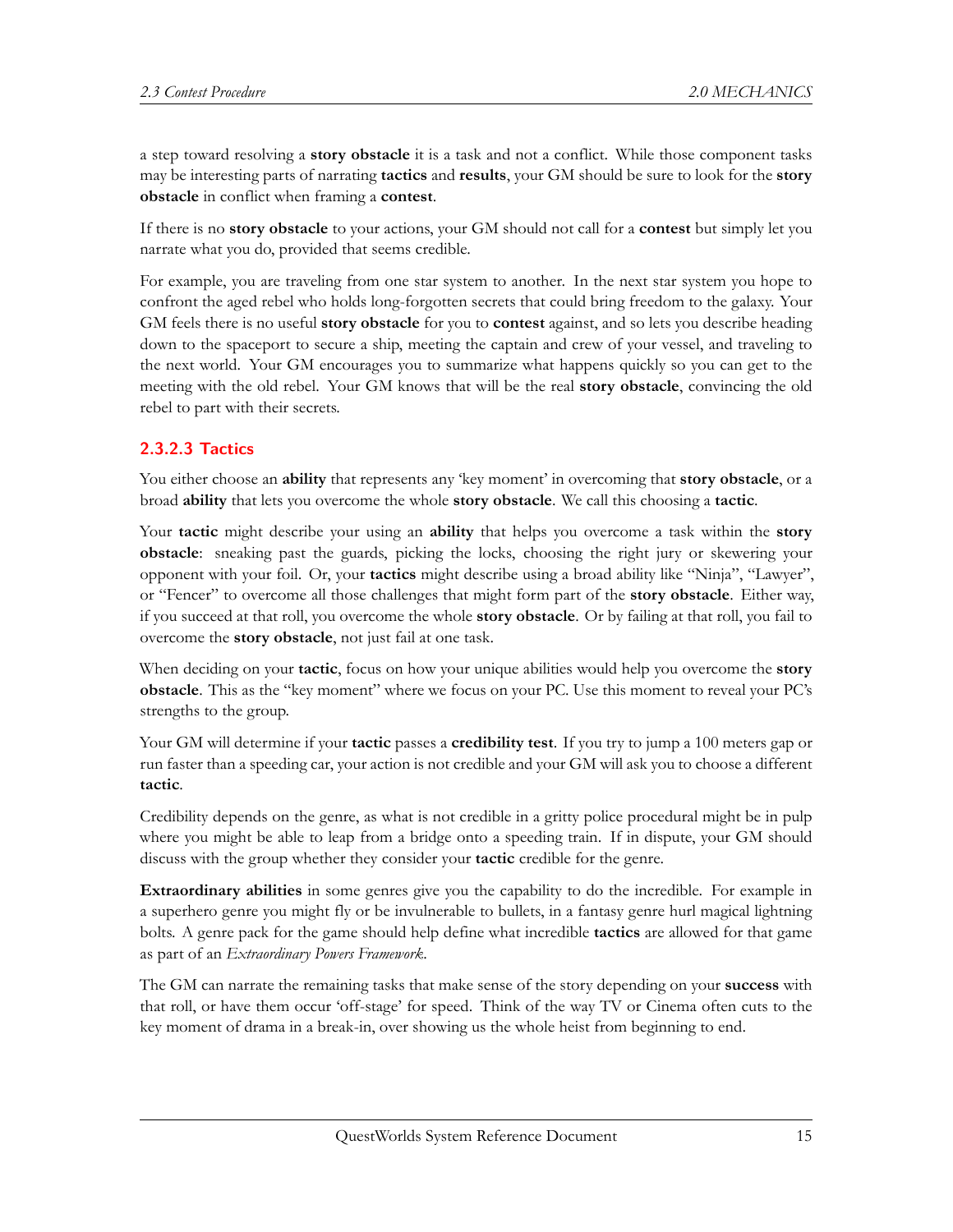a step toward resolving a **story obstacle** it is a task and not a conflict. While those component tasks may be interesting parts of narrating **tactics** and **results**, your GM should be sure to look for the **story obstacle** in conflict when framing a **contest**.

If there is no **story obstacle** to your actions, your GM should not call for a **contest** but simply let you narrate what you do, provided that seems credible.

For example, you are traveling from one star system to another. In the next star system you hope to confront the aged rebel who holds long-forgotten secrets that could bring freedom to the galaxy. Your GM feels there is no useful **story obstacle** for you to **contest** against, and so lets you describe heading down to the spaceport to secure a ship, meeting the captain and crew of your vessel, and traveling to the next world. Your GM encourages you to summarize what happens quickly so you can get to the meeting with the old rebel. Your GM knows that will be the real **story obstacle**, convincing the old rebel to part with their secrets.

### 2.3.2.3 Tactics

You either choose an **ability** that represents any 'key moment' in overcoming that **story obstacle**, or a broad **ability** that lets you overcome the whole **story obstacle**. We call this choosing a **tactic**.

Your **tactic** might describe your using an **ability** that helps you overcome a task within the **story obstacle**: sneaking past the guards, picking the locks, choosing the right jury or skewering your opponent with your foil. Or, your **tactics** might describe using a broad ability like "Ninja", "Lawyer", or "Fencer" to overcome all those challenges that might form part of the **story obstacle**. Either way, if you succeed at that roll, you overcome the whole **story obstacle**. Or by failing at that roll, you fail to overcome the **story obstacle**, not just fail at one task.

When deciding on your **tactic**, focus on how your unique abilities would help you overcome the **story obstacle**. This as the "key moment" where we focus on your PC. Use this moment to reveal your PC's strengths to the group.

Your GM will determine if your **tactic** passes a **credibility test**. If you try to jump a 100 meters gap or run faster than a speeding car, your action is not credible and your GM will ask you to choose a different **tactic**.

Credibility depends on the genre, as what is not credible in a gritty police procedural might be in pulp where you might be able to leap from a bridge onto a speeding train. If in dispute, your GM should discuss with the group whether they consider your **tactic** credible for the genre.

**Extraordinary abilities** in some genres give you the capability to do the incredible. For example in a superhero genre you might fly or be invulnerable to bullets, in a fantasy genre hurl magical lightning bolts. A genre pack for the game should help define what incredible **tactics** are allowed for that game as part of an *Extraordinary Powers Framework*.

The GM can narrate the remaining tasks that make sense of the story depending on your **success** with that roll, or have them occur 'off-stage' for speed. Think of the way TV or Cinema often cuts to the key moment of drama in a break-in, over showing us the whole heist from beginning to end.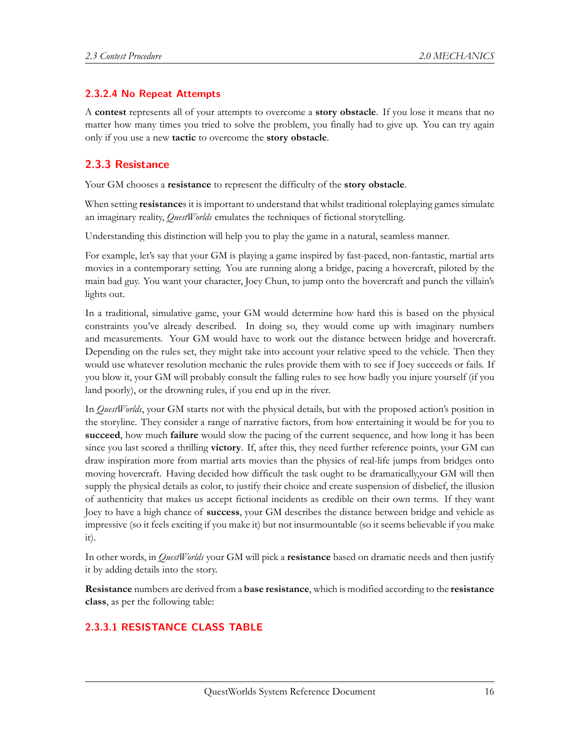#### 2.3.2.4 No Repeat Attempts

A **contest** represents all of your attempts to overcome a **story obstacle**. If you lose it means that no matter how many times you tried to solve the problem, you finally had to give up. You can try again only if you use a new **tactic** to overcome the **story obstacle**.

### 2.3.3 Resistance

Your GM chooses a **resistance** to represent the difficulty of the **story obstacle**.

When setting **resistance**s it is important to understand that whilst traditional roleplaying games simulate an imaginary reality, *QuestWorlds* emulates the techniques of fictional storytelling.

Understanding this distinction will help you to play the game in a natural, seamless manner.

For example, let's say that your GM is playing a game inspired by fast-paced, non-fantastic, martial arts movies in a contemporary setting. You are running along a bridge, pacing a hovercraft, piloted by the main bad guy. You want your character, Joey Chun, to jump onto the hovercraft and punch the villain's lights out.

In a traditional, simulative game, your GM would determine how hard this is based on the physical constraints you've already described. In doing so, they would come up with imaginary numbers and measurements. Your GM would have to work out the distance between bridge and hovercraft. Depending on the rules set, they might take into account your relative speed to the vehicle. Then they would use whatever resolution mechanic the rules provide them with to see if Joey succeeds or fails. If you blow it, your GM will probably consult the falling rules to see how badly you injure yourself (if you land poorly), or the drowning rules, if you end up in the river.

In *QuestWorlds*, your GM starts not with the physical details, but with the proposed action's position in the storyline. They consider a range of narrative factors, from how entertaining it would be for you to **succeed**, how much **failure** would slow the pacing of the current sequence, and how long it has been since you last scored a thrilling **victory**. If, after this, they need further reference points, your GM can draw inspiration more from martial arts movies than the physics of real-life jumps from bridges onto moving hovercraft. Having decided how difficult the task ought to be dramatically,your GM will then supply the physical details as color, to justify their choice and create suspension of disbelief, the illusion of authenticity that makes us accept fictional incidents as credible on their own terms. If they want Joey to have a high chance of **success**, your GM describes the distance between bridge and vehicle as impressive (so it feels exciting if you make it) but not insurmountable (so it seems believable if you make it).

In other words, in *QuestWorlds* your GM will pick a **resistance** based on dramatic needs and then justify it by adding details into the story.

**Resistance** numbers are derived from a **base resistance**, which is modified according to the **resistance class**, as per the following table:

#### 2.3.3.1 RESISTANCE CLASS TABLE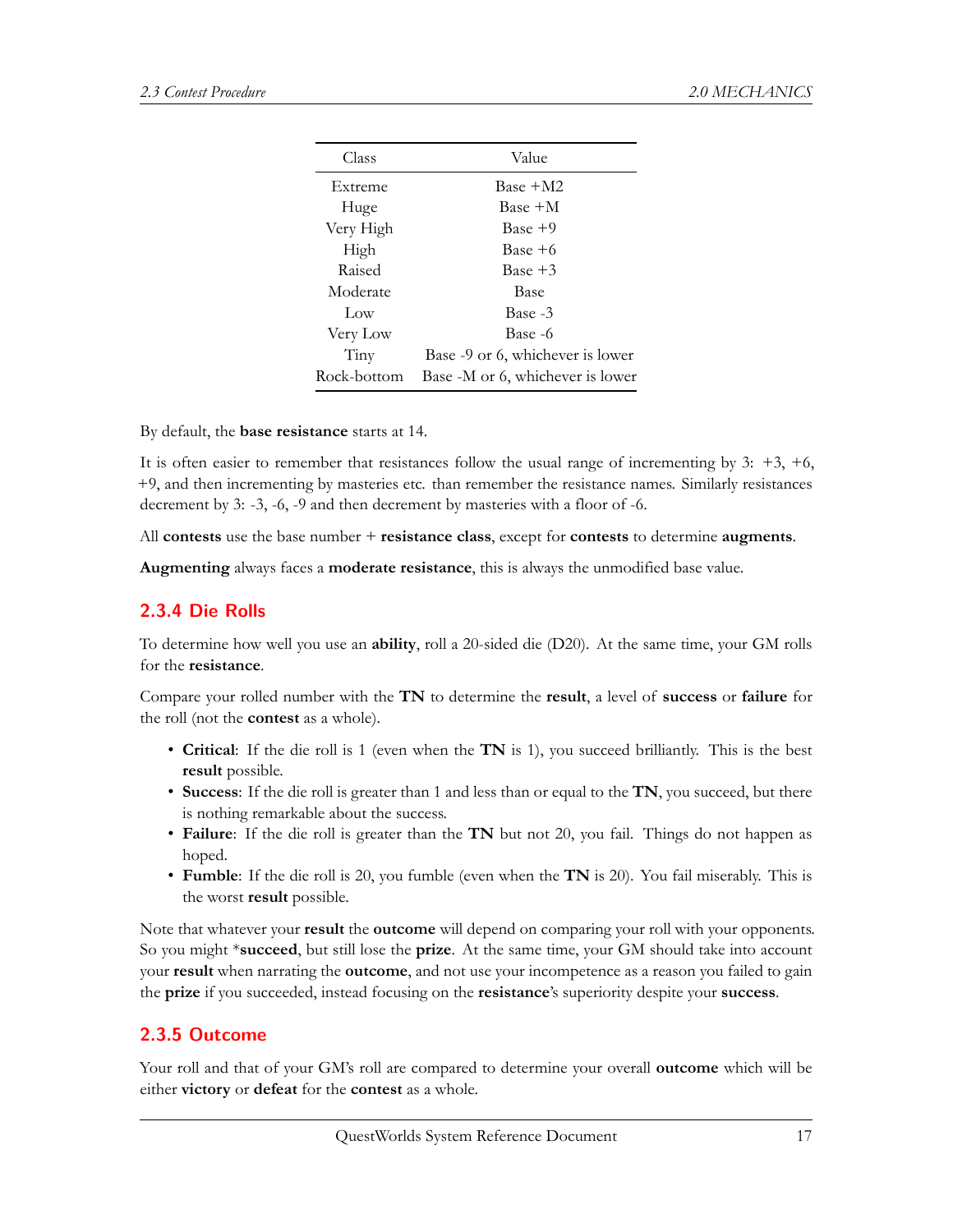| Class | Value |
|---|---|
| Extreme | Base +M2 |
| Huge | Base +M |
| Very High | Base +9 |
| High | Base +6 |
| Raised | Base +3 |
| Moderate | Base |
| Low | Base -3 |
| Very Low | Base -6 |
| Tiny | Base -9 or 6, whichever is lower |
| Rock-bottom | Base -M or 6, whichever is lower |

By default, the **base resistance** starts at 14.

It is often easier to remember that resistances follow the usual range of incrementing by 3: +3, +6, +9, and then incrementing by masteries etc. than remember the resistance names. Similarly resistances decrement by 3: -3, -6, -9 and then decrement by masteries with a floor of -6.

All **contests** use the base number + **resistance class**, except for **contests** to determine **augments**.

**Augmenting** always faces a **moderate resistance**, this is always the unmodified base value.

### 2.3.4 Die Rolls

To determine how well you use an **ability**, roll a 20-sided die (D20). At the same time, your GM rolls for the **resistance**.

Compare your rolled number with the **TN** to determine the **result**, a level of **success** or **failure** for the roll (not the **contest** as a whole).

- **Critical**: If the die roll is 1 (even when the **TN** is 1), you succeed brilliantly. This is the best **result** possible.
- **Success**: If the die roll is greater than 1 and less than or equal to the **TN**, you succeed, but there is nothing remarkable about the success.
- **Failure**: If the die roll is greater than the **TN** but not 20, you fail. Things do not happen as hoped.
- **Fumble**: If the die roll is 20, you fumble (even when the **TN** is 20). You fail miserably. This is the worst **result** possible.

Note that whatever your **result** the **outcome** will depend on comparing your roll with your opponents. So you might *​**succeed**, but still lose the **prize**. At the same time, your GM should take into account your **result** when narrating the **outcome**, and not use your incompetence as a reason you failed to gain the **prize** if you succeeded, instead focusing on the **resistance**'s superiority despite your **success**.

### 2.3.5 Outcome

Your roll and that of your GM's roll are compared to determine your overall **outcome** which will be either **victory** or **defeat** for the **contest** as a whole.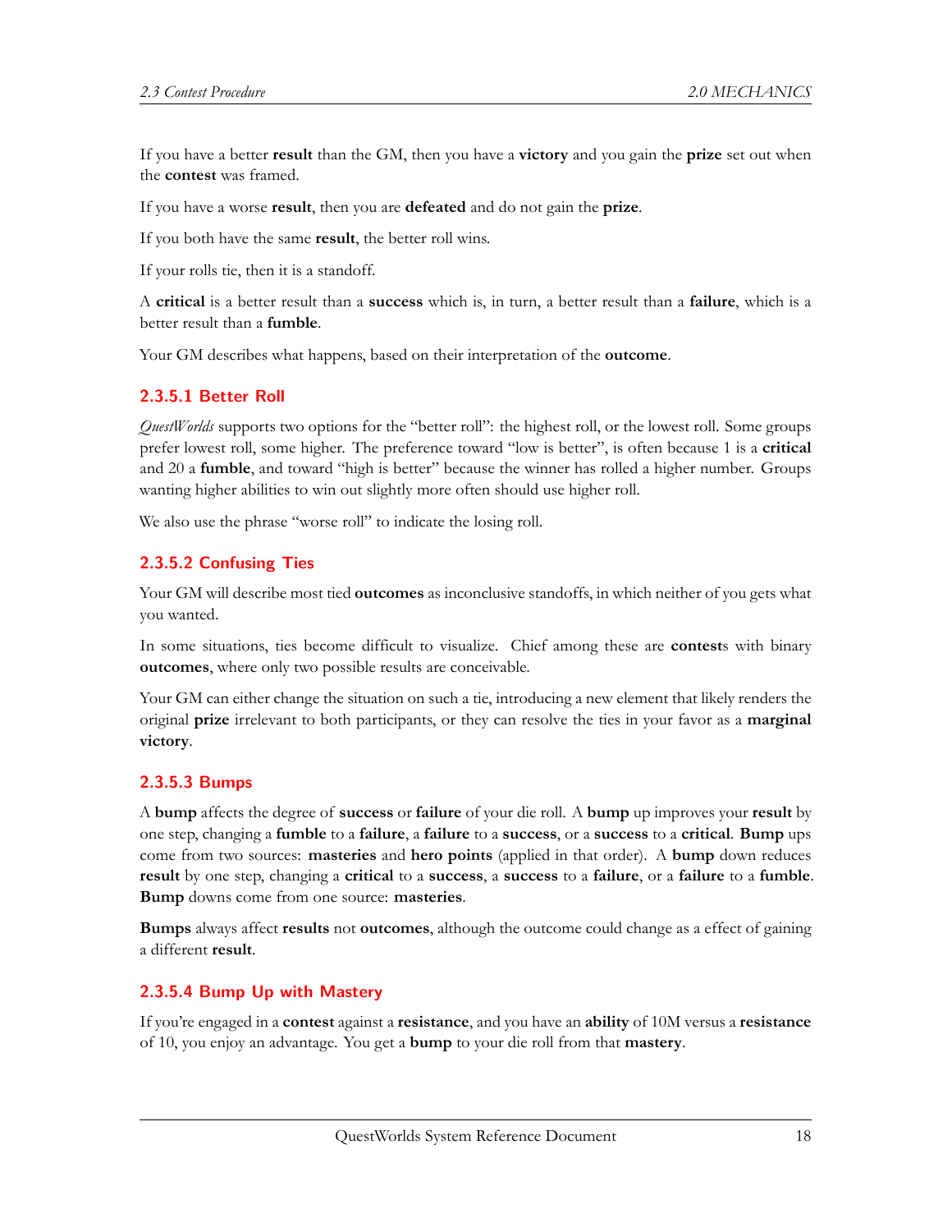If you have a better **result** than the GM, then you have a **victory** and you gain the **prize** set out when the **contest** was framed.

If you have a worse **result**, then you are **defeated** and do not gain the **prize**.

If you both have the same **result**, the better roll wins.

If your rolls tie, then it is a standoff.

A **critical** is a better result than a **success** which is, in turn, a better result than a **failure**, which is a better result than a **fumble**.

Your GM describes what happens, based on their interpretation of the **outcome**.

### 2.3.5.1 Better Roll

*QuestWorlds* supports two options for the "better roll": the highest roll, or the lowest roll. Some groups prefer lowest roll, some higher. The preference toward "low is better", is often because 1 is a **critical** and 20 a **fumble**, and toward "high is better" because the winner has rolled a higher number. Groups wanting higher abilities to win out slightly more often should use higher roll.

We also use the phrase "worse roll" to indicate the losing roll.

### 2.3.5.2 Confusing Ties

Your GM will describe most tied **outcomes** as inconclusive standoffs, in which neither of you gets what you wanted.

In some situations, ties become difficult to visualize. Chief among these are **contest**s with binary **outcomes**, where only two possible results are conceivable.

Your GM can either change the situation on such a tie, introducing a new element that likely renders the original **prize** irrelevant to both participants, or they can resolve the ties in your favor as a **marginal victory**.

### 2.3.5.3 Bumps

A **bump** affects the degree of **success** or **failure** of your die roll. A **bump** up improves your **result** by one step, changing a **fumble** to a **failure**, a **failure** to a **success**, or a **success** to a **critical**. **Bump** ups come from two sources: **masteries** and **hero points** (applied in that order). A **bump** down reduces **result** by one step, changing a **critical** to a **success**, a **success** to a **failure**, or a **failure** to a **fumble**. **Bump** downs come from one source: **masteries**.

**Bumps** always affect **results** not **outcomes**, although the outcome could change as a effect of gaining a different **result**.

### 2.3.5.4 Bump Up with Mastery

If you're engaged in a **contest** against a **resistance**, and you have an **ability** of 10M versus a **resistance** of 10, you enjoy an advantage. You get a **bump** to your die roll from that **mastery**.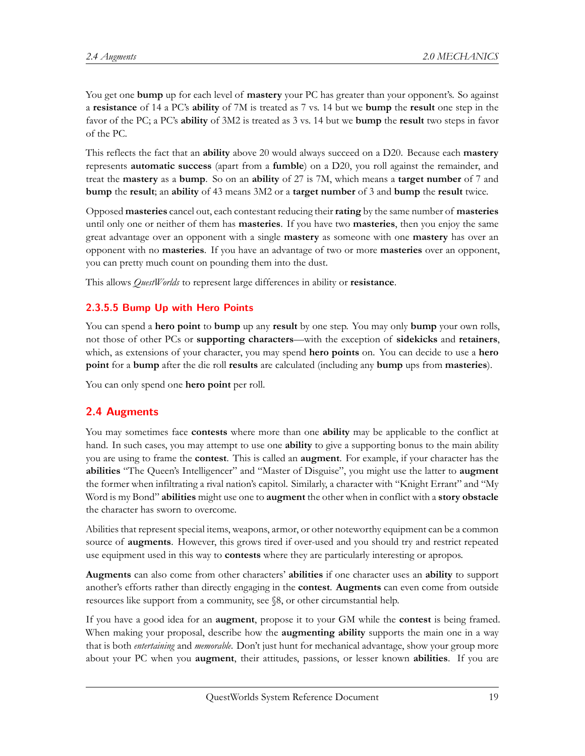You get one **bump** up for each level of **mastery** your PC has greater than your opponent's. So against a **resistance** of 14 a PC's **ability** of 7M is treated as 7 vs. 14 but we **bump** the **result** one step in the favor of the PC; a PC's **ability** of 3M2 is treated as 3 vs. 14 but we **bump** the **result** two steps in favor of the PC.

This reflects the fact that an **ability** above 20 would always succeed on a D20. Because each **mastery** represents **automatic success** (apart from a **fumble**) on a D20, you roll against the remainder, and treat the **mastery** as a **bump**. So on an **ability** of 27 is 7M, which means a **target number** of 7 and **bump** the **result**; an **ability** of 43 means 3M2 or a **target number** of 3 and **bump** the **result** twice.

Opposed **masteries** cancel out, each contestant reducing their **rating** by the same number of **masteries** until only one or neither of them has **masteries**. If you have two **masteries**, then you enjoy the same great advantage over an opponent with a single **mastery** as someone with one **mastery** has over an opponent with no **masteries**. If you have an advantage of two or more **masteries** over an opponent, you can pretty much count on pounding them into the dust.

This allows *QuestWorlds* to represent large differences in ability or **resistance**.

#### 2.3.5.5 Bump Up with Hero Points

You can spend a **hero point** to **bump** up any **result** by one step. You may only **bump** your own rolls, not those of other PCs or **supporting characters**—with the exception of **sidekicks** and **retainers**, which, as extensions of your character, you may spend **hero points** on. You can decide to use a **hero point** for a **bump** after the die roll **results** are calculated (including any **bump** ups from **masteries**).

You can only spend one **hero point** per roll.

## 2.4 Augments

You may sometimes face **contests** where more than one **ability** may be applicable to the conflict at hand. In such cases, you may attempt to use one **ability** to give a supporting bonus to the main ability you are using to frame the **contest**. This is called an **augment**. For example, if your character has the **abilities** "The Queen's Intelligencer" and "Master of Disguise", you might use the latter to **augment** the former when infiltrating a rival nation's capitol. Similarly, a character with "Knight Errant" and "My Word is my Bond" **abilities** might use one to **augment** the other when in conflict with a **story obstacle** the character has sworn to overcome.

Abilities that represent special items, weapons, armor, or other noteworthy equipment can be a common source of **augments**. However, this grows tired if over-used and you should try and restrict repeated use equipment used in this way to **contests** where they are particularly interesting or apropos.

**Augments** can also come from other characters' **abilities** if one character uses an **ability** to support another's efforts rather than directly engaging in the **contest**. **Augments** can even come from outside resources like support from a community, see §8, or other circumstantial help.

If you have a good idea for an **augment**, propose it to your GM while the **contest** is being framed. When making your proposal, describe how the **augmenting ability** supports the main one in a way that is both *entertaining* and *memorable*. Don't just hunt for mechanical advantage, show your group more about your PC when you **augment**, their attitudes, passions, or lesser known **abilities**. If you are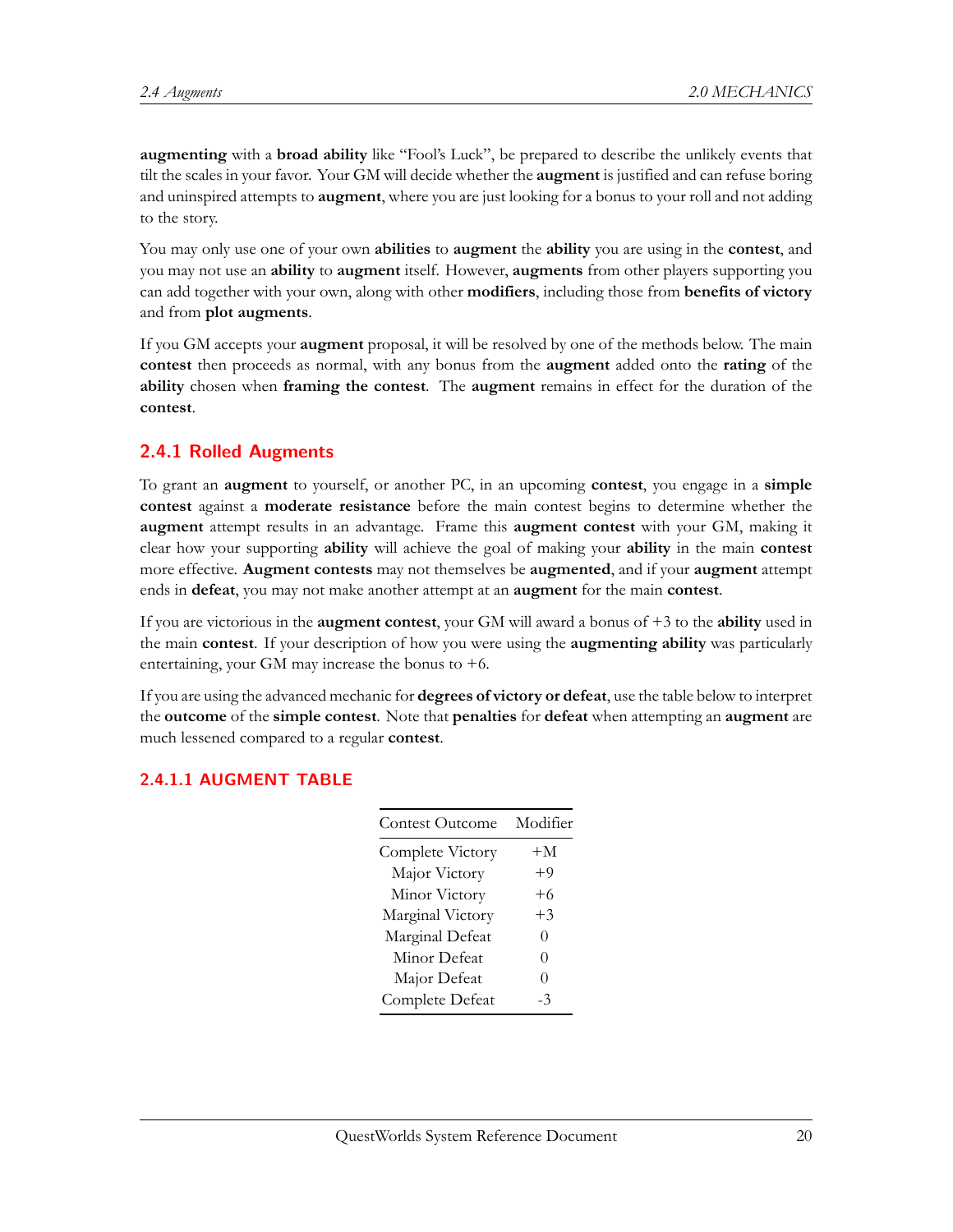**augmenting** with a **broad ability** like "Fool's Luck", be prepared to describe the unlikely events that tilt the scales in your favor. Your GM will decide whether the **augment** is justified and can refuse boring and uninspired attempts to **augment**, where you are just looking for a bonus to your roll and not adding to the story.

You may only use one of your own **abilities** to **augment** the **ability** you are using in the **contest**, and you may not use an **ability** to **augment** itself. However, **augments** from other players supporting you can add together with your own, along with other **modifiers**, including those from **benefits of victory** and from **plot augments**.

If you GM accepts your **augment** proposal, it will be resolved by one of the methods below. The main **contest** then proceeds as normal, with any bonus from the **augment** added onto the **rating** of the **ability** chosen when **framing the contest**. The **augment** remains in effect for the duration of the **contest**.

### 2.4.1 Rolled Augments

To grant an **augment** to yourself, or another PC, in an upcoming **contest**, you engage in a **simple contest** against a **moderate resistance** before the main contest begins to determine whether the **augment** attempt results in an advantage. Frame this **augment contest** with your GM, making it clear how your supporting **ability** will achieve the goal of making your **ability** in the main **contest** more effective. **Augment contests** may not themselves be **augmented**, and if your **augment** attempt ends in **defeat**, you may not make another attempt at an **augment** for the main **contest**.

If you are victorious in the **augment contest**, your GM will award a bonus of +3 to the **ability** used in the main **contest**. If your description of how you were using the **augmenting ability** was particularly entertaining, your GM may increase the bonus to +6.

If you are using the advanced mechanic for **degrees of victory or defeat**, use the table below to interpret the **outcome** of the **simple contest**. Note that **penalties** for **defeat** when attempting an **augment** are much lessened compared to a regular **contest**.

#### 2.4.1.1 AUGMENT TABLE

| Contest Outcome | Modifier |
|---|---|
| Complete Victory | +M |
| Major Victory | +9 |
| Minor Victory | +6 |
| Marginal Victory | +3 |
| Marginal Defeat | 0 |
| Minor Defeat | 0 |
| Major Defeat | 0 |
| Complete Defeat | -3 |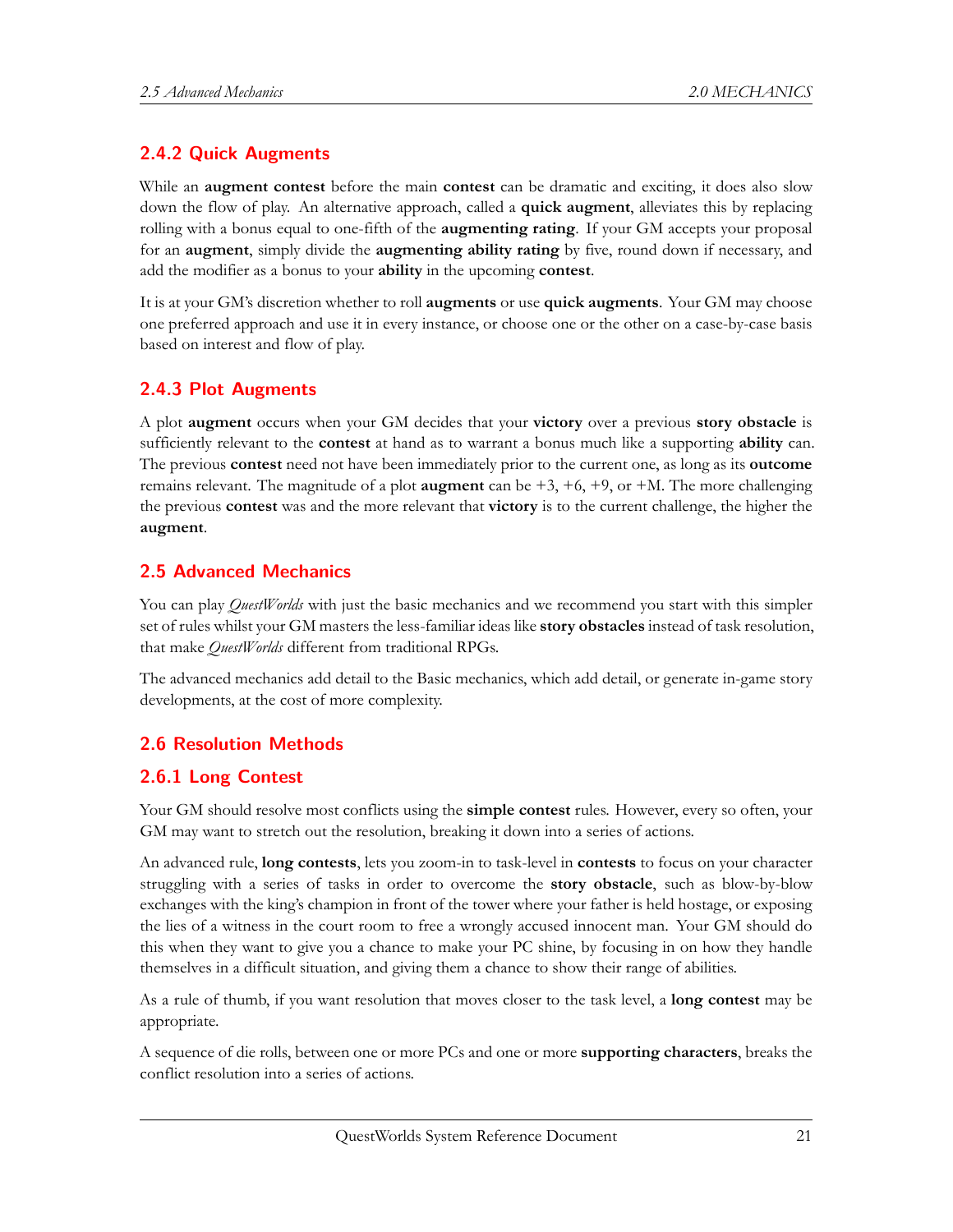### 2.4.2 Quick Augments

While an **augment contest** before the main **contest** can be dramatic and exciting, it does also slow down the flow of play. An alternative approach, called a **quick augment**, alleviates this by replacing rolling with a bonus equal to one-fifth of the **augmenting rating**. If your GM accepts your proposal for an **augment**, simply divide the **augmenting ability rating** by five, round down if necessary, and add the modifier as a bonus to your **ability** in the upcoming **contest**.

It is at your GM's discretion whether to roll **augments** or use **quick augments**. Your GM may choose one preferred approach and use it in every instance, or choose one or the other on a case-by-case basis based on interest and flow of play.

### 2.4.3 Plot Augments

A plot **augment** occurs when your GM decides that your **victory** over a previous **story obstacle** is sufficiently relevant to the **contest** at hand as to warrant a bonus much like a supporting **ability** can. The previous **contest** need not have been immediately prior to the current one, as long as its **outcome** remains relevant. The magnitude of a plot **augment** can be +3, +6, +9, or +M. The more challenging the previous **contest** was and the more relevant that **victory** is to the current challenge, the higher the **augment**.

## 2.5 Advanced Mechanics

You can play *QuestWorlds* with just the basic mechanics and we recommend you start with this simpler set of rules whilst your GM masters the less-familiar ideas like **story obstacles** instead of task resolution, that make *QuestWorlds* different from traditional RPGs.

The advanced mechanics add detail to the Basic mechanics, which add detail, or generate in-game story developments, at the cost of more complexity.

## 2.6 Resolution Methods

### 2.6.1 Long Contest

Your GM should resolve most conflicts using the **simple contest** rules. However, every so often, your GM may want to stretch out the resolution, breaking it down into a series of actions.

An advanced rule, **long contests**, lets you zoom-in to task-level in **contests** to focus on your character struggling with a series of tasks in order to overcome the **story obstacle**, such as blow-by-blow exchanges with the king's champion in front of the tower where your father is held hostage, or exposing the lies of a witness in the court room to free a wrongly accused innocent man. Your GM should do this when they want to give you a chance to make your PC shine, by focusing in on how they handle themselves in a difficult situation, and giving them a chance to show their range of abilities.

As a rule of thumb, if you want resolution that moves closer to the task level, a **long contest** may be appropriate.

A sequence of die rolls, between one or more PCs and one or more **supporting characters**, breaks the conflict resolution into a series of actions.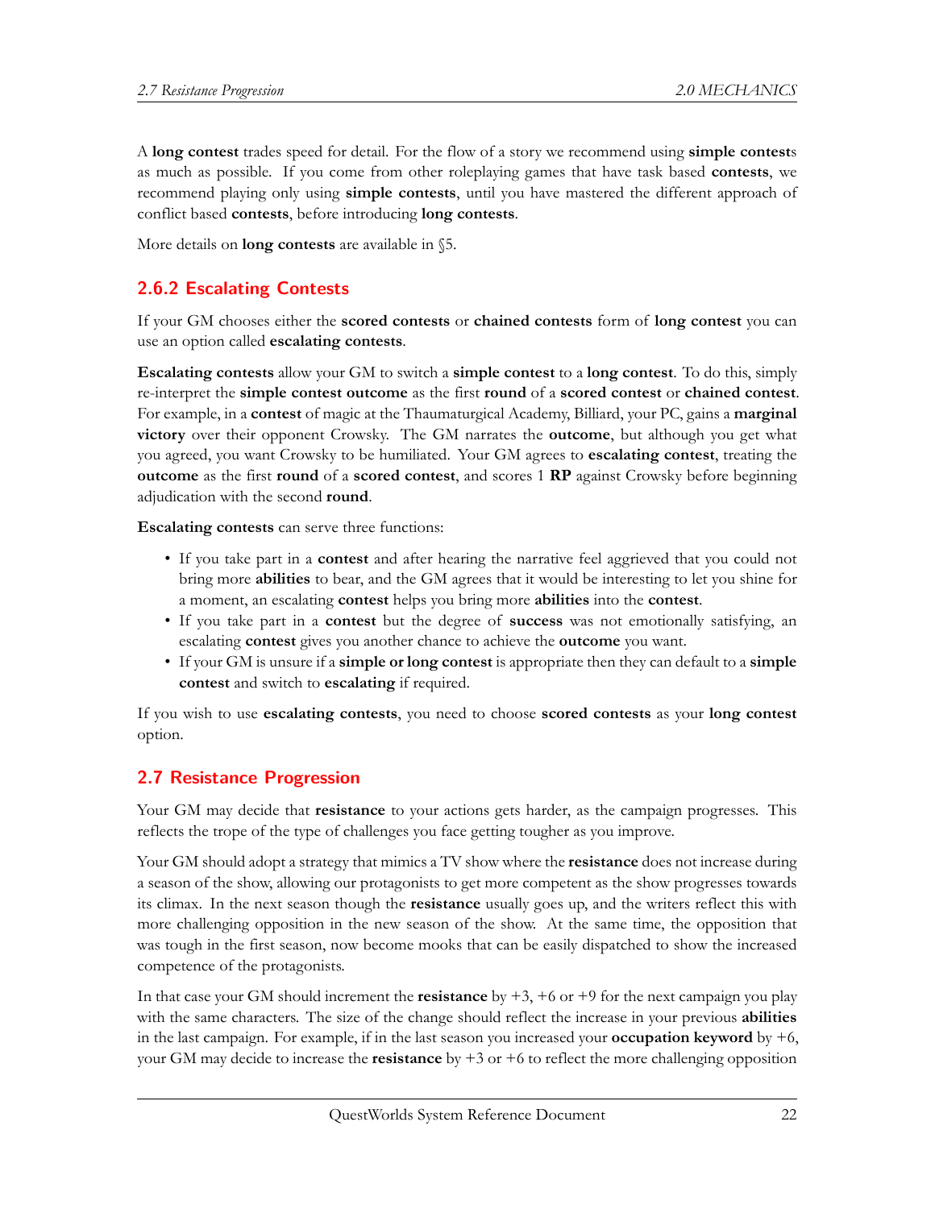A **long contest** trades speed for detail. For the flow of a story we recommend using **simple contest**s as much as possible. If you come from other roleplaying games that have task based **contests**, we recommend playing only using **simple contests**, until you have mastered the different approach of conflict based **contests**, before introducing **long contests**.

More details on **long contests** are available in §5.

### 2.6.2 Escalating Contests

If your GM chooses either the **scored contests** or **chained contests** form of **long contest** you can use an option called **escalating contests**.

**Escalating contests** allow your GM to switch a **simple contest** to a **long contest**. To do this, simply re-interpret the **simple contest outcome** as the first **round** of a **scored contest** or **chained contest**. For example, in a **contest** of magic at the Thaumaturgical Academy, Billiard, your PC, gains a **marginal victory** over their opponent Crowsky. The GM narrates the **outcome**, but although you get what you agreed, you want Crowsky to be humiliated. Your GM agrees to **escalating contest**, treating the **outcome** as the first **round** of a **scored contest**, and scores 1 **RP** against Crowsky before beginning adjudication with the second **round**.

**Escalating contests** can serve three functions:

- If you take part in a **contest** and after hearing the narrative feel aggrieved that you could not bring more **abilities** to bear, and the GM agrees that it would be interesting to let you shine for a moment, an escalating **contest** helps you bring more **abilities** into the **contest**.
- If you take part in a **contest** but the degree of **success** was not emotionally satisfying, an escalating **contest** gives you another chance to achieve the **outcome** you want.
- If your GM is unsure if a **simple or long contest** is appropriate then they can default to a **simple contest** and switch to **escalating** if required.

If you wish to use **escalating contests**, you need to choose **scored contests** as your **long contest** option.

## 2.7 Resistance Progression

Your GM may decide that **resistance** to your actions gets harder, as the campaign progresses. This reflects the trope of the type of challenges you face getting tougher as you improve.

Your GM should adopt a strategy that mimics a TV show where the **resistance** does not increase during a season of the show, allowing our protagonists to get more competent as the show progresses towards its climax. In the next season though the **resistance** usually goes up, and the writers reflect this with more challenging opposition in the new season of the show. At the same time, the opposition that was tough in the first season, now become mooks that can be easily dispatched to show the increased competence of the protagonists.

In that case your GM should increment the **resistance** by +3, +6 or +9 for the next campaign you play with the same characters. The size of the change should reflect the increase in your previous **abilities** in the last campaign. For example, if in the last season you increased your **occupation keyword** by +6, your GM may decide to increase the **resistance** by +3 or +6 to reflect the more challenging opposition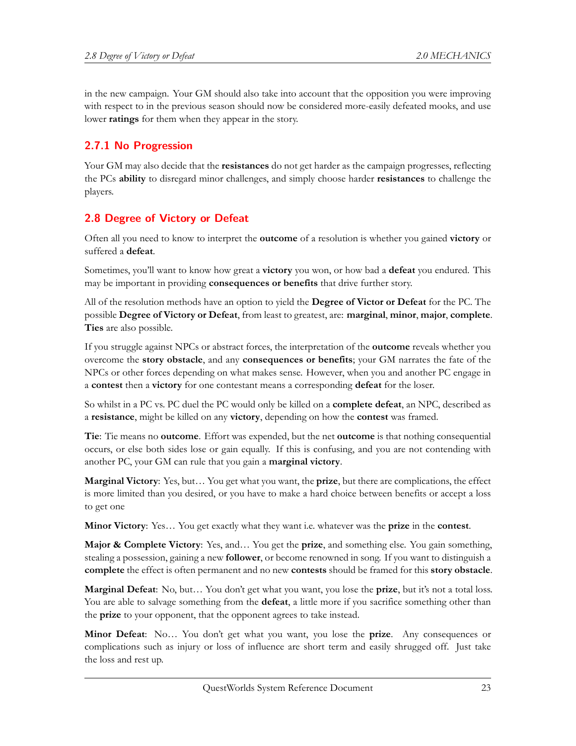in the new campaign. Your GM should also take into account that the opposition you were improving with respect to in the previous season should now be considered more-easily defeated mooks, and use lower **ratings** for them when they appear in the story.

### 2.7.1 No Progression

Your GM may also decide that the **resistances** do not get harder as the campaign progresses, reflecting the PCs **ability** to disregard minor challenges, and simply choose harder **resistances** to challenge the players.

## 2.8 Degree of Victory or Defeat

Often all you need to know to interpret the **outcome** of a resolution is whether you gained **victory** or suffered a **defeat**.

Sometimes, you'll want to know how great a **victory** you won, or how bad a **defeat** you endured. This may be important in providing **consequences or benefits** that drive further story.

All of the resolution methods have an option to yield the **Degree of Victor or Defeat** for the PC. The possible **Degree of Victory or Defeat**, from least to greatest, are: **marginal**, **minor**, **major**, **complete**. **Ties** are also possible.

If you struggle against NPCs or abstract forces, the interpretation of the **outcome** reveals whether you overcome the **story obstacle**, and any **consequences or benefits**; your GM narrates the fate of the NPCs or other forces depending on what makes sense. However, when you and another PC engage in a **contest** then a **victory** for one contestant means a corresponding **defeat** for the loser.

So whilst in a PC vs. PC duel the PC would only be killed on a **complete defeat**, an NPC, described as a **resistance**, might be killed on any **victory**, depending on how the **contest** was framed.

**Tie**: Tie means no **outcome**. Effort was expended, but the net **outcome** is that nothing consequential occurs, or else both sides lose or gain equally. If this is confusing, and you are not contending with another PC, your GM can rule that you gain a **marginal victory**.

**Marginal Victory**: Yes, but… You get what you want, the **prize**, but there are complications, the effect is more limited than you desired, or you have to make a hard choice between benefits or accept a loss to get one

**Minor Victory**: Yes… You get exactly what they want i.e. whatever was the **prize** in the **contest**.

**Major & Complete Victory**: Yes, and… You get the **prize**, and something else. You gain something, stealing a possession, gaining a new **follower**, or become renowned in song. If you want to distinguish a **complete** the effect is often permanent and no new **contests** should be framed for this **story obstacle**.

**Marginal Defeat**: No, but… You don't get what you want, you lose the **prize**, but it's not a total loss. You are able to salvage something from the **defeat**, a little more if you sacrifice something other than the **prize** to your opponent, that the opponent agrees to take instead.

**Minor Defeat**: No… You don't get what you want, you lose the **prize**. Any consequences or complications such as injury or loss of influence are short term and easily shrugged off. Just take the loss and rest up.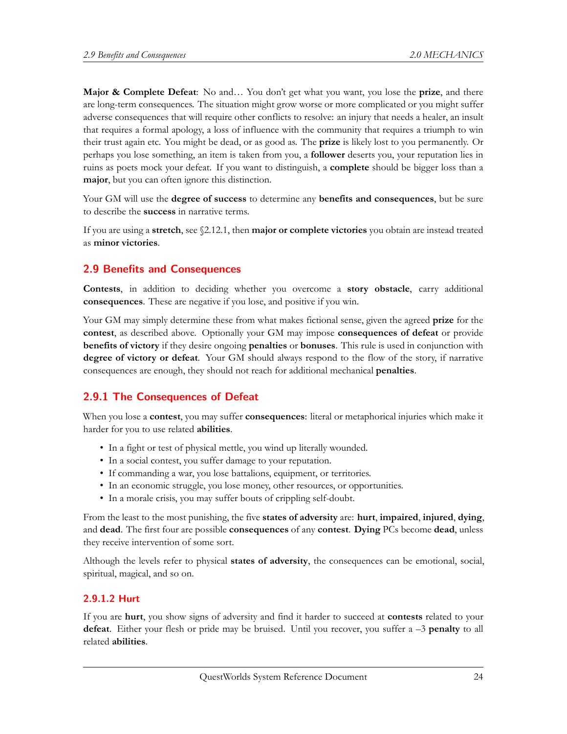**Major & Complete Defeat**: No and… You don't get what you want, you lose the **prize**, and there are long-term consequences. The situation might grow worse or more complicated or you might suffer adverse consequences that will require other conflicts to resolve: an injury that needs a healer, an insult that requires a formal apology, a loss of influence with the community that requires a triumph to win their trust again etc. You might be dead, or as good as. The **prize** is likely lost to you permanently. Or perhaps you lose something, an item is taken from you, a **follower** deserts you, your reputation lies in ruins as poets mock your defeat. If you want to distinguish, a **complete** should be bigger loss than a **major**, but you can often ignore this distinction.

Your GM will use the **degree of success** to determine any **benefits and consequences**, but be sure to describe the **success** in narrative terms.

If you are using a **stretch**, see §2.12.1, then **major or complete victories** you obtain are instead treated as **minor victories**.

## 2.9 Benefits and Consequences

**Contests**, in addition to deciding whether you overcome a **story obstacle**, carry additional **consequences**. These are negative if you lose, and positive if you win.

Your GM may simply determine these from what makes fictional sense, given the agreed **prize** for the **contest**, as described above. Optionally your GM may impose **consequences of defeat** or provide **benefits of victory** if they desire ongoing **penalties** or **bonuses**. This rule is used in conjunction with **degree of victory or defeat**. Your GM should always respond to the flow of the story, if narrative consequences are enough, they should not reach for additional mechanical **penalties**.

### 2.9.1 The Consequences of Defeat

When you lose a **contest**, you may suffer **consequences**: literal or metaphorical injuries which make it harder for you to use related **abilities**.

- In a fight or test of physical mettle, you wind up literally wounded.
- In a social contest, you suffer damage to your reputation.
- If commanding a war, you lose battalions, equipment, or territories.
- In an economic struggle, you lose money, other resources, or opportunities.
- In a morale crisis, you may suffer bouts of crippling self-doubt.

From the least to the most punishing, the five **states of adversity** are: **hurt**, **impaired**, **injured**, **dying**, and **dead**. The first four are possible **consequences** of any **contest**. **Dying** PCs become **dead**, unless they receive intervention of some sort.

Although the levels refer to physical **states of adversity**, the consequences can be emotional, social, spiritual, magical, and so on.

#### 2.9.1.2 Hurt

If you are **hurt**, you show signs of adversity and find it harder to succeed at **contests** related to your **defeat**. Either your flesh or pride may be bruised. Until you recover, you suffer a –3 **penalty** to all related **abilities**.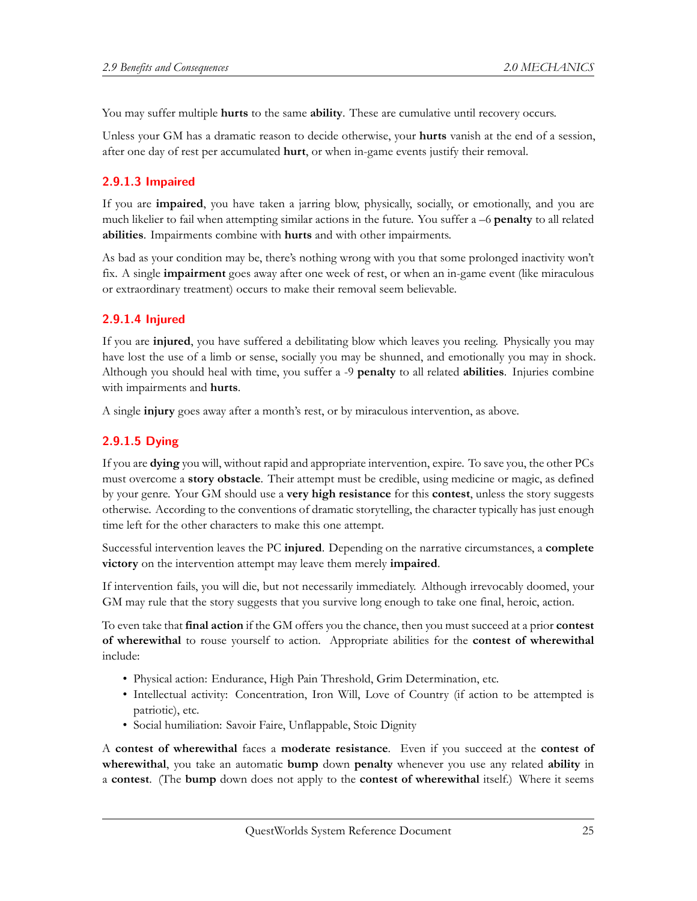You may suffer multiple **hurts** to the same **ability**. These are cumulative until recovery occurs.

Unless your GM has a dramatic reason to decide otherwise, your **hurts** vanish at the end of a session, after one day of rest per accumulated **hurt**, or when in-game events justify their removal.

#### 2.9.1.3 Impaired

If you are **impaired**, you have taken a jarring blow, physically, socially, or emotionally, and you are much likelier to fail when attempting similar actions in the future. You suffer a –6 **penalty** to all related **abilities**. Impairments combine with **hurts** and with other impairments.

As bad as your condition may be, there's nothing wrong with you that some prolonged inactivity won't fix. A single **impairment** goes away after one week of rest, or when an in-game event (like miraculous or extraordinary treatment) occurs to make their removal seem believable.

#### 2.9.1.4 Injured

If you are **injured**, you have suffered a debilitating blow which leaves you reeling. Physically you may have lost the use of a limb or sense, socially you may be shunned, and emotionally you may in shock. Although you should heal with time, you suffer a -9 **penalty** to all related **abilities**. Injuries combine with impairments and **hurts**.

A single **injury** goes away after a month's rest, or by miraculous intervention, as above.

#### 2.9.1.5 Dying

If you are **dying** you will, without rapid and appropriate intervention, expire. To save you, the other PCs must overcome a **story obstacle**. Their attempt must be credible, using medicine or magic, as defined by your genre. Your GM should use a **very high resistance** for this **contest**, unless the story suggests otherwise. According to the conventions of dramatic storytelling, the character typically has just enough time left for the other characters to make this one attempt.

Successful intervention leaves the PC **injured**. Depending on the narrative circumstances, a **complete victory** on the intervention attempt may leave them merely **impaired**.

If intervention fails, you will die, but not necessarily immediately. Although irrevocably doomed, your GM may rule that the story suggests that you survive long enough to take one final, heroic, action.

To even take that **final action** if the GM offers you the chance, then you must succeed at a prior **contest of wherewithal** to rouse yourself to action. Appropriate abilities for the **contest of wherewithal** include:

- Physical action: Endurance, High Pain Threshold, Grim Determination, etc.
- Intellectual activity: Concentration, Iron Will, Love of Country (if action to be attempted is patriotic), etc.
- Social humiliation: Savoir Faire, Unflappable, Stoic Dignity

A **contest of wherewithal** faces a **moderate resistance**. Even if you succeed at the **contest of wherewithal**, you take an automatic **bump** down **penalty** whenever you use any related **ability** in a **contest**. (The **bump** down does not apply to the **contest of wherewithal** itself.) Where it seems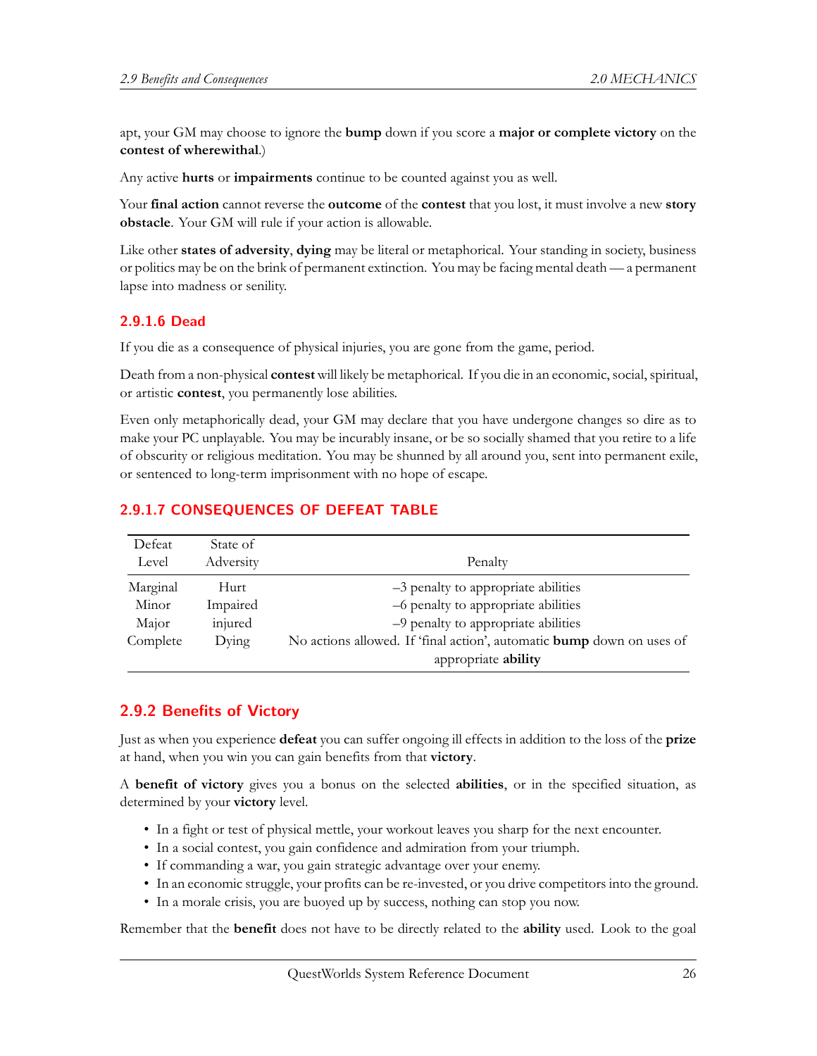apt, your GM may choose to ignore the **bump** down if you score a **major or complete victory** on the **contest of wherewithal**.)

Any active **hurts** or **impairments** continue to be counted against you as well.

Your **final action** cannot reverse the **outcome** of the **contest** that you lost, it must involve a new **story obstacle**. Your GM will rule if your action is allowable.

Like other **states of adversity**, **dying** may be literal or metaphorical. Your standing in society, business or politics may be on the brink of permanent extinction. You may be facing mental death — a permanent lapse into madness or senility.

#### 2.9.1.6 Dead

If you die as a consequence of physical injuries, you are gone from the game, period.

Death from a non-physical **contest** will likely be metaphorical. If you die in an economic, social, spiritual, or artistic **contest**, you permanently lose abilities.

Even only metaphorically dead, your GM may declare that you have undergone changes so dire as to make your PC unplayable. You may be incurably insane, or be so socially shamed that you retire to a life of obscurity or religious meditation. You may be shunned by all around you, sent into permanent exile, or sentenced to long-term imprisonment with no hope of escape.

#### 2.9.1.7 CONSEQUENCES OF DEFEAT TABLE

| Defeat Level | State of Adversity | Penalty |
|---|---|---|
| Marginal | Hurt | –3 penalty to appropriate abilities |
| Minor | Impaired | –6 penalty to appropriate abilities |
| Major | injured | –9 penalty to appropriate abilities |
| Complete | Dying | No actions allowed. If ‘final action’, automatic **bump** down on uses of appropriate **ability** |

### 2.9.2 Benefits of Victory

Just as when you experience **defeat** you can suffer ongoing ill effects in addition to the loss of the **prize** at hand, when you win you can gain benefits from that **victory**.

A **benefit of victory** gives you a bonus on the selected **abilities**, or in the specified situation, as determined by your **victory** level.

- In a fight or test of physical mettle, your workout leaves you sharp for the next encounter.
- In a social contest, you gain confidence and admiration from your triumph.
- If commanding a war, you gain strategic advantage over your enemy.
- In an economic struggle, your profits can be re-invested, or you drive competitors into the ground.
- In a morale crisis, you are buoyed up by success, nothing can stop you now.

Remember that the **benefit** does not have to be directly related to the **ability** used. Look to the goal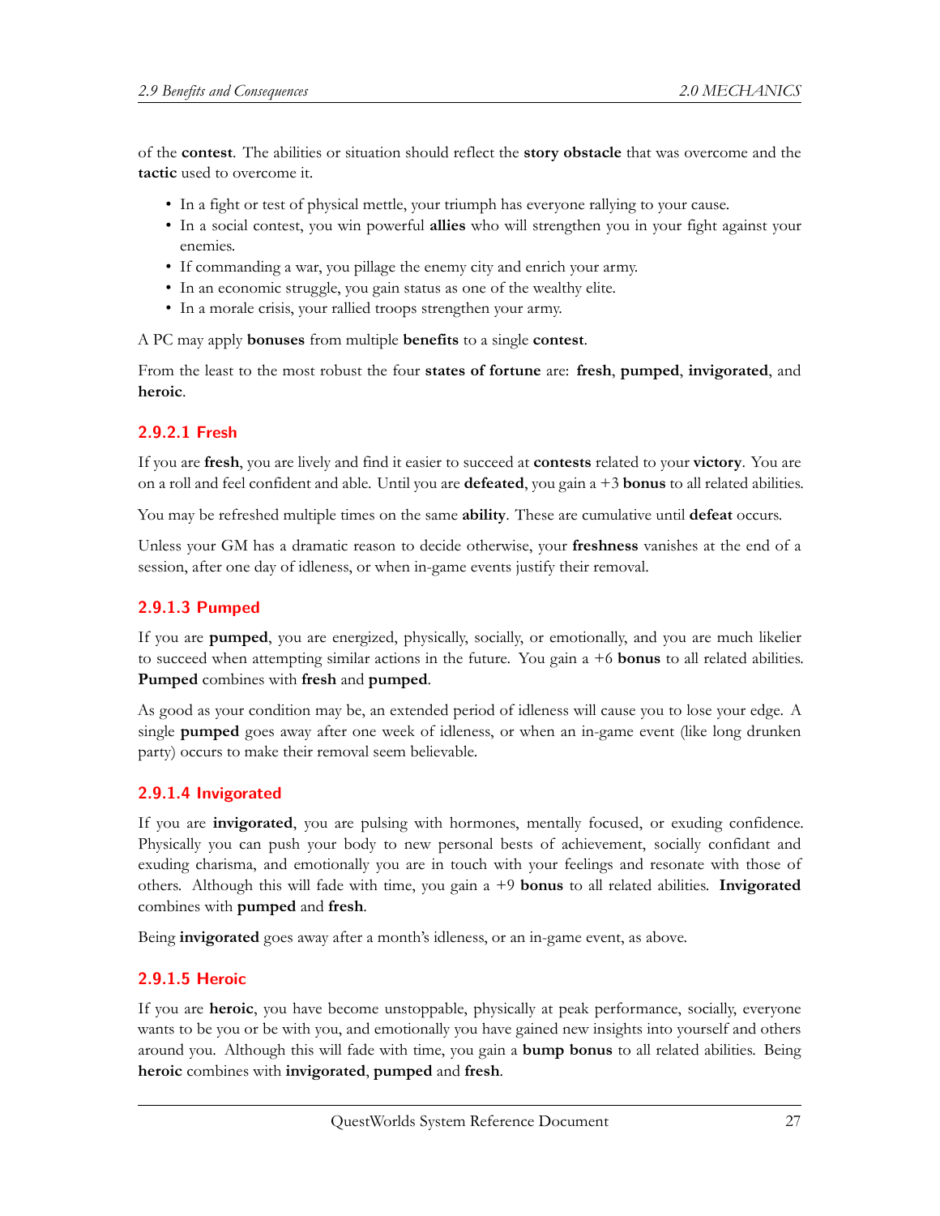of the **contest**. The abilities or situation should reflect the **story obstacle** that was overcome and the **tactic** used to overcome it.

- In a fight or test of physical mettle, your triumph has everyone rallying to your cause.
- In a social contest, you win powerful **allies** who will strengthen you in your fight against your enemies.
- If commanding a war, you pillage the enemy city and enrich your army.
- In an economic struggle, you gain status as one of the wealthy elite.
- In a morale crisis, your rallied troops strengthen your army.

A PC may apply **bonuses** from multiple **benefits** to a single **contest**.

From the least to the most robust the four **states of fortune** are: **fresh**, **pumped**, **invigorated**, and **heroic**.

#### 2.9.2.1 Fresh

If you are **fresh**, you are lively and find it easier to succeed at **contests** related to your **victory**. You are on a roll and feel confident and able. Until you are **defeated**, you gain a +3 **bonus** to all related abilities.

You may be refreshed multiple times on the same **ability**. These are cumulative until **defeat** occurs.

Unless your GM has a dramatic reason to decide otherwise, your **freshness** vanishes at the end of a session, after one day of idleness, or when in-game events justify their removal.

#### 2.9.1.3 Pumped

If you are **pumped**, you are energized, physically, socially, or emotionally, and you are much likelier to succeed when attempting similar actions in the future. You gain a +6 **bonus** to all related abilities. **Pumped** combines with **fresh** and **pumped**.

As good as your condition may be, an extended period of idleness will cause you to lose your edge. A single **pumped** goes away after one week of idleness, or when an in-game event (like long drunken party) occurs to make their removal seem believable.

#### 2.9.1.4 Invigorated

If you are **invigorated**, you are pulsing with hormones, mentally focused, or exuding confidence. Physically you can push your body to new personal bests of achievement, socially confidant and exuding charisma, and emotionally you are in touch with your feelings and resonate with those of others. Although this will fade with time, you gain a +9 **bonus** to all related abilities. **Invigorated** combines with **pumped** and **fresh**.

Being **invigorated** goes away after a month's idleness, or an in-game event, as above.

#### 2.9.1.5 Heroic

If you are **heroic**, you have become unstoppable, physically at peak performance, socially, everyone wants to be you or be with you, and emotionally you have gained new insights into yourself and others around you. Although this will fade with time, you gain a **bump bonus** to all related abilities. Being **heroic** combines with **invigorated**, **pumped** and **fresh**.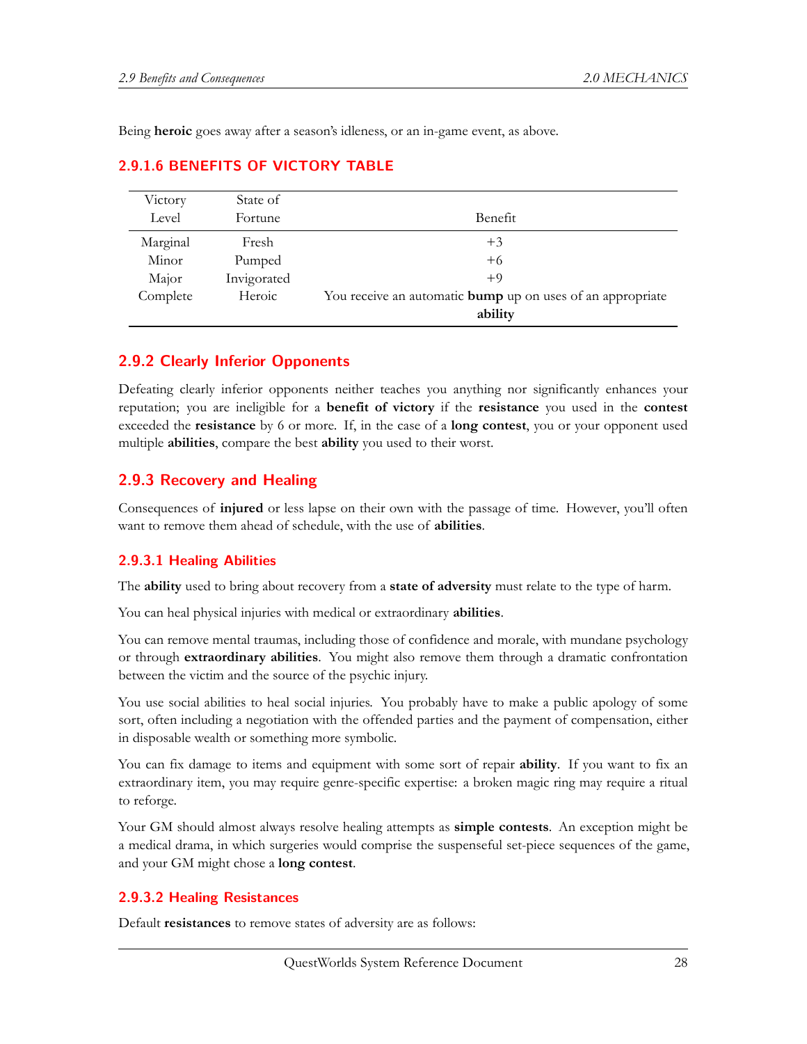Being **heroic** goes away after a season's idleness, or an in-game event, as above.

#### 2.9.1.6 BENEFITS OF VICTORY TABLE

| Victory Level | State of Fortune | Benefit |
|---|---|---|
| Marginal | Fresh | +3 |
| Minor | Pumped | +6 |
| Major | Invigorated | +9 |
| Complete | Heroic | You receive an automatic **bump** up on uses of an appropriate **ability** |

### 2.9.2 Clearly Inferior Opponents

Defeating clearly inferior opponents neither teaches you anything nor significantly enhances your reputation; you are ineligible for a **benefit of victory** if the **resistance** you used in the **contest** exceeded the **resistance** by 6 or more. If, in the case of a **long contest**, you or your opponent used multiple **abilities**, compare the best **ability** you used to their worst.

### 2.9.3 Recovery and Healing

Consequences of **injured** or less lapse on their own with the passage of time. However, you'll often want to remove them ahead of schedule, with the use of **abilities**.

#### 2.9.3.1 Healing Abilities

The **ability** used to bring about recovery from a **state of adversity** must relate to the type of harm.

You can heal physical injuries with medical or extraordinary **abilities**.

You can remove mental traumas, including those of confidence and morale, with mundane psychology or through **extraordinary abilities**. You might also remove them through a dramatic confrontation between the victim and the source of the psychic injury.

You use social abilities to heal social injuries. You probably have to make a public apology of some sort, often including a negotiation with the offended parties and the payment of compensation, either in disposable wealth or something more symbolic.

You can fix damage to items and equipment with some sort of repair **ability**. If you want to fix an extraordinary item, you may require genre-specific expertise: a broken magic ring may require a ritual to reforge.

Your GM should almost always resolve healing attempts as **simple contests**. An exception might be a medical drama, in which surgeries would comprise the suspenseful set-piece sequences of the game, and your GM might chose a **long contest**.

#### 2.9.3.2 Healing Resistances

Default **resistances** to remove states of adversity are as follows: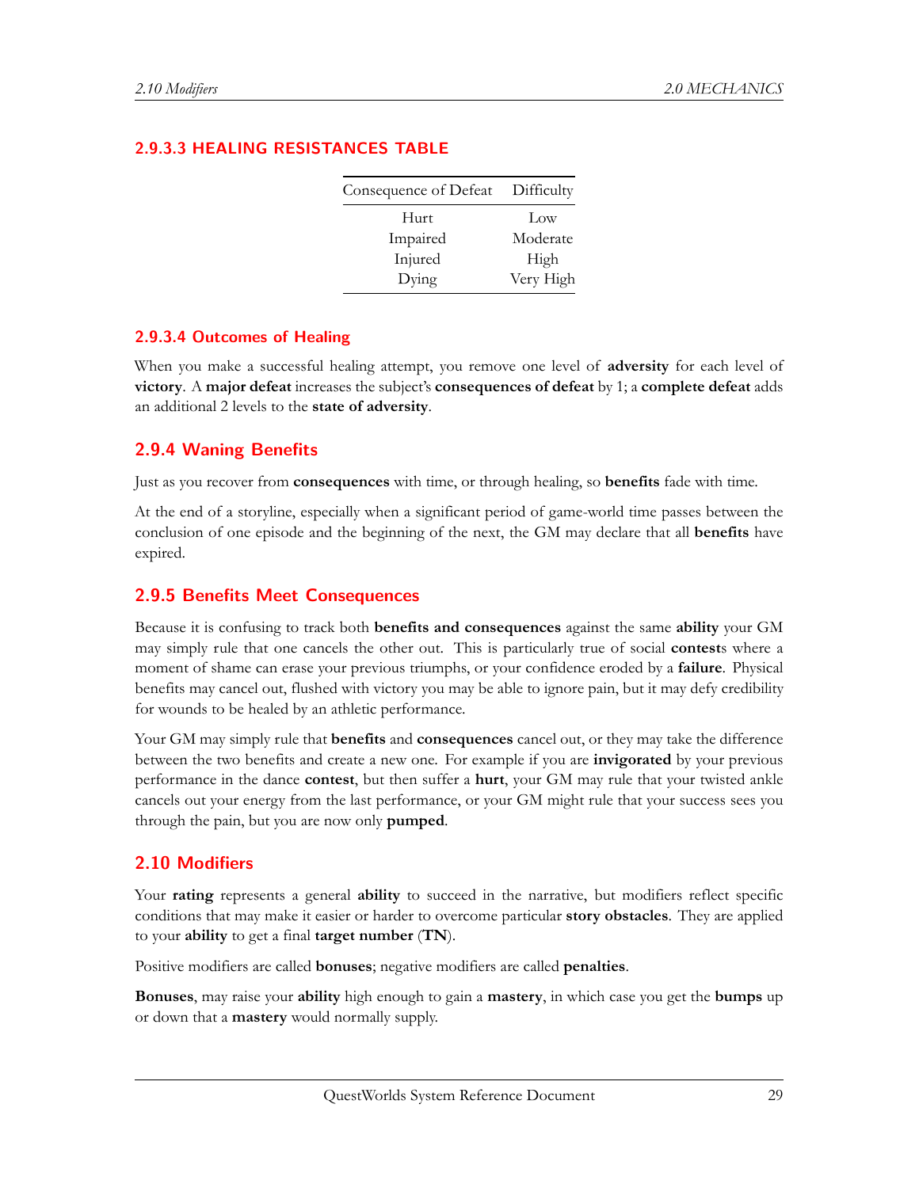#### 2.9.3.3 HEALING RESISTANCES TABLE

| Consequence of Defeat | Difficulty |
|---|---|
| Hurt | Low |
| Impaired | Moderate |
| Injured | High |
| Dying | Very High |

#### 2.9.3.4 Outcomes of Healing

When you make a successful healing attempt, you remove one level of **adversity** for each level of **victory**. A **major defeat** increases the subject's **consequences of defeat** by 1; a **complete defeat** adds an additional 2 levels to the **state of adversity**.

### 2.9.4 Waning Benefits

Just as you recover from **consequences** with time, or through healing, so **benefits** fade with time.

At the end of a storyline, especially when a significant period of game-world time passes between the conclusion of one episode and the beginning of the next, the GM may declare that all **benefits** have expired.

### 2.9.5 Benefits Meet Consequences

Because it is confusing to track both **benefits and consequences** against the same **ability** your GM may simply rule that one cancels the other out. This is particularly true of social **contest**s where a moment of shame can erase your previous triumphs, or your confidence eroded by a **failure**. Physical benefits may cancel out, flushed with victory you may be able to ignore pain, but it may defy credibility for wounds to be healed by an athletic performance.

Your GM may simply rule that **benefits** and **consequences** cancel out, or they may take the difference between the two benefits and create a new one. For example if you are **invigorated** by your previous performance in the dance **contest**, but then suffer a **hurt**, your GM may rule that your twisted ankle cancels out your energy from the last performance, or your GM might rule that your success sees you through the pain, but you are now only **pumped**.

## 2.10 Modifiers

Your **rating** represents a general **ability** to succeed in the narrative, but modifiers reflect specific conditions that may make it easier or harder to overcome particular **story obstacles**. They are applied to your **ability** to get a final **target number** (**TN**).

Positive modifiers are called **bonuses**; negative modifiers are called **penalties**.

**Bonuses**, may raise your **ability** high enough to gain a **mastery**, in which case you get the **bumps** up or down that a **mastery** would normally supply.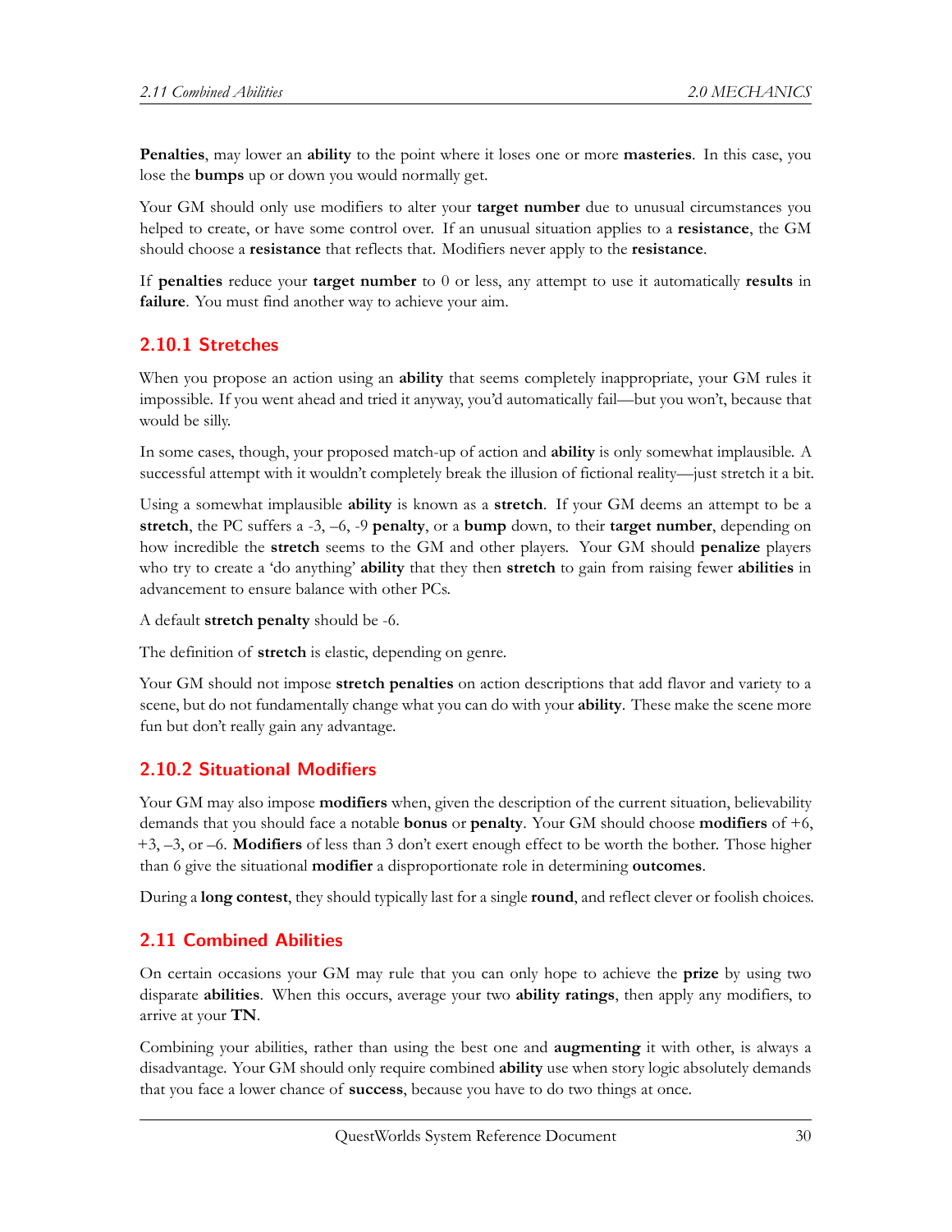**Penalties**, may lower an **ability** to the point where it loses one or more **masteries**. In this case, you lose the **bumps** up or down you would normally get.

Your GM should only use modifiers to alter your **target number** due to unusual circumstances you helped to create, or have some control over. If an unusual situation applies to a **resistance**, the GM should choose a **resistance** that reflects that. Modifiers never apply to the **resistance**.

If **penalties** reduce your **target number** to 0 or less, any attempt to use it automatically **results** in **failure**. You must find another way to achieve your aim.

### 2.10.1 Stretches

When you propose an action using an **ability** that seems completely inappropriate, your GM rules it impossible. If you went ahead and tried it anyway, you'd automatically fail—but you won't, because that would be silly.

In some cases, though, your proposed match-up of action and **ability** is only somewhat implausible. A successful attempt with it wouldn't completely break the illusion of fictional reality—just stretch it a bit.

Using a somewhat implausible **ability** is known as a **stretch**. If your GM deems an attempt to be a **stretch**, the PC suffers a -3, –6, -9 **penalty**, or a **bump** down, to their **target number**, depending on how incredible the **stretch** seems to the GM and other players. Your GM should **penalize** players who try to create a 'do anything' **ability** that they then **stretch** to gain from raising fewer **abilities** in advancement to ensure balance with other PCs.

A default **stretch penalty** should be -6.

The definition of **stretch** is elastic, depending on genre.

Your GM should not impose **stretch penalties** on action descriptions that add flavor and variety to a scene, but do not fundamentally change what you can do with your **ability**. These make the scene more fun but don't really gain any advantage.

### 2.10.2 Situational Modifiers

Your GM may also impose **modifiers** when, given the description of the current situation, believability demands that you should face a notable **bonus** or **penalty**. Your GM should choose **modifiers** of +6, +3, –3, or –6. **Modifiers** of less than 3 don't exert enough effect to be worth the bother. Those higher than 6 give the situational **modifier** a disproportionate role in determining **outcomes**.

During a **long contest**, they should typically last for a single **round**, and reflect clever or foolish choices.

## 2.11 Combined Abilities

On certain occasions your GM may rule that you can only hope to achieve the **prize** by using two disparate **abilities**. When this occurs, average your two **ability ratings**, then apply any modifiers, to arrive at your **TN**.

Combining your abilities, rather than using the best one and **augmenting** it with other, is always a disadvantage. Your GM should only require combined **ability** use when story logic absolutely demands that you face a lower chance of **success**, because you have to do two things at once.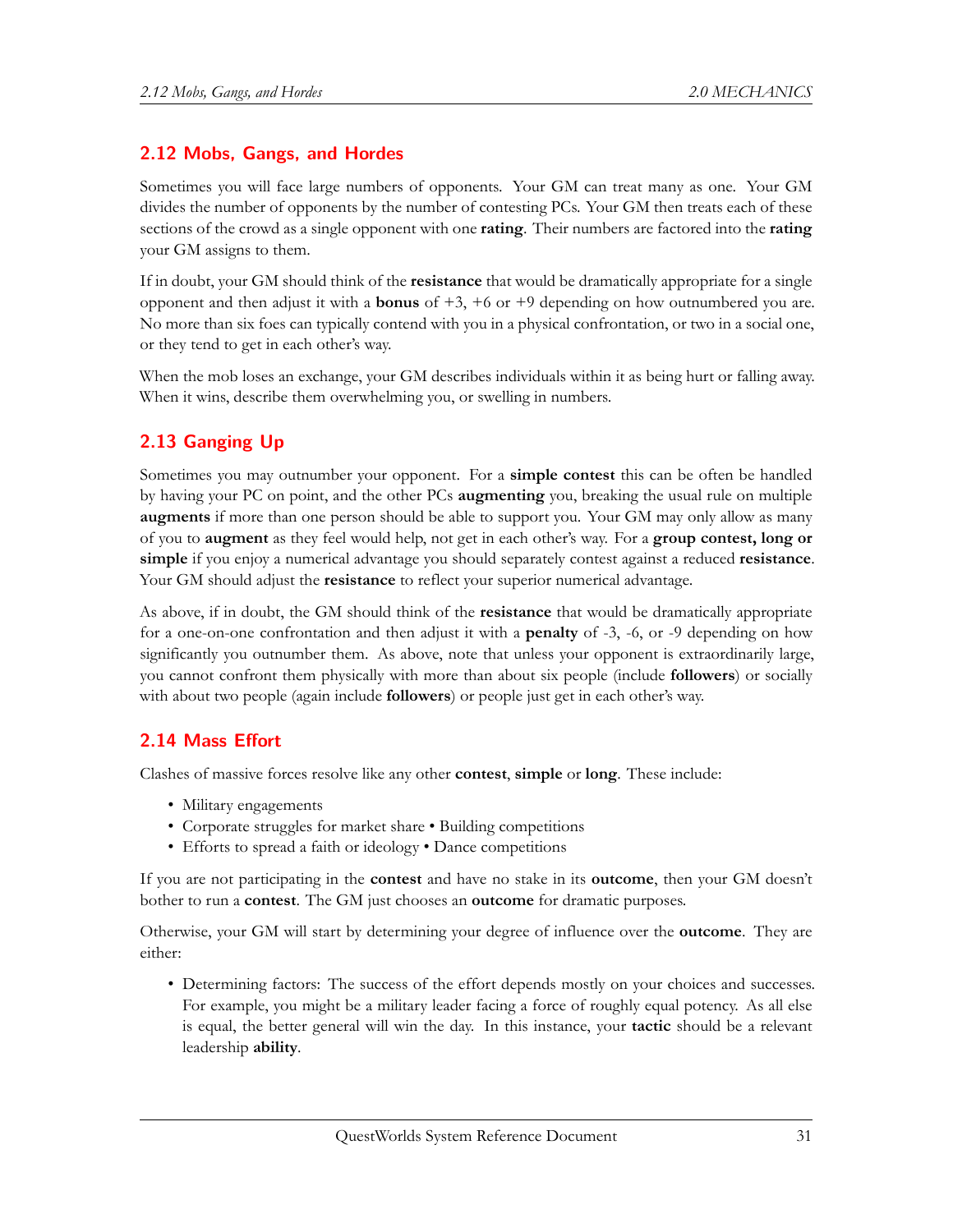## 2.12 Mobs, Gangs, and Hordes

Sometimes you will face large numbers of opponents. Your GM can treat many as one. Your GM divides the number of opponents by the number of contesting PCs. Your GM then treats each of these sections of the crowd as a single opponent with one **rating**. Their numbers are factored into the **rating** your GM assigns to them.

If in doubt, your GM should think of the **resistance** that would be dramatically appropriate for a single opponent and then adjust it with a **bonus** of +3, +6 or +9 depending on how outnumbered you are. No more than six foes can typically contend with you in a physical confrontation, or two in a social one, or they tend to get in each other's way.

When the mob loses an exchange, your GM describes individuals within it as being hurt or falling away. When it wins, describe them overwhelming you, or swelling in numbers.

## 2.13 Ganging Up

Sometimes you may outnumber your opponent. For a **simple contest** this can be often be handled by having your PC on point, and the other PCs **augmenting** you, breaking the usual rule on multiple **augments** if more than one person should be able to support you. Your GM may only allow as many of you to **augment** as they feel would help, not get in each other's way. For a **group contest, long or simple** if you enjoy a numerical advantage you should separately contest against a reduced **resistance**. Your GM should adjust the **resistance** to reflect your superior numerical advantage.

As above, if in doubt, the GM should think of the **resistance** that would be dramatically appropriate for a one-on-one confrontation and then adjust it with a **penalty** of -3, -6, or -9 depending on how significantly you outnumber them. As above, note that unless your opponent is extraordinarily large, you cannot confront them physically with more than about six people (include **followers**) or socially with about two people (again include **followers**) or people just get in each other's way.

## 2.14 Mass Effort

Clashes of massive forces resolve like any other **contest**, **simple** or **long**. These include:

- Military engagements
- Corporate struggles for market share • Building competitions
- Efforts to spread a faith or ideology • Dance competitions

If you are not participating in the **contest** and have no stake in its **outcome**, then your GM doesn't bother to run a **contest**. The GM just chooses an **outcome** for dramatic purposes.

Otherwise, your GM will start by determining your degree of influence over the **outcome**. They are either:

- Determining factors: The success of the effort depends mostly on your choices and successes. For example, you might be a military leader facing a force of roughly equal potency. As all else is equal, the better general will win the day. In this instance, your **tactic** should be a relevant leadership **ability**.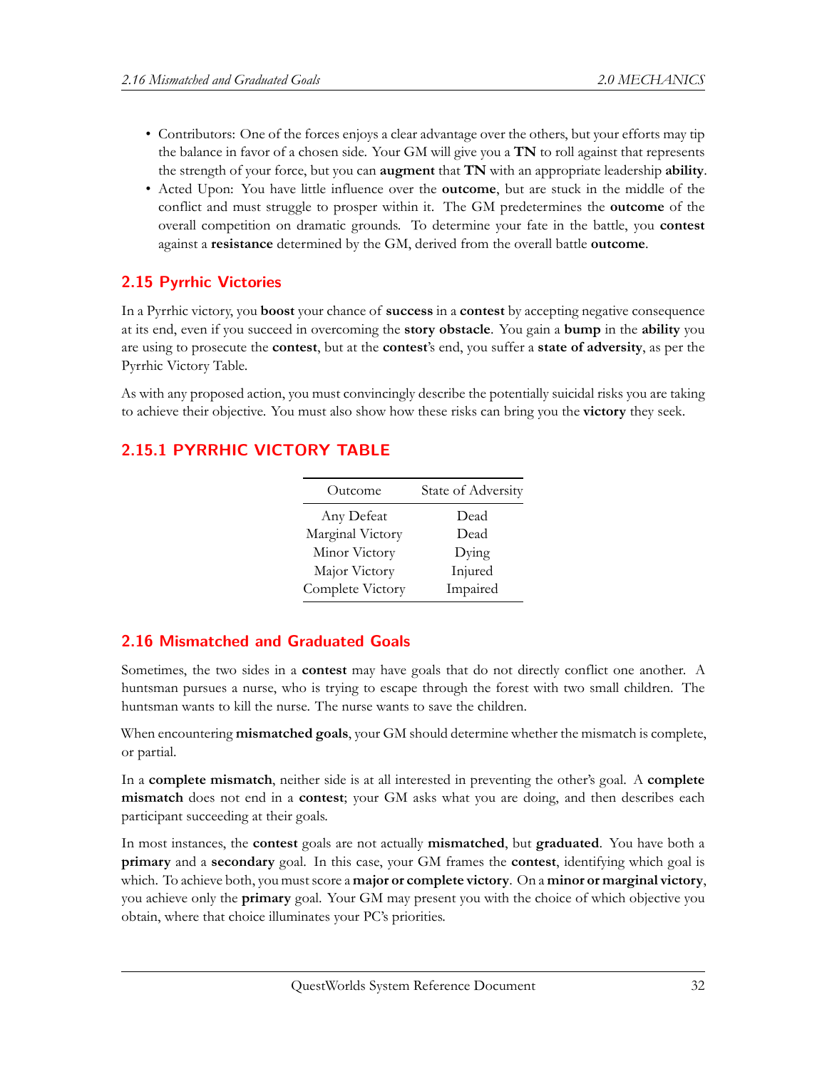- Contributors: One of the forces enjoys a clear advantage over the others, but your efforts may tip the balance in favor of a chosen side. Your GM will give you a **TN** to roll against that represents the strength of your force, but you can **augment** that **TN** with an appropriate leadership **ability**.
- Acted Upon: You have little influence over the **outcome**, but are stuck in the middle of the conflict and must struggle to prosper within it. The GM predetermines the **outcome** of the overall competition on dramatic grounds. To determine your fate in the battle, you **contest** against a **resistance** determined by the GM, derived from the overall battle **outcome**.

## 2.15 Pyrrhic Victories

In a Pyrrhic victory, you **boost** your chance of **success** in a **contest** by accepting negative consequence at its end, even if you succeed in overcoming the **story obstacle**. You gain a **bump** in the **ability** you are using to prosecute the **contest**, but at the **contest**'s end, you suffer a **state of adversity**, as per the Pyrrhic Victory Table.

As with any proposed action, you must convincingly describe the potentially suicidal risks you are taking to achieve their objective. You must also show how these risks can bring you the **victory** they seek.

### 2.15.1 PYRRHIC VICTORY TABLE

| Outcome | State of Adversity |
|---|---|
| Any Defeat | Dead |
| Marginal Victory | Dead |
| Minor Victory | Dying |
| Major Victory | Injured |
| Complete Victory | Impaired |

## 2.16 Mismatched and Graduated Goals

Sometimes, the two sides in a **contest** may have goals that do not directly conflict one another. A huntsman pursues a nurse, who is trying to escape through the forest with two small children. The huntsman wants to kill the nurse. The nurse wants to save the children.

When encountering **mismatched goals**, your GM should determine whether the mismatch is complete, or partial.

In a **complete mismatch**, neither side is at all interested in preventing the other's goal. A **complete mismatch** does not end in a **contest**; your GM asks what you are doing, and then describes each participant succeeding at their goals.

In most instances, the **contest** goals are not actually **mismatched**, but **graduated**. You have both a **primary** and a **secondary** goal. In this case, your GM frames the **contest**, identifying which goal is which. To achieve both, you must score a **major or complete victory**. On a **minor or marginal victory**, you achieve only the **primary** goal. Your GM may present you with the choice of which objective you obtain, where that choice illuminates your PC's priorities.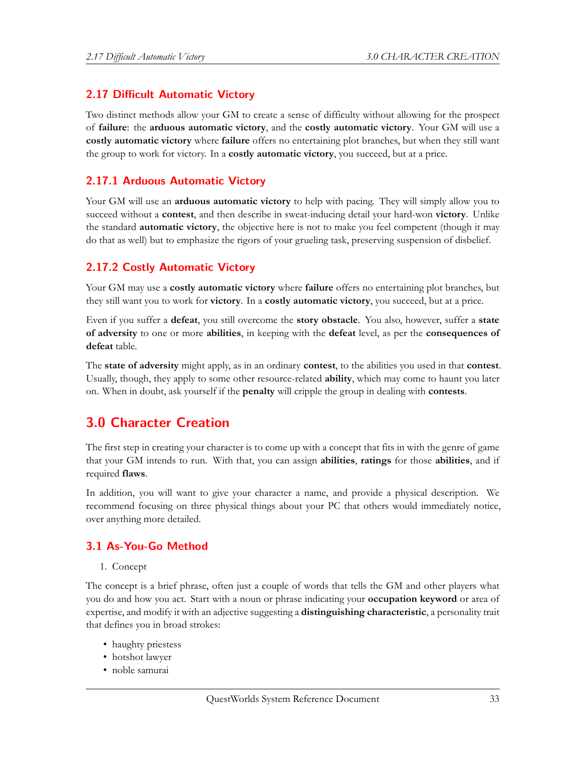## 2.17 Difficult Automatic Victory

Two distinct methods allow your GM to create a sense of difficulty without allowing for the prospect of **failure**: the **arduous automatic victory**, and the **costly automatic victory**. Your GM will use a **costly automatic victory** where **failure** offers no entertaining plot branches, but when they still want the group to work for victory. In a **costly automatic victory**, you succeed, but at a price.

### 2.17.1 Arduous Automatic Victory

Your GM will use an **arduous automatic victory** to help with pacing. They will simply allow you to succeed without a **contest**, and then describe in sweat-inducing detail your hard-won **victory**. Unlike the standard **automatic victory**, the objective here is not to make you feel competent (though it may do that as well) but to emphasize the rigors of your grueling task, preserving suspension of disbelief.

### 2.17.2 Costly Automatic Victory

Your GM may use a **costly automatic victory** where **failure** offers no entertaining plot branches, but they still want you to work for **victory**. In a **costly automatic victory**, you succeed, but at a price.

Even if you suffer a **defeat**, you still overcome the **story obstacle**. You also, however, suffer a **state of adversity** to one or more **abilities**, in keeping with the **defeat** level, as per the **consequences of defeat** table.

The **state of adversity** might apply, as in an ordinary **contest**, to the abilities you used in that **contest**. Usually, though, they apply to some other resource-related **ability**, which may come to haunt you later on. When in doubt, ask yourself if the **penalty** will cripple the group in dealing with **contests**.

# 3.0 Character Creation

The first step in creating your character is to come up with a concept that fits in with the genre of game that your GM intends to run. With that, you can assign **abilities**, **ratings** for those **abilities**, and if required **flaws**.

In addition, you will want to give your character a name, and provide a physical description. We recommend focusing on three physical things about your PC that others would immediately notice, over anything more detailed.

## 3.1 As-You-Go Method

1. Concept

The concept is a brief phrase, often just a couple of words that tells the GM and other players what you do and how you act. Start with a noun or phrase indicating your **occupation keyword** or area of expertise, and modify it with an adjective suggesting a **distinguishing characteristic**, a personality trait that defines you in broad strokes:

- haughty priestess
- hotshot lawyer
- noble samurai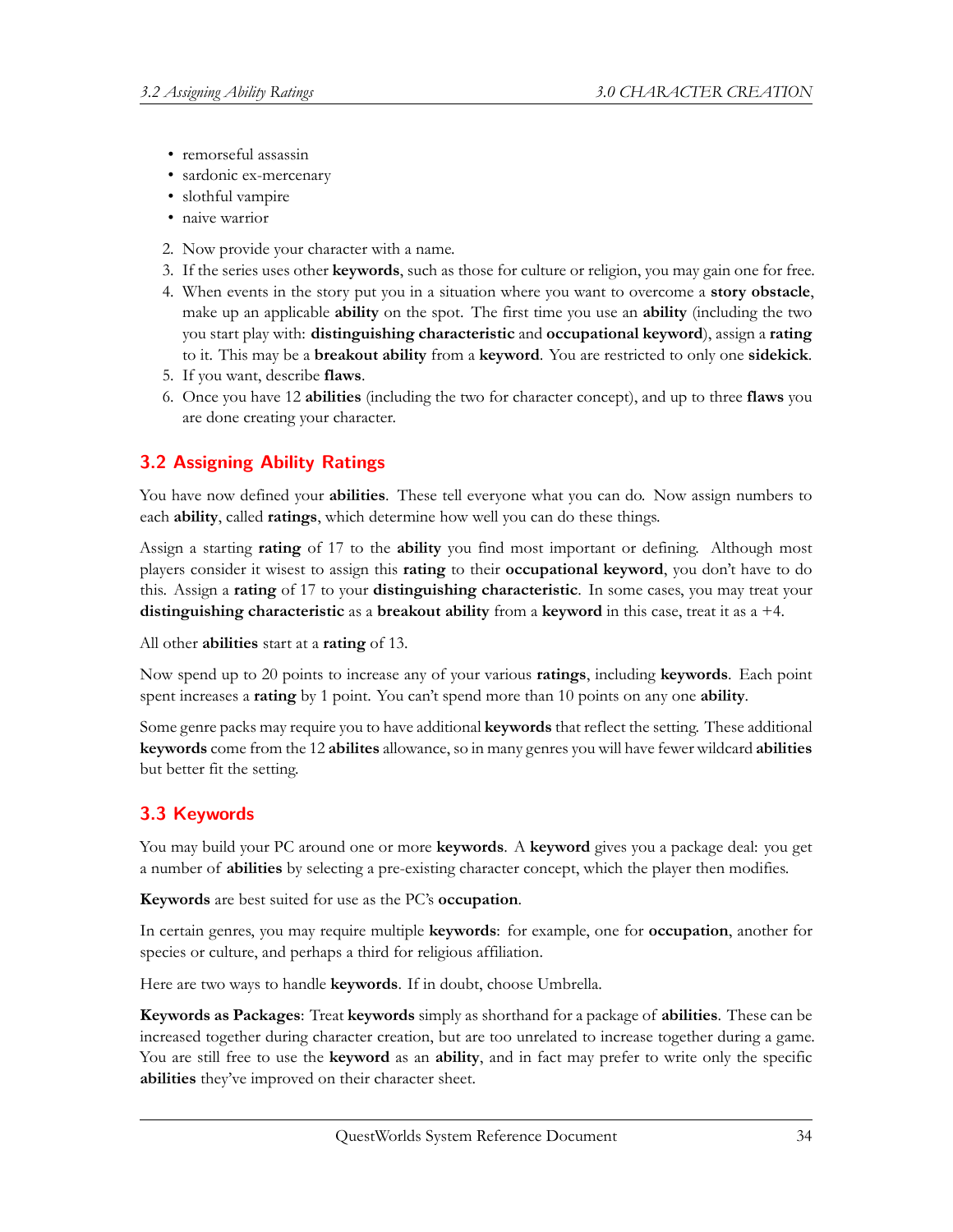- remorseful assassin
- sardonic ex-mercenary
- slothful vampire
- naive warrior

2. Now provide your character with a name.
3. If the series uses other **keywords**, such as those for culture or religion, you may gain one for free.
4. When events in the story put you in a situation where you want to overcome a **story obstacle**, make up an applicable **ability** on the spot. The first time you use an **ability** (including the two you start play with: **distinguishing characteristic** and **occupational keyword**), assign a **rating** to it. This may be a **breakout ability** from a **keyword**. You are restricted to only one **sidekick**.
5. If you want, describe **flaws**.
6. Once you have 12 **abilities** (including the two for character concept), and up to three **flaws** you are done creating your character.

## 3.2 Assigning Ability Ratings

You have now defined your **abilities**. These tell everyone what you can do. Now assign numbers to each **ability**, called **ratings**, which determine how well you can do these things.

Assign a starting **rating** of 17 to the **ability** you find most important or defining. Although most players consider it wisest to assign this **rating** to their **occupational keyword**, you don't have to do this. Assign a **rating** of 17 to your **distinguishing characteristic**. In some cases, you may treat your **distinguishing characteristic** as a **breakout ability** from a **keyword** in this case, treat it as a +4.

All other **abilities** start at a **rating** of 13.

Now spend up to 20 points to increase any of your various **ratings**, including **keywords**. Each point spent increases a **rating** by 1 point. You can't spend more than 10 points on any one **ability**.

Some genre packs may require you to have additional **keywords** that reflect the setting. These additional **keywords** come from the 12 **abilites** allowance, so in many genres you will have fewer wildcard **abilities** but better fit the setting.

## 3.3 Keywords

You may build your PC around one or more **keywords**. A **keyword** gives you a package deal: you get a number of **abilities** by selecting a pre-existing character concept, which the player then modifies.

**Keywords** are best suited for use as the PC's **occupation**.

In certain genres, you may require multiple **keywords**: for example, one for **occupation**, another for species or culture, and perhaps a third for religious affiliation.

Here are two ways to handle **keywords**. If in doubt, choose Umbrella.

**Keywords as Packages**: Treat **keywords** simply as shorthand for a package of **abilities**. These can be increased together during character creation, but are too unrelated to increase together during a game. You are still free to use the **keyword** as an **ability**, and in fact may prefer to write only the specific **abilities** they've improved on their character sheet.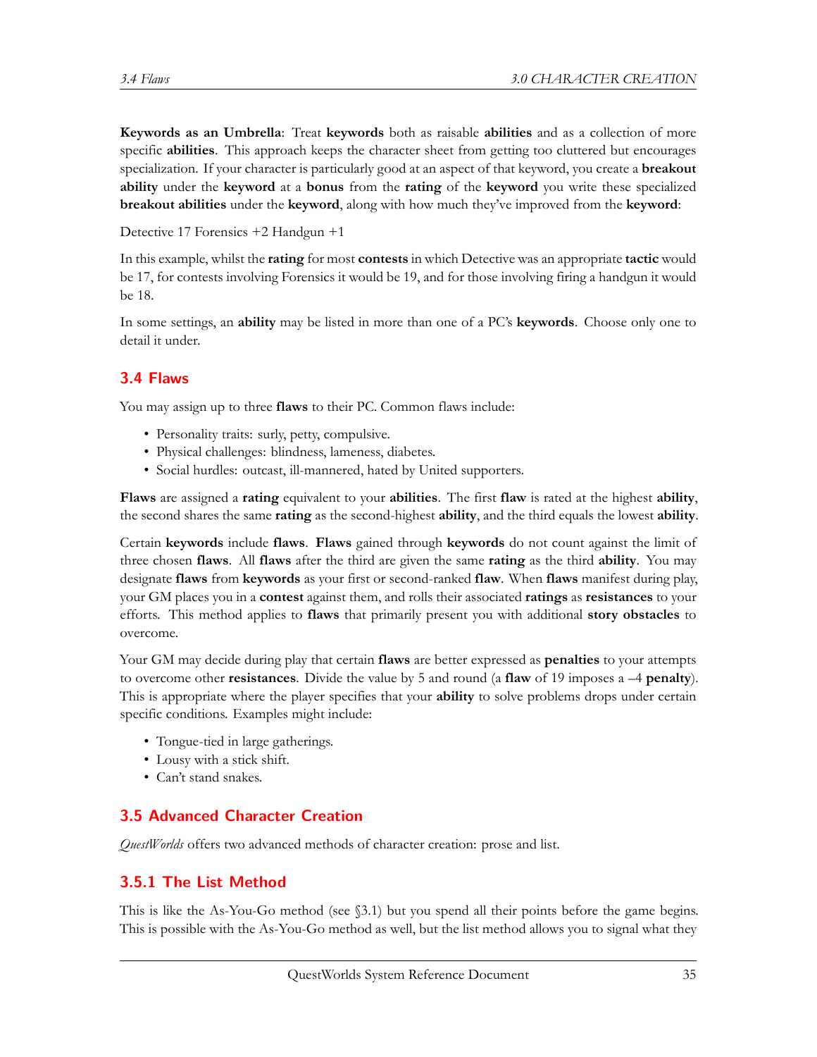**Keywords as an Umbrella**: Treat **keywords** both as raisable **abilities** and as a collection of more specific **abilities**. This approach keeps the character sheet from getting too cluttered but encourages specialization. If your character is particularly good at an aspect of that keyword, you create a **breakout ability** under the **keyword** at a **bonus** from the **rating** of the **keyword** you write these specialized **breakout abilities** under the **keyword**, along with how much they've improved from the **keyword**:

Detective 17 Forensics +2 Handgun +1

In this example, whilst the **rating** for most **contests** in which Detective was an appropriate **tactic** would be 17, for contests involving Forensics it would be 19, and for those involving firing a handgun it would be 18.

In some settings, an **ability** may be listed in more than one of a PC's **keywords**. Choose only one to detail it under.

## 3.4 Flaws

You may assign up to three **flaws** to their PC. Common flaws include:

- Personality traits: surly, petty, compulsive.
- Physical challenges: blindness, lameness, diabetes.
- Social hurdles: outcast, ill-mannered, hated by United supporters.

**Flaws** are assigned a **rating** equivalent to your **abilities**. The first **flaw** is rated at the highest **ability**, the second shares the same **rating** as the second-highest **ability**, and the third equals the lowest **ability**.

Certain **keywords** include **flaws**. **Flaws** gained through **keywords** do not count against the limit of three chosen **flaws**. All **flaws** after the third are given the same **rating** as the third **ability**. You may designate **flaws** from **keywords** as your first or second-ranked **flaw**. When **flaws** manifest during play, your GM places you in a **contest** against them, and rolls their associated **ratings** as **resistances** to your efforts. This method applies to **flaws** that primarily present you with additional **story obstacles** to overcome.

Your GM may decide during play that certain **flaws** are better expressed as **penalties** to your attempts to overcome other **resistances**. Divide the value by 5 and round (a **flaw** of 19 imposes a –4 **penalty**). This is appropriate where the player specifies that your **ability** to solve problems drops under certain specific conditions. Examples might include:

- Tongue-tied in large gatherings.
- Lousy with a stick shift.
- Can't stand snakes.

## 3.5 Advanced Character Creation

*QuestWorlds* offers two advanced methods of character creation: prose and list.

### 3.5.1 The List Method

This is like the As-You-Go method (see §3.1) but you spend all their points before the game begins. This is possible with the As-You-Go method as well, but the list method allows you to signal what they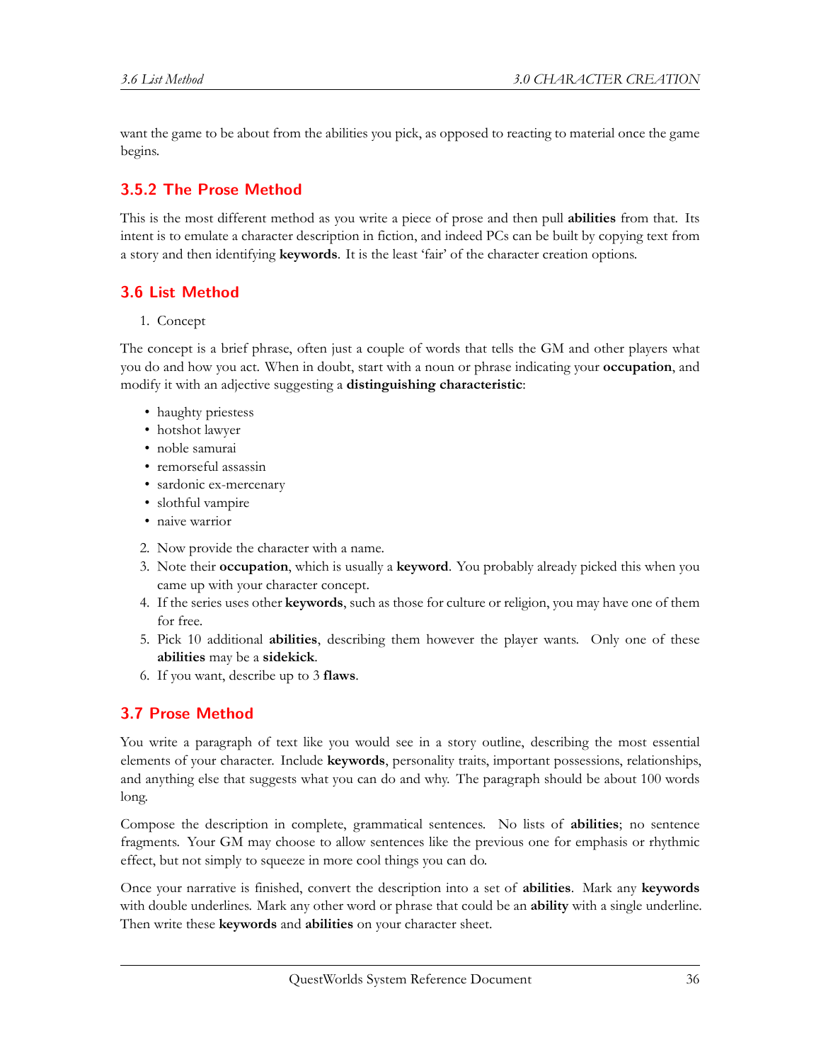want the game to be about from the abilities you pick, as opposed to reacting to material once the game begins.

### 3.5.2 The Prose Method

This is the most different method as you write a piece of prose and then pull **abilities** from that. Its intent is to emulate a character description in fiction, and indeed PCs can be built by copying text from a story and then identifying **keywords**. It is the least 'fair' of the character creation options.

## 3.6 List Method

1. Concept

The concept is a brief phrase, often just a couple of words that tells the GM and other players what you do and how you act. When in doubt, start with a noun or phrase indicating your **occupation**, and modify it with an adjective suggesting a **distinguishing characteristic**:

- haughty priestess
- hotshot lawyer
- noble samurai
- remorseful assassin
- sardonic ex-mercenary
- slothful vampire
- naive warrior

2. Now provide the character with a name.
3. Note their **occupation**, which is usually a **keyword**. You probably already picked this when you came up with your character concept.
4. If the series uses other **keywords**, such as those for culture or religion, you may have one of them for free.
5. Pick 10 additional **abilities**, describing them however the player wants. Only one of these **abilities** may be a **sidekick**.
6. If you want, describe up to 3 **flaws**.

## 3.7 Prose Method

You write a paragraph of text like you would see in a story outline, describing the most essential elements of your character. Include **keywords**, personality traits, important possessions, relationships, and anything else that suggests what you can do and why. The paragraph should be about 100 words long.

Compose the description in complete, grammatical sentences. No lists of **abilities**; no sentence fragments. Your GM may choose to allow sentences like the previous one for emphasis or rhythmic effect, but not simply to squeeze in more cool things you can do.

Once your narrative is finished, convert the description into a set of **abilities**. Mark any **keywords** with double underlines. Mark any other word or phrase that could be an **ability** with a single underline. Then write these **keywords** and **abilities** on your character sheet.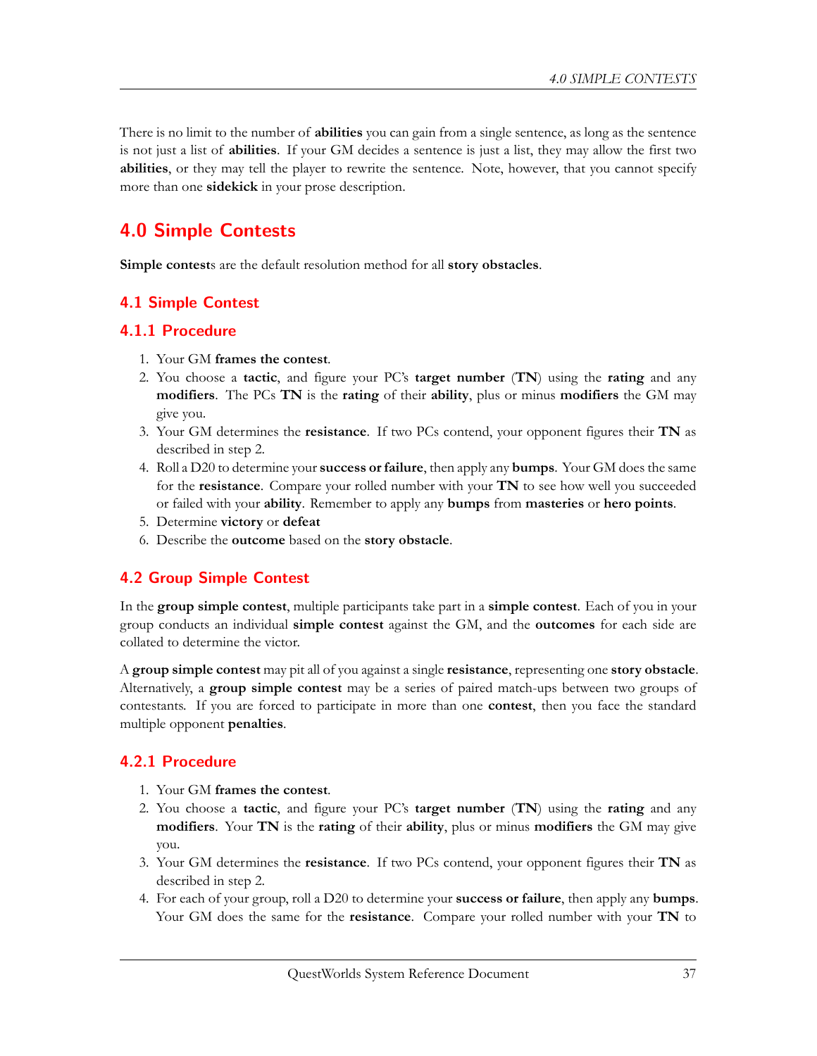There is no limit to the number of **abilities** you can gain from a single sentence, as long as the sentence is not just a list of **abilities**. If your GM decides a sentence is just a list, they may allow the first two **abilities**, or they may tell the player to rewrite the sentence. Note, however, that you cannot specify more than one **sidekick** in your prose description.

# 4.0 Simple Contests

**Simple contest**s are the default resolution method for all **story obstacles**.

## 4.1 Simple Contest

### 4.1.1 Procedure

1. Your GM **frames the contest**.
2. You choose a **tactic**, and figure your PC's **target number** (**TN**) using the **rating** and any **modifiers**. The PCs **TN** is the **rating** of their **ability**, plus or minus **modifiers** the GM may give you.
3. Your GM determines the **resistance**. If two PCs contend, your opponent figures their **TN** as described in step 2.
4. Roll a D20 to determine your **success or failure**, then apply any **bumps**. Your GM does the same for the **resistance**. Compare your rolled number with your **TN** to see how well you succeeded or failed with your **ability**. Remember to apply any **bumps** from **masteries** or **hero points**.
5. Determine **victory** or **defeat**
6. Describe the **outcome** based on the **story obstacle**.

## 4.2 Group Simple Contest

In the **group simple contest**, multiple participants take part in a **simple contest**. Each of you in your group conducts an individual **simple contest** against the GM, and the **outcomes** for each side are collated to determine the victor.

A **group simple contest** may pit all of you against a single **resistance**, representing one **story obstacle**. Alternatively, a **group simple contest** may be a series of paired match-ups between two groups of contestants. If you are forced to participate in more than one **contest**, then you face the standard multiple opponent **penalties**.

### 4.2.1 Procedure

1. Your GM **frames the contest**.
2. You choose a **tactic**, and figure your PC's **target number** (**TN**) using the **rating** and any **modifiers**. Your **TN** is the **rating** of their **ability**, plus or minus **modifiers** the GM may give you.
3. Your GM determines the **resistance**. If two PCs contend, your opponent figures their **TN** as described in step 2.
4. For each of your group, roll a D20 to determine your **success or failure**, then apply any **bumps**. Your GM does the same for the **resistance**. Compare your rolled number with your **TN** to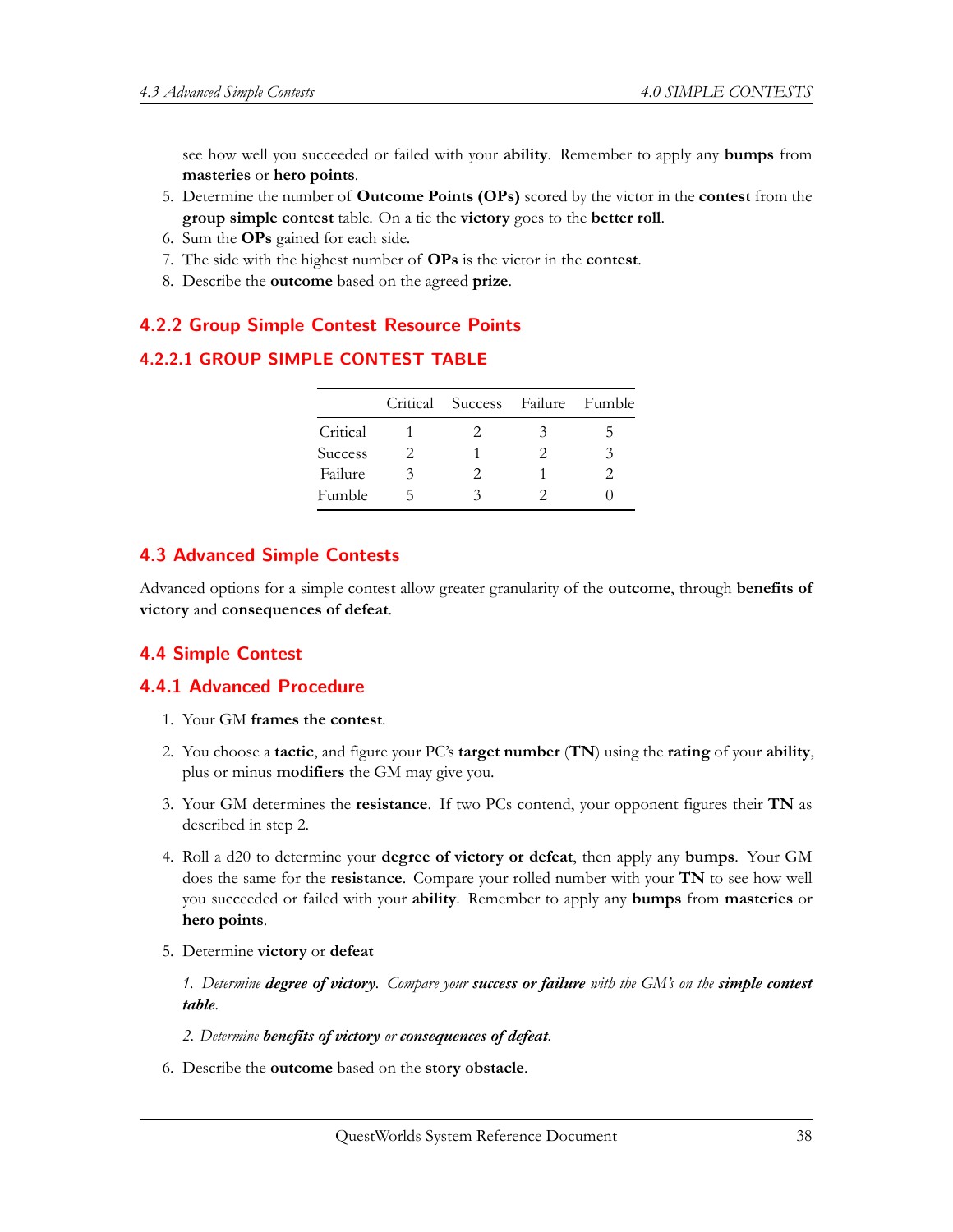see how well you succeeded or failed with your **ability**. Remember to apply any **bumps** from **masteries** or **hero points**.

5. Determine the number of **Outcome Points (OPs)** scored by the victor in the **contest** from the **group simple contest** table. On a tie the **victory** goes to the **better roll**.
6. Sum the **OPs** gained for each side.
7. The side with the highest number of **OPs** is the victor in the **contest**.
8. Describe the **outcome** based on the agreed **prize**.

### 4.2.2 Group Simple Contest Resource Points

#### 4.2.2.1 GROUP SIMPLE CONTEST TABLE

| | Critical | Success | Failure | Fumble |
|---|---|---|---|---|
| Critical | 1 | 2 | 3 | 5 |
| Success | 2 | 1 | 2 | 3 |
| Failure | 3 | 2 | 1 | 2 |
| Fumble | 5 | 3 | 2 | 0 |

## 4.3 Advanced Simple Contests

Advanced options for a simple contest allow greater granularity of the **outcome**, through **benefits of victory** and **consequences of defeat**.

## 4.4 Simple Contest

### 4.4.1 Advanced Procedure

1. Your GM **frames the contest**.

2. You choose a **tactic**, and figure your PC's **target number** (**TN**) using the **rating** of your **ability**, plus or minus **modifiers** the GM may give you.

3. Your GM determines the **resistance**. If two PCs contend, your opponent figures their **TN** as described in step 2.

4. Roll a d20 to determine your **degree of victory or defeat**, then apply any **bumps**. Your GM does the same for the **resistance**. Compare your rolled number with your **TN** to see how well you succeeded or failed with your **ability**. Remember to apply any **bumps** from **masteries** or **hero points**.

5. Determine **victory** or **defeat**

   *1. Determine* ***degree of victory****. Compare your* ***success or failure*** *with the GM's on the* ***simple contest table****.*

   *2. Determine* ***benefits of victory*** *or* ***consequences of defeat****.*

6. Describe the **outcome** based on the **story obstacle**.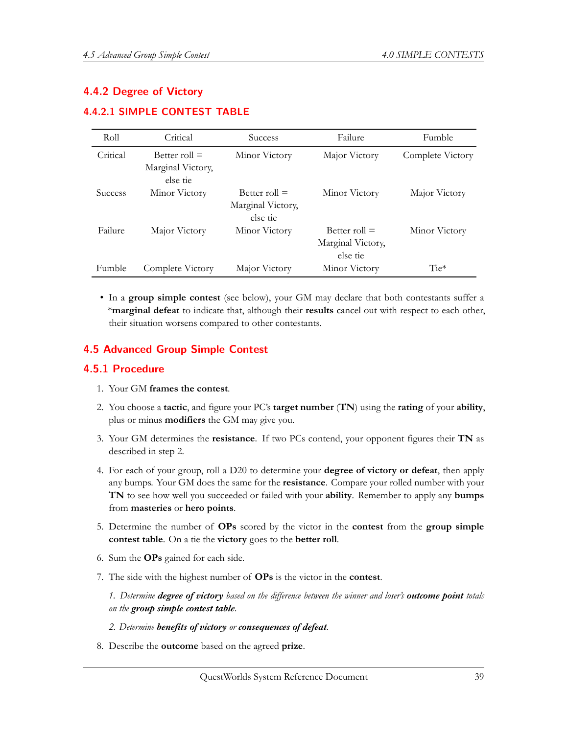### 4.4.2 Degree of Victory

#### 4.4.2.1 SIMPLE CONTEST TABLE

| Roll | Critical | Success | Failure | Fumble |
|---|---|---|---|---|
| Critical | Better roll = Marginal Victory, else tie | Minor Victory | Major Victory | Complete Victory |
| Success | Minor Victory | Better roll = Marginal Victory, else tie | Minor Victory | Major Victory |
| Failure | Major Victory | Minor Victory | Better roll = Marginal Victory, else tie | Minor Victory |
| Fumble | Complete Victory | Major Victory | Minor Victory | Tie* |

- In a **group simple contest** (see below), your GM may declare that both contestants suffer a *__marginal defeat__ to indicate that, although their **results** cancel out with respect to each other, their situation worsens compared to other contestants.

## 4.5 Advanced Group Simple Contest

### 4.5.1 Procedure

1. Your GM **frames the contest**.
2. You choose a **tactic**, and figure your PC's **target number** (**TN**) using the **rating** of your **ability**, plus or minus **modifiers** the GM may give you.
3. Your GM determines the **resistance**. If two PCs contend, your opponent figures their **TN** as described in step 2.
4. For each of your group, roll a D20 to determine your **degree of victory or defeat**, then apply any bumps. Your GM does the same for the **resistance**. Compare your rolled number with your **TN** to see how well you succeeded or failed with your **ability**. Remember to apply any **bumps** from **masteries** or **hero points**.
5. Determine the number of **OPs** scored by the victor in the **contest** from the **group simple contest table**. On a tie the **victory** goes to the **better roll**.
6. Sum the **OPs** gained for each side.
7. The side with the highest number of **OPs** is the victor in the **contest**.

   1. *Determine **degree of victory** based on the difference between the winner and loser's **outcome point** totals on the **group simple contest table**.*

   2. *Determine **benefits of victory** or **consequences of defeat**.*

8. Describe the **outcome** based on the agreed **prize**.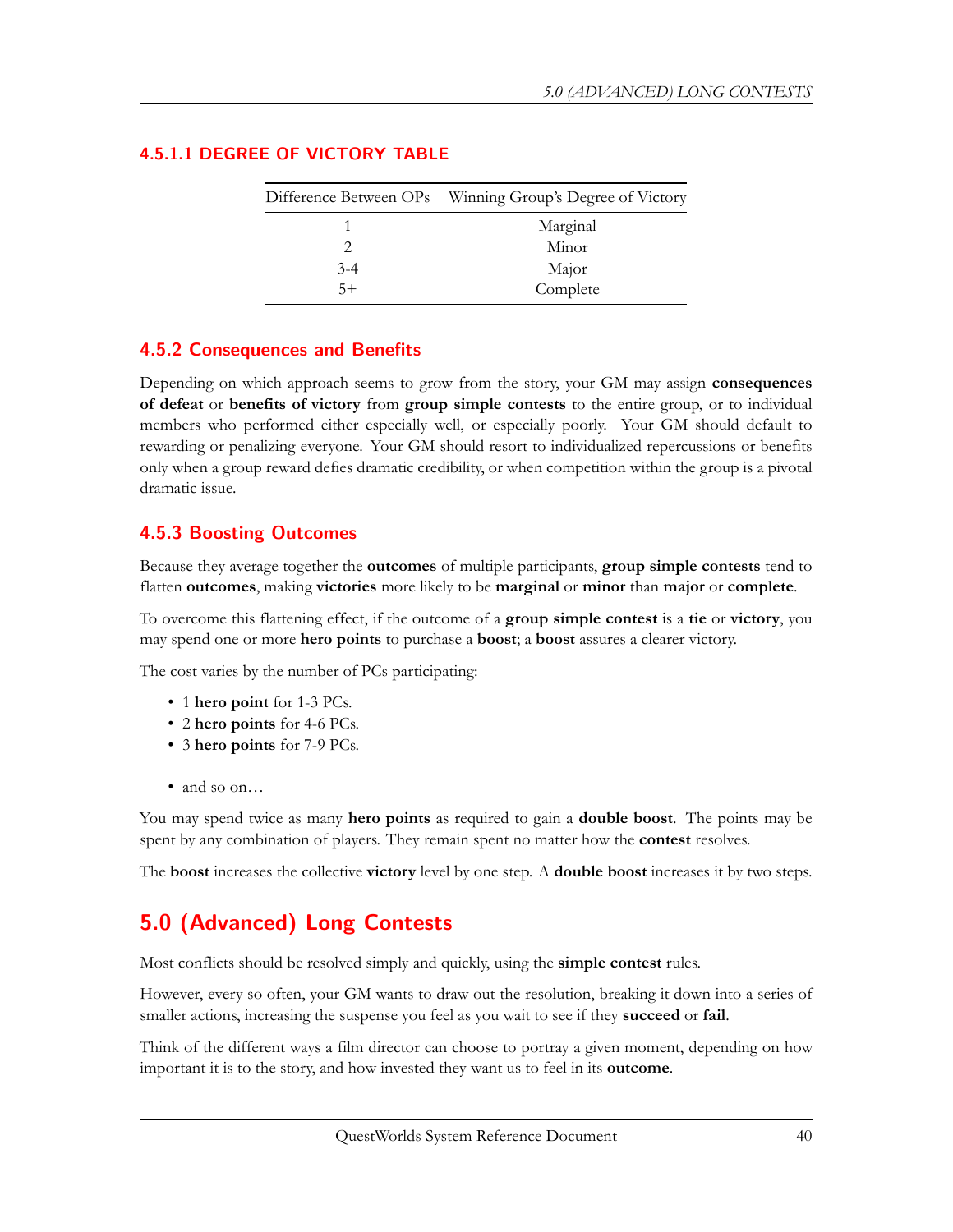#### 4.5.1.1 DEGREE OF VICTORY TABLE

| Difference Between OPs | Winning Group's Degree of Victory |
|---|---|
| 1 | Marginal |
| 2 | Minor |
| 3-4 | Major |
| 5+ | Complete |

### 4.5.2 Consequences and Benefits

Depending on which approach seems to grow from the story, your GM may assign **consequences of defeat** or **benefits of victory** from **group simple contests** to the entire group, or to individual members who performed either especially well, or especially poorly. Your GM should default to rewarding or penalizing everyone. Your GM should resort to individualized repercussions or benefits only when a group reward defies dramatic credibility, or when competition within the group is a pivotal dramatic issue.

### 4.5.3 Boosting Outcomes

Because they average together the **outcomes** of multiple participants, **group simple contests** tend to flatten **outcomes**, making **victories** more likely to be **marginal** or **minor** than **major** or **complete**.

To overcome this flattening effect, if the outcome of a **group simple contest** is a **tie** or **victory**, you may spend one or more **hero points** to purchase a **boost**; a **boost** assures a clearer victory.

The cost varies by the number of PCs participating:

- 1 **hero point** for 1-3 PCs.
- 2 **hero points** for 4-6 PCs.
- 3 **hero points** for 7-9 PCs.

- and so on…

You may spend twice as many **hero points** as required to gain a **double boost**. The points may be spent by any combination of players. They remain spent no matter how the **contest** resolves.

The **boost** increases the collective **victory** level by one step. A **double boost** increases it by two steps.

## 5.0 (Advanced) Long Contests

Most conflicts should be resolved simply and quickly, using the **simple contest** rules.

However, every so often, your GM wants to draw out the resolution, breaking it down into a series of smaller actions, increasing the suspense you feel as you wait to see if they **succeed** or **fail**.

Think of the different ways a film director can choose to portray a given moment, depending on how important it is to the story, and how invested they want us to feel in its **outcome**.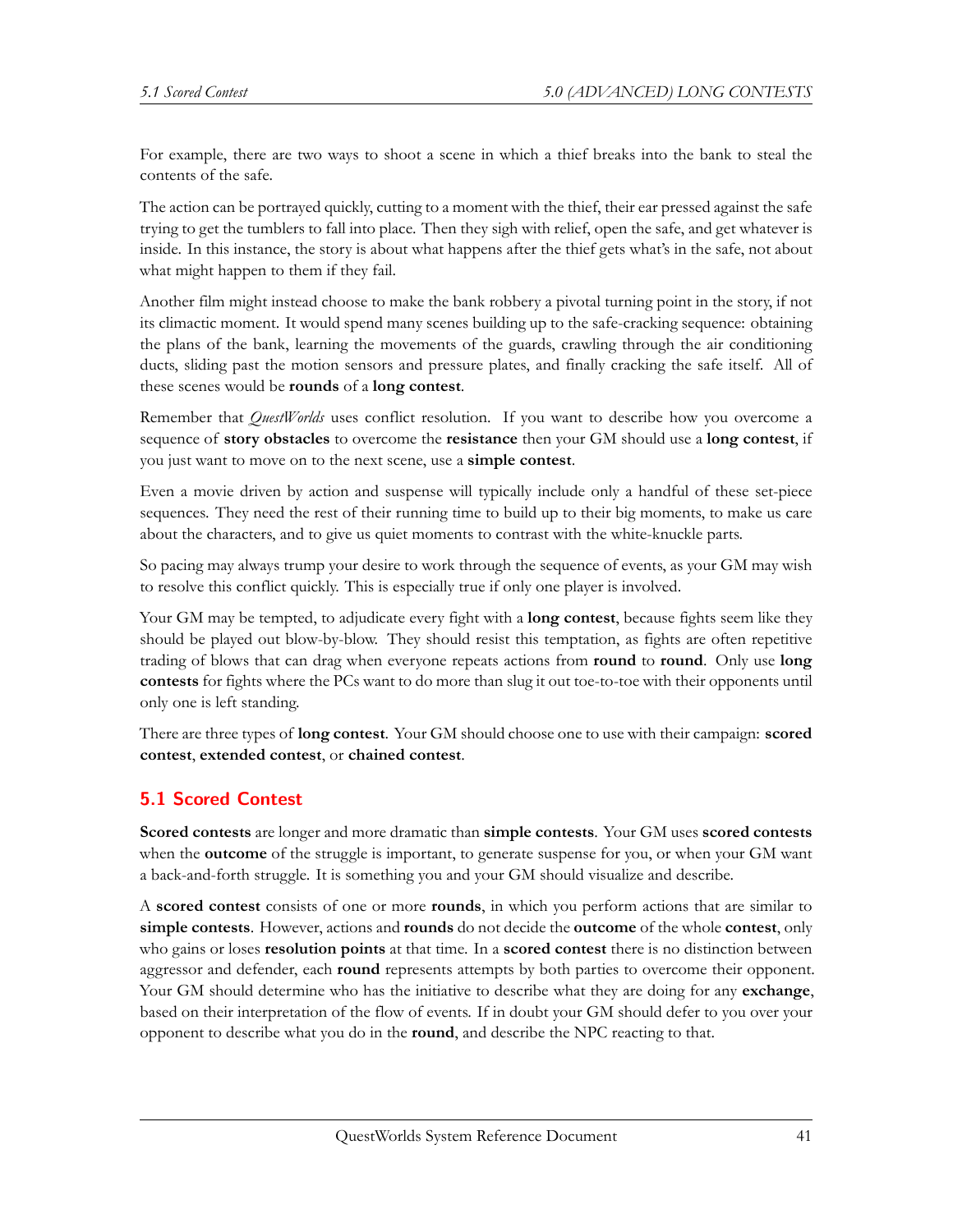For example, there are two ways to shoot a scene in which a thief breaks into the bank to steal the contents of the safe.

The action can be portrayed quickly, cutting to a moment with the thief, their ear pressed against the safe trying to get the tumblers to fall into place. Then they sigh with relief, open the safe, and get whatever is inside. In this instance, the story is about what happens after the thief gets what's in the safe, not about what might happen to them if they fail.

Another film might instead choose to make the bank robbery a pivotal turning point in the story, if not its climactic moment. It would spend many scenes building up to the safe-cracking sequence: obtaining the plans of the bank, learning the movements of the guards, crawling through the air conditioning ducts, sliding past the motion sensors and pressure plates, and finally cracking the safe itself. All of these scenes would be **rounds** of a **long contest**.

Remember that *QuestWorlds* uses conflict resolution. If you want to describe how you overcome a sequence of **story obstacles** to overcome the **resistance** then your GM should use a **long contest**, if you just want to move on to the next scene, use a **simple contest**.

Even a movie driven by action and suspense will typically include only a handful of these set-piece sequences. They need the rest of their running time to build up to their big moments, to make us care about the characters, and to give us quiet moments to contrast with the white-knuckle parts.

So pacing may always trump your desire to work through the sequence of events, as your GM may wish to resolve this conflict quickly. This is especially true if only one player is involved.

Your GM may be tempted, to adjudicate every fight with a **long contest**, because fights seem like they should be played out blow-by-blow. They should resist this temptation, as fights are often repetitive trading of blows that can drag when everyone repeats actions from **round** to **round**. Only use **long contests** for fights where the PCs want to do more than slug it out toe-to-toe with their opponents until only one is left standing.

There are three types of **long contest**. Your GM should choose one to use with their campaign: **scored contest**, **extended contest**, or **chained contest**.

## 5.1 Scored Contest

**Scored contests** are longer and more dramatic than **simple contests**. Your GM uses **scored contests** when the **outcome** of the struggle is important, to generate suspense for you, or when your GM want a back-and-forth struggle. It is something you and your GM should visualize and describe.

A **scored contest** consists of one or more **rounds**, in which you perform actions that are similar to **simple contests**. However, actions and **rounds** do not decide the **outcome** of the whole **contest**, only who gains or loses **resolution points** at that time. In a **scored contest** there is no distinction between aggressor and defender, each **round** represents attempts by both parties to overcome their opponent. Your GM should determine who has the initiative to describe what they are doing for any **exchange**, based on their interpretation of the flow of events. If in doubt your GM should defer to you over your opponent to describe what you do in the **round**, and describe the NPC reacting to that.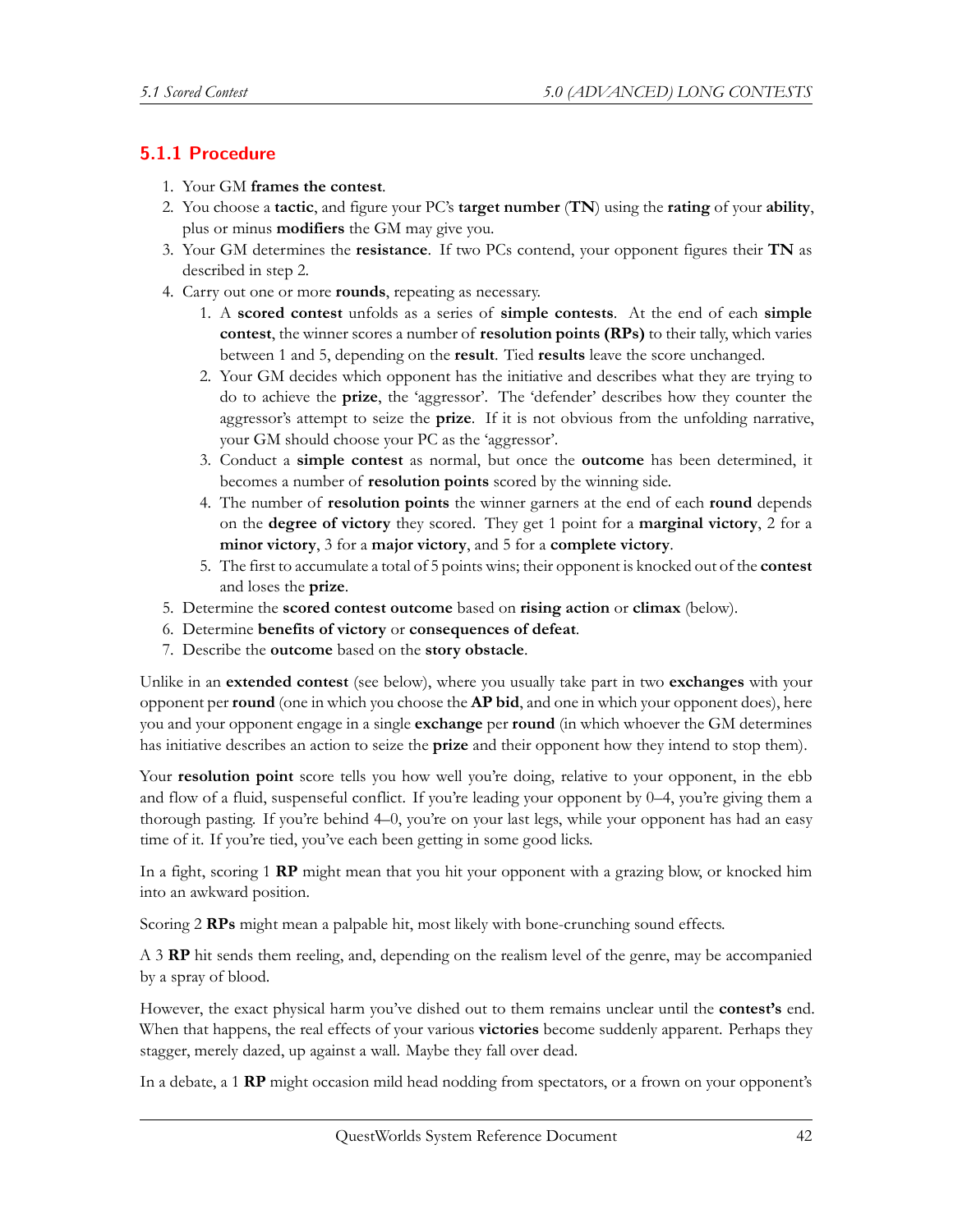### 5.1.1 Procedure

1. Your GM **frames the contest**.
2. You choose a **tactic**, and figure your PC's **target number** (**TN**) using the **rating** of your **ability**, plus or minus **modifiers** the GM may give you.
3. Your GM determines the **resistance**. If two PCs contend, your opponent figures their **TN** as described in step 2.
4. Carry out one or more **rounds**, repeating as necessary.
   1. A **scored contest** unfolds as a series of **simple contests**. At the end of each **simple contest**, the winner scores a number of **resolution points (RPs)** to their tally, which varies between 1 and 5, depending on the **result**. Tied **results** leave the score unchanged.
   2. Your GM decides which opponent has the initiative and describes what they are trying to do to achieve the **prize**, the 'aggressor'. The 'defender' describes how they counter the aggressor's attempt to seize the **prize**. If it is not obvious from the unfolding narrative, your GM should choose your PC as the 'aggressor'.
   3. Conduct a **simple contest** as normal, but once the **outcome** has been determined, it becomes a number of **resolution points** scored by the winning side.
   4. The number of **resolution points** the winner garners at the end of each **round** depends on the **degree of victory** they scored. They get 1 point for a **marginal victory**, 2 for a **minor victory**, 3 for a **major victory**, and 5 for a **complete victory**.
   5. The first to accumulate a total of 5 points wins; their opponent is knocked out of the **contest** and loses the **prize**.
5. Determine the **scored contest outcome** based on **rising action** or **climax** (below).
6. Determine **benefits of victory** or **consequences of defeat**.
7. Describe the **outcome** based on the **story obstacle**.

Unlike in an **extended contest** (see below), where you usually take part in two **exchanges** with your opponent per **round** (one in which you choose the **AP bid**, and one in which your opponent does), here you and your opponent engage in a single **exchange** per **round** (in which whoever the GM determines has initiative describes an action to seize the **prize** and their opponent how they intend to stop them).

Your **resolution point** score tells you how well you're doing, relative to your opponent, in the ebb and flow of a fluid, suspenseful conflict. If you're leading your opponent by 0–4, you're giving them a thorough pasting. If you're behind 4–0, you're on your last legs, while your opponent has had an easy time of it. If you're tied, you've each been getting in some good licks.

In a fight, scoring 1 **RP** might mean that you hit your opponent with a grazing blow, or knocked him into an awkward position.

Scoring 2 **RPs** might mean a palpable hit, most likely with bone-crunching sound effects.

A 3 **RP** hit sends them reeling, and, depending on the realism level of the genre, may be accompanied by a spray of blood.

However, the exact physical harm you've dished out to them remains unclear until the **contest's** end. When that happens, the real effects of your various **victories** become suddenly apparent. Perhaps they stagger, merely dazed, up against a wall. Maybe they fall over dead.

In a debate, a 1 **RP** might occasion mild head nodding from spectators, or a frown on your opponent's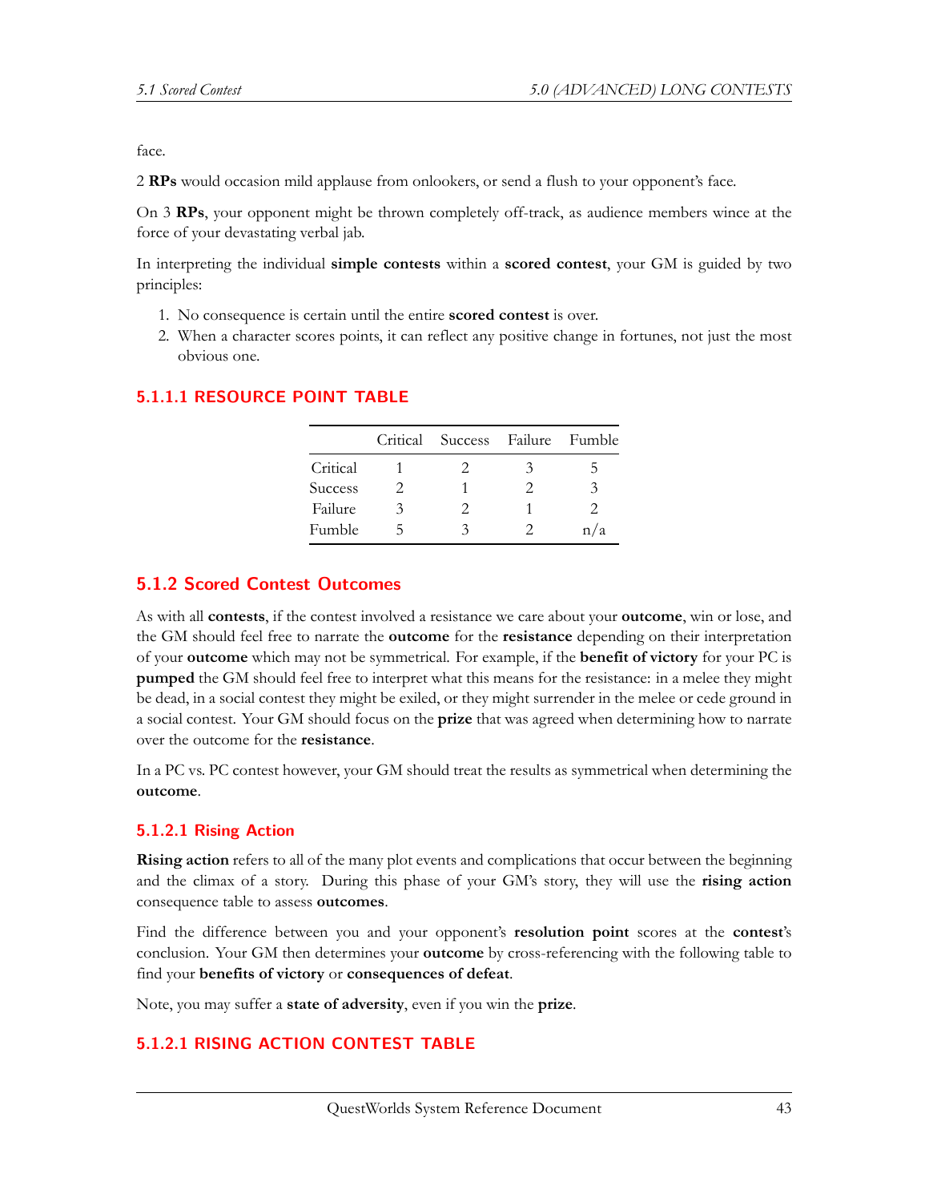face.

2 **RPs** would occasion mild applause from onlookers, or send a flush to your opponent's face.

On 3 **RPs**, your opponent might be thrown completely off-track, as audience members wince at the force of your devastating verbal jab.

In interpreting the individual **simple contests** within a **scored contest**, your GM is guided by two principles:

1. No consequence is certain until the entire **scored contest** is over.
2. When a character scores points, it can reflect any positive change in fortunes, not just the most obvious one.

#### 5.1.1.1 RESOURCE POINT TABLE

| | Critical | Success | Failure | Fumble |
|---|---|---|---|---|
| Critical | 1 | 2 | 3 | 5 |
| Success | 2 | 1 | 2 | 3 |
| Failure | 3 | 2 | 1 | 2 |
| Fumble | 5 | 3 | 2 | n/a |

### 5.1.2 Scored Contest Outcomes

As with all **contests**, if the contest involved a resistance we care about your **outcome**, win or lose, and the GM should feel free to narrate the **outcome** for the **resistance** depending on their interpretation of your **outcome** which may not be symmetrical. For example, if the **benefit of victory** for your PC is **pumped** the GM should feel free to interpret what this means for the resistance: in a melee they might be dead, in a social contest they might be exiled, or they might surrender in the melee or cede ground in a social contest. Your GM should focus on the **prize** that was agreed when determining how to narrate over the outcome for the **resistance**.

In a PC vs. PC contest however, your GM should treat the results as symmetrical when determining the **outcome**.

#### 5.1.2.1 Rising Action

**Rising action** refers to all of the many plot events and complications that occur between the beginning and the climax of a story. During this phase of your GM's story, they will use the **rising action** consequence table to assess **outcomes**.

Find the difference between you and your opponent's **resolution point** scores at the **contest**'s conclusion. Your GM then determines your **outcome** by cross-referencing with the following table to find your **benefits of victory** or **consequences of defeat**.

Note, you may suffer a **state of adversity**, even if you win the **prize**.

#### 5.1.2.1 RISING ACTION CONTEST TABLE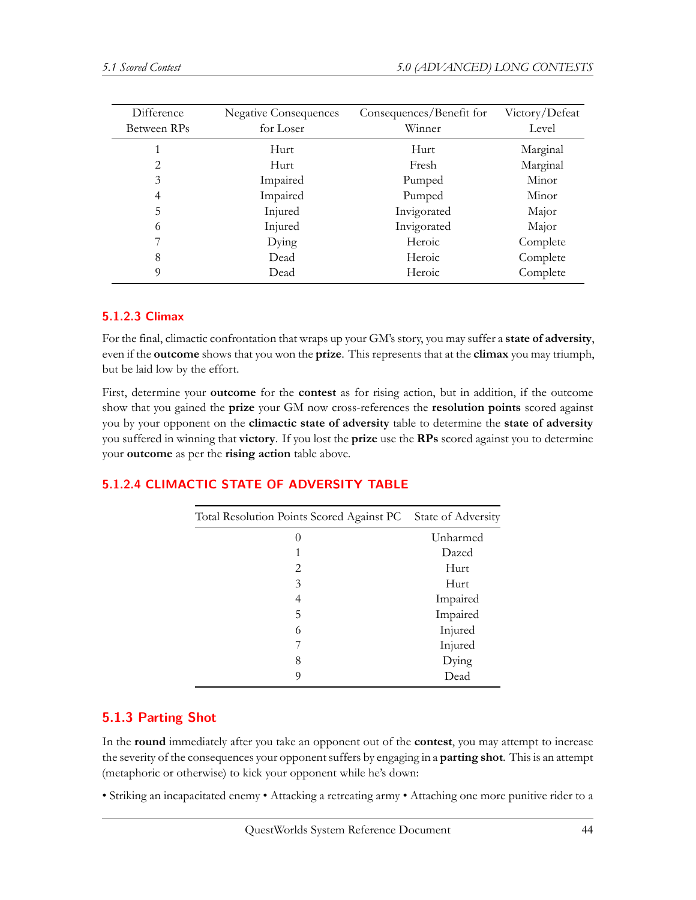| Difference Between RPs | Negative Consequences for Loser | Consequences/Benefit for Winner | Victory/Defeat Level |
|---|---|---|---|
| 1 | Hurt | Hurt | Marginal |
| 2 | Hurt | Fresh | Marginal |
| 3 | Impaired | Pumped | Minor |
| 4 | Impaired | Pumped | Minor |
| 5 | Injured | Invigorated | Major |
| 6 | Injured | Invigorated | Major |
| 7 | Dying | Heroic | Complete |
| 8 | Dead | Heroic | Complete |
| 9 | Dead | Heroic | Complete |

### 5.1.2.3 Climax

For the final, climactic confrontation that wraps up your GM's story, you may suffer a **state of adversity**, even if the **outcome** shows that you won the **prize**. This represents that at the **climax** you may triumph, but be laid low by the effort.

First, determine your **outcome** for the **contest** as for rising action, but in addition, if the outcome show that you gained the **prize** your GM now cross-references the **resolution points** scored against you by your opponent on the **climactic state of adversity** table to determine the **state of adversity** you suffered in winning that **victory**. If you lost the **prize** use the **RPs** scored against you to determine your **outcome** as per the **rising action** table above.

### 5.1.2.4 CLIMACTIC STATE OF ADVERSITY TABLE

| Total Resolution Points Scored Against PC | State of Adversity |
|---|---|
| 0 | Unharmed |
| 1 | Dazed |
| 2 | Hurt |
| 3 | Hurt |
| 4 | Impaired |
| 5 | Impaired |
| 6 | Injured |
| 7 | Injured |
| 8 | Dying |
| 9 | Dead |

## 5.1.3 Parting Shot

In the **round** immediately after you take an opponent out of the **contest**, you may attempt to increase the severity of the consequences your opponent suffers by engaging in a **parting shot**. This is an attempt (metaphoric or otherwise) to kick your opponent while he's down:

• Striking an incapacitated enemy • Attacking a retreating army • Attaching one more punitive rider to a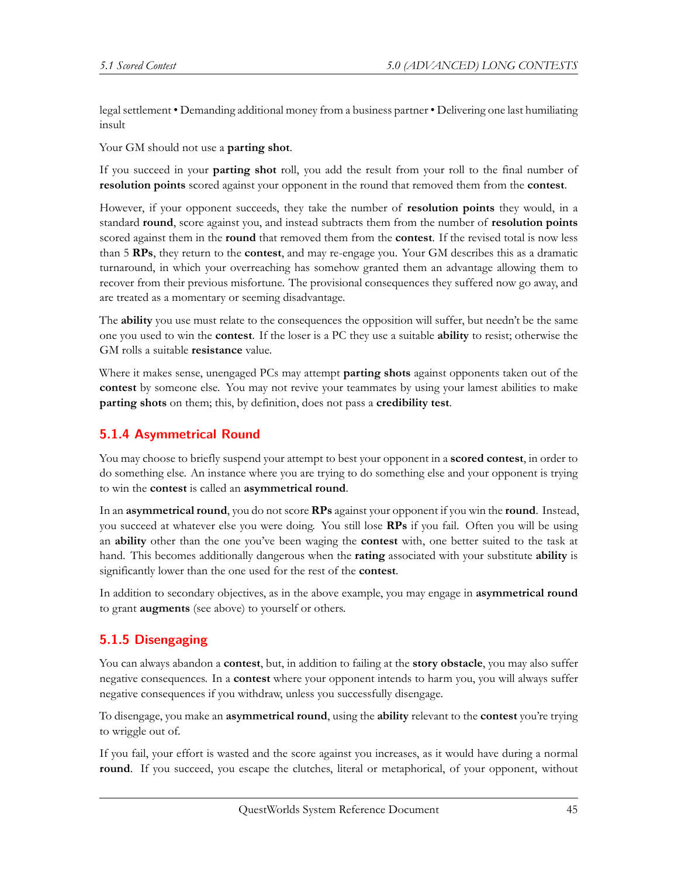legal settlement • Demanding additional money from a business partner • Delivering one last humiliating insult

Your GM should not use a **parting shot**.

If you succeed in your **parting shot** roll, you add the result from your roll to the final number of **resolution points** scored against your opponent in the round that removed them from the **contest**.

However, if your opponent succeeds, they take the number of **resolution points** they would, in a standard **round**, score against you, and instead subtracts them from the number of **resolution points** scored against them in the **round** that removed them from the **contest**. If the revised total is now less than 5 **RPs**, they return to the **contest**, and may re-engage you. Your GM describes this as a dramatic turnaround, in which your overreaching has somehow granted them an advantage allowing them to recover from their previous misfortune. The provisional consequences they suffered now go away, and are treated as a momentary or seeming disadvantage.

The **ability** you use must relate to the consequences the opposition will suffer, but needn't be the same one you used to win the **contest**. If the loser is a PC they use a suitable **ability** to resist; otherwise the GM rolls a suitable **resistance** value.

Where it makes sense, unengaged PCs may attempt **parting shots** against opponents taken out of the **contest** by someone else. You may not revive your teammates by using your lamest abilities to make **parting shots** on them; this, by definition, does not pass a **credibility test**.

### 5.1.4 Asymmetrical Round

You may choose to briefly suspend your attempt to best your opponent in a **scored contest**, in order to do something else. An instance where you are trying to do something else and your opponent is trying to win the **contest** is called an **asymmetrical round**.

In an **asymmetrical round**, you do not score **RPs** against your opponent if you win the **round**. Instead, you succeed at whatever else you were doing. You still lose **RPs** if you fail. Often you will be using an **ability** other than the one you've been waging the **contest** with, one better suited to the task at hand. This becomes additionally dangerous when the **rating** associated with your substitute **ability** is significantly lower than the one used for the rest of the **contest**.

In addition to secondary objectives, as in the above example, you may engage in **asymmetrical round** to grant **augments** (see above) to yourself or others.

### 5.1.5 Disengaging

You can always abandon a **contest**, but, in addition to failing at the **story obstacle**, you may also suffer negative consequences. In a **contest** where your opponent intends to harm you, you will always suffer negative consequences if you withdraw, unless you successfully disengage.

To disengage, you make an **asymmetrical round**, using the **ability** relevant to the **contest** you're trying to wriggle out of.

If you fail, your effort is wasted and the score against you increases, as it would have during a normal **round**. If you succeed, you escape the clutches, literal or metaphorical, of your opponent, without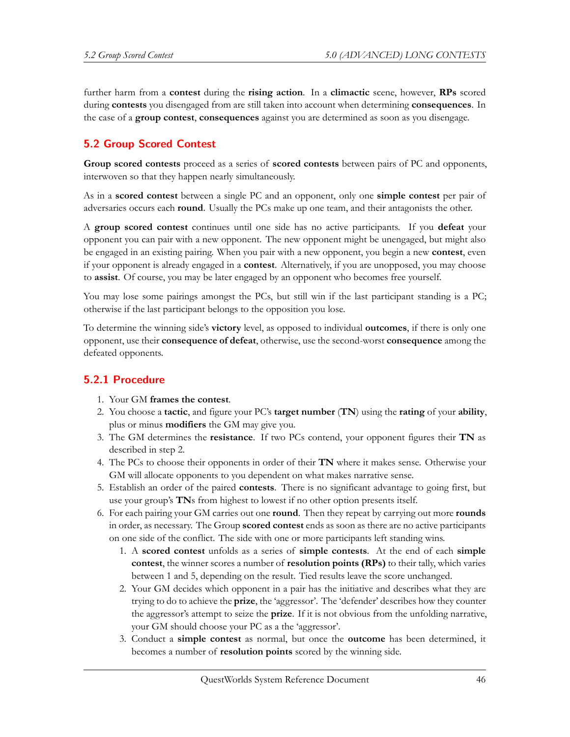further harm from a **contest** during the **rising action**. In a **climactic** scene, however, **RPs** scored during **contests** you disengaged from are still taken into account when determining **consequences**. In the case of a **group contest**, **consequences** against you are determined as soon as you disengage.

## 5.2 Group Scored Contest

**Group scored contests** proceed as a series of **scored contests** between pairs of PC and opponents, interwoven so that they happen nearly simultaneously.

As in a **scored contest** between a single PC and an opponent, only one **simple contest** per pair of adversaries occurs each **round**. Usually the PCs make up one team, and their antagonists the other.

A **group scored contest** continues until one side has no active participants. If you **defeat** your opponent you can pair with a new opponent. The new opponent might be unengaged, but might also be engaged in an existing pairing. When you pair with a new opponent, you begin a new **contest**, even if your opponent is already engaged in a **contest**. Alternatively, if you are unopposed, you may choose to **assist**. Of course, you may be later engaged by an opponent who becomes free yourself.

You may lose some pairings amongst the PCs, but still win if the last participant standing is a PC; otherwise if the last participant belongs to the opposition you lose.

To determine the winning side's **victory** level, as opposed to individual **outcomes**, if there is only one opponent, use their **consequence of defeat**, otherwise, use the second-worst **consequence** among the defeated opponents.

### 5.2.1 Procedure

1. Your GM **frames the contest**.
2. You choose a **tactic**, and figure your PC's **target number** (**TN**) using the **rating** of your **ability**, plus or minus **modifiers** the GM may give you.
3. The GM determines the **resistance**. If two PCs contend, your opponent figures their **TN** as described in step 2.
4. The PCs to choose their opponents in order of their **TN** where it makes sense. Otherwise your GM will allocate opponents to you dependent on what makes narrative sense.
5. Establish an order of the paired **contests**. There is no significant advantage to going first, but use your group's **TN**s from highest to lowest if no other option presents itself.
6. For each pairing your GM carries out one **round**. Then they repeat by carrying out more **rounds** in order, as necessary. The Group **scored contest** ends as soon as there are no active participants on one side of the conflict. The side with one or more participants left standing wins.
   1. A **scored contest** unfolds as a series of **simple contests**. At the end of each **simple contest**, the winner scores a number of **resolution points (RPs)** to their tally, which varies between 1 and 5, depending on the result. Tied results leave the score unchanged.
   2. Your GM decides which opponent in a pair has the initiative and describes what they are trying to do to achieve the **prize**, the 'aggressor'. The 'defender' describes how they counter the aggressor's attempt to seize the **prize**. If it is not obvious from the unfolding narrative, your GM should choose your PC as a the 'aggressor'.
   3. Conduct a **simple contest** as normal, but once the **outcome** has been determined, it becomes a number of **resolution points** scored by the winning side.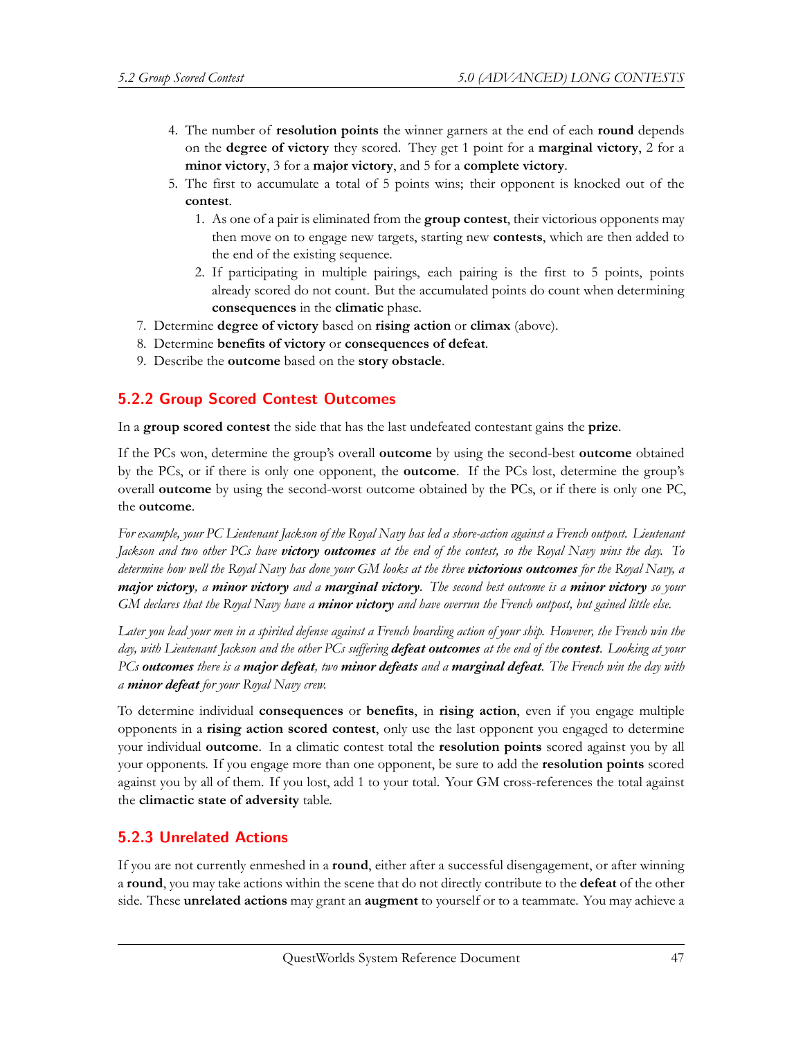4. The number of **resolution points** the winner garners at the end of each **round** depends on the **degree of victory** they scored. They get 1 point for a **marginal victory**, 2 for a **minor victory**, 3 for a **major victory**, and 5 for a **complete victory**.
5. The first to accumulate a total of 5 points wins; their opponent is knocked out of the **contest**.
   1. As one of a pair is eliminated from the **group contest**, their victorious opponents may then move on to engage new targets, starting new **contests**, which are then added to the end of the existing sequence.
   2. If participating in multiple pairings, each pairing is the first to 5 points, points already scored do not count. But the accumulated points do count when determining **consequences** in the **climatic** phase.

7. Determine **degree of victory** based on **rising action** or **climax** (above).
8. Determine **benefits of victory** or **consequences of defeat**.
9. Describe the **outcome** based on the **story obstacle**.

### 5.2.2 Group Scored Contest Outcomes

In a **group scored contest** the side that has the last undefeated contestant gains the **prize**.

If the PCs won, determine the group's overall **outcome** by using the second-best **outcome** obtained by the PCs, or if there is only one opponent, the **outcome**. If the PCs lost, determine the group's overall **outcome** by using the second-worst outcome obtained by the PCs, or if there is only one PC, the **outcome**.

*For example, your PC Lieutenant Jackson of the Royal Navy has led a shore-action against a French outpost. Lieutenant Jackson and two other PCs have **victory outcomes** at the end of the contest, so the Royal Navy wins the day. To determine how well the Royal Navy has done your GM looks at the three **victorious outcomes** for the Royal Navy, a **major victory**, a **minor victory** and a **marginal victory**. The second best outcome is a **minor victory** so your GM declares that the Royal Navy have a **minor victory** and have overrun the French outpost, but gained little else.*

*Later you lead your men in a spirited defense against a French boarding action of your ship. However, the French win the day, with Lieutenant Jackson and the other PCs suffering **defeat outcomes** at the end of the **contest**. Looking at your PCs **outcomes** there is a **major defeat**, two **minor defeats** and a **marginal defeat**. The French win the day with a **minor defeat** for your Royal Navy crew.*

To determine individual **consequences** or **benefits**, in **rising action**, even if you engage multiple opponents in a **rising action scored contest**, only use the last opponent you engaged to determine your individual **outcome**. In a climatic contest total the **resolution points** scored against you by all your opponents. If you engage more than one opponent, be sure to add the **resolution points** scored against you by all of them. If you lost, add 1 to your total. Your GM cross-references the total against the **climactic state of adversity** table.

### 5.2.3 Unrelated Actions

If you are not currently enmeshed in a **round**, either after a successful disengagement, or after winning a **round**, you may take actions within the scene that do not directly contribute to the **defeat** of the other side. These **unrelated actions** may grant an **augment** to yourself or to a teammate. You may achieve a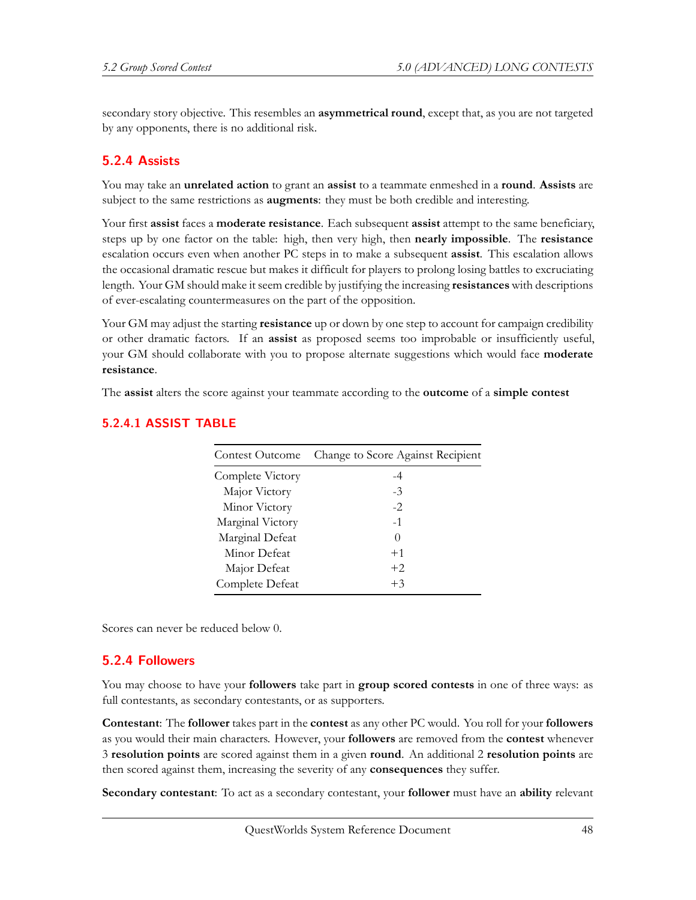secondary story objective. This resembles an **asymmetrical round**, except that, as you are not targeted by any opponents, there is no additional risk.

## 5.2.4 Assists

You may take an **unrelated action** to grant an **assist** to a teammate enmeshed in a **round**. **Assists** are subject to the same restrictions as **augments**: they must be both credible and interesting.

Your first **assist** faces a **moderate resistance**. Each subsequent **assist** attempt to the same beneficiary, steps up by one factor on the table: high, then very high, then **nearly impossible**. The **resistance** escalation occurs even when another PC steps in to make a subsequent **assist**. This escalation allows the occasional dramatic rescue but makes it difficult for players to prolong losing battles to excruciating length. Your GM should make it seem credible by justifying the increasing **resistances** with descriptions of ever-escalating countermeasures on the part of the opposition.

Your GM may adjust the starting **resistance** up or down by one step to account for campaign credibility or other dramatic factors. If an **assist** as proposed seems too improbable or insufficiently useful, your GM should collaborate with you to propose alternate suggestions which would face **moderate resistance**.

The **assist** alters the score against your teammate according to the **outcome** of a **simple contest**

### 5.2.4.1 ASSIST TABLE

| Contest Outcome | Change to Score Against Recipient |
|---|---|
| Complete Victory | -4 |
| Major Victory | -3 |
| Minor Victory | -2 |
| Marginal Victory | -1 |
| Marginal Defeat | 0 |
| Minor Defeat | +1 |
| Major Defeat | +2 |
| Complete Defeat | +3 |

Scores can never be reduced below 0.

## 5.2.4 Followers

You may choose to have your **followers** take part in **group scored contests** in one of three ways: as full contestants, as secondary contestants, or as supporters.

**Contestant**: The **follower** takes part in the **contest** as any other PC would. You roll for your **followers** as you would their main characters. However, your **followers** are removed from the **contest** whenever 3 **resolution points** are scored against them in a given **round**. An additional 2 **resolution points** are then scored against them, increasing the severity of any **consequences** they suffer.

**Secondary contestant**: To act as a secondary contestant, your **follower** must have an **ability** relevant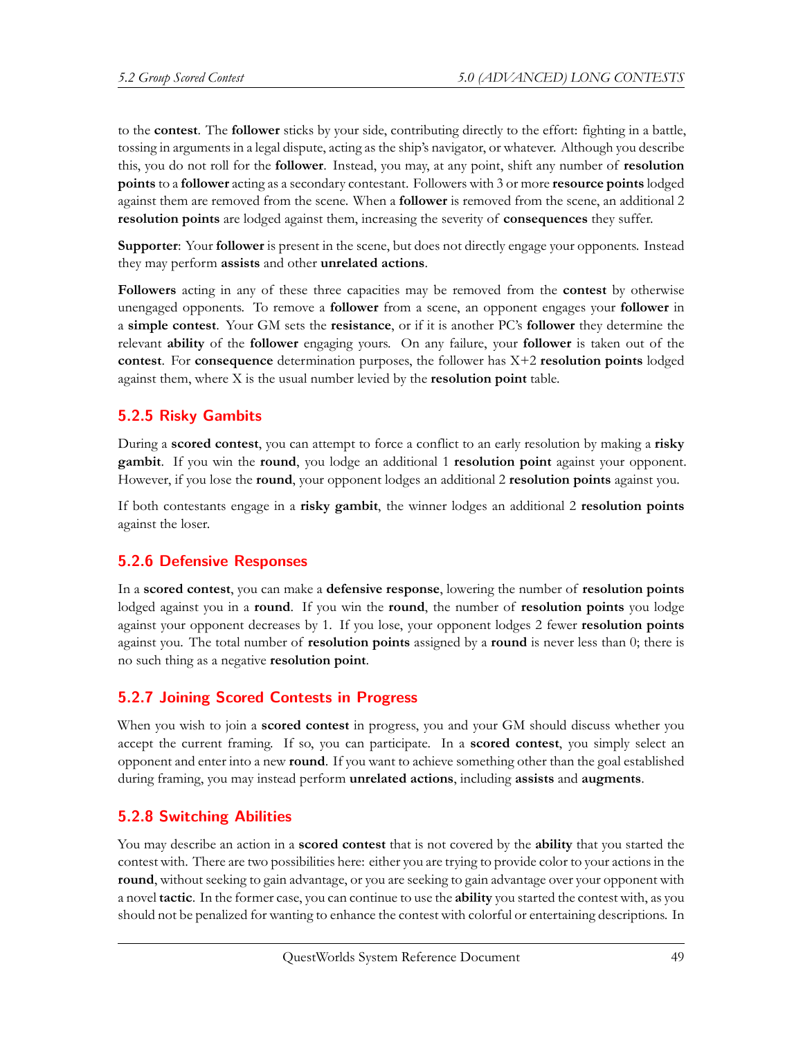to the **contest**. The **follower** sticks by your side, contributing directly to the effort: fighting in a battle, tossing in arguments in a legal dispute, acting as the ship's navigator, or whatever. Although you describe this, you do not roll for the **follower**. Instead, you may, at any point, shift any number of **resolution points** to a **follower** acting as a secondary contestant. Followers with 3 or more **resource points** lodged against them are removed from the scene. When a **follower** is removed from the scene, an additional 2 **resolution points** are lodged against them, increasing the severity of **consequences** they suffer.

**Supporter**: Your **follower** is present in the scene, but does not directly engage your opponents. Instead they may perform **assists** and other **unrelated actions**.

**Followers** acting in any of these three capacities may be removed from the **contest** by otherwise unengaged opponents. To remove a **follower** from a scene, an opponent engages your **follower** in a **simple contest**. Your GM sets the **resistance**, or if it is another PC's **follower** they determine the relevant **ability** of the **follower** engaging yours. On any failure, your **follower** is taken out of the **contest**. For **consequence** determination purposes, the follower has X+2 **resolution points** lodged against them, where X is the usual number levied by the **resolution point** table.

### 5.2.5 Risky Gambits

During a **scored contest**, you can attempt to force a conflict to an early resolution by making a **risky gambit**. If you win the **round**, you lodge an additional 1 **resolution point** against your opponent. However, if you lose the **round**, your opponent lodges an additional 2 **resolution points** against you.

If both contestants engage in a **risky gambit**, the winner lodges an additional 2 **resolution points** against the loser.

### 5.2.6 Defensive Responses

In a **scored contest**, you can make a **defensive response**, lowering the number of **resolution points** lodged against you in a **round**. If you win the **round**, the number of **resolution points** you lodge against your opponent decreases by 1. If you lose, your opponent lodges 2 fewer **resolution points** against you. The total number of **resolution points** assigned by a **round** is never less than 0; there is no such thing as a negative **resolution point**.

### 5.2.7 Joining Scored Contests in Progress

When you wish to join a **scored contest** in progress, you and your GM should discuss whether you accept the current framing. If so, you can participate. In a **scored contest**, you simply select an opponent and enter into a new **round**. If you want to achieve something other than the goal established during framing, you may instead perform **unrelated actions**, including **assists** and **augments**.

### 5.2.8 Switching Abilities

You may describe an action in a **scored contest** that is not covered by the **ability** that you started the contest with. There are two possibilities here: either you are trying to provide color to your actions in the **round**, without seeking to gain advantage, or you are seeking to gain advantage over your opponent with a novel **tactic**. In the former case, you can continue to use the **ability** you started the contest with, as you should not be penalized for wanting to enhance the contest with colorful or entertaining descriptions. In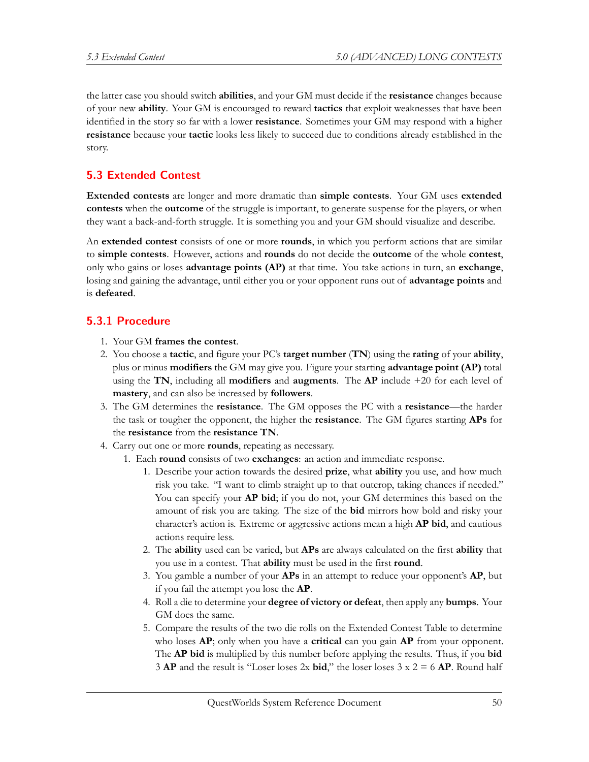the latter case you should switch **abilities**, and your GM must decide if the **resistance** changes because of your new **ability**. Your GM is encouraged to reward **tactics** that exploit weaknesses that have been identified in the story so far with a lower **resistance**. Sometimes your GM may respond with a higher **resistance** because your **tactic** looks less likely to succeed due to conditions already established in the story.

## 5.3 Extended Contest

**Extended contests** are longer and more dramatic than **simple contests**. Your GM uses **extended contests** when the **outcome** of the struggle is important, to generate suspense for the players, or when they want a back-and-forth struggle. It is something you and your GM should visualize and describe.

An **extended contest** consists of one or more **rounds**, in which you perform actions that are similar to **simple contests**. However, actions and **rounds** do not decide the **outcome** of the whole **contest**, only who gains or loses **advantage points (AP)** at that time. You take actions in turn, an **exchange**, losing and gaining the advantage, until either you or your opponent runs out of **advantage points** and is **defeated**.

### 5.3.1 Procedure

1. Your GM **frames the contest**.
2. You choose a **tactic**, and figure your PC's **target number** (**TN**) using the **rating** of your **ability**, plus or minus **modifiers** the GM may give you. Figure your starting **advantage point (AP)** total using the **TN**, including all **modifiers** and **augments**. The **AP** include +20 for each level of **mastery**, and can also be increased by **followers**.
3. The GM determines the **resistance**. The GM opposes the PC with a **resistance**—the harder the task or tougher the opponent, the higher the **resistance**. The GM figures starting **APs** for the **resistance** from the **resistance TN**.
4. Carry out one or more **rounds**, repeating as necessary.
   1. Each **round** consists of two **exchanges**: an action and immediate response.
      1. Describe your action towards the desired **prize**, what **ability** you use, and how much risk you take. "I want to climb straight up to that outcrop, taking chances if needed." You can specify your **AP bid**; if you do not, your GM determines this based on the amount of risk you are taking. The size of the **bid** mirrors how bold and risky your character's action is. Extreme or aggressive actions mean a high **AP bid**, and cautious actions require less.
      2. The **ability** used can be varied, but **APs** are always calculated on the first **ability** that you use in a contest. That **ability** must be used in the first **round**.
      3. You gamble a number of your **APs** in an attempt to reduce your opponent's **AP**, but if you fail the attempt you lose the **AP**.
      4. Roll a die to determine your **degree of victory or defeat**, then apply any **bumps**. Your GM does the same.
      5. Compare the results of the two die rolls on the Extended Contest Table to determine who loses **AP**; only when you have a **critical** can you gain **AP** from your opponent. The **AP bid** is multiplied by this number before applying the results. Thus, if you **bid** 3 **AP** and the result is "Loser loses 2x **bid**," the loser loses 3 x 2 = 6 **AP**. Round half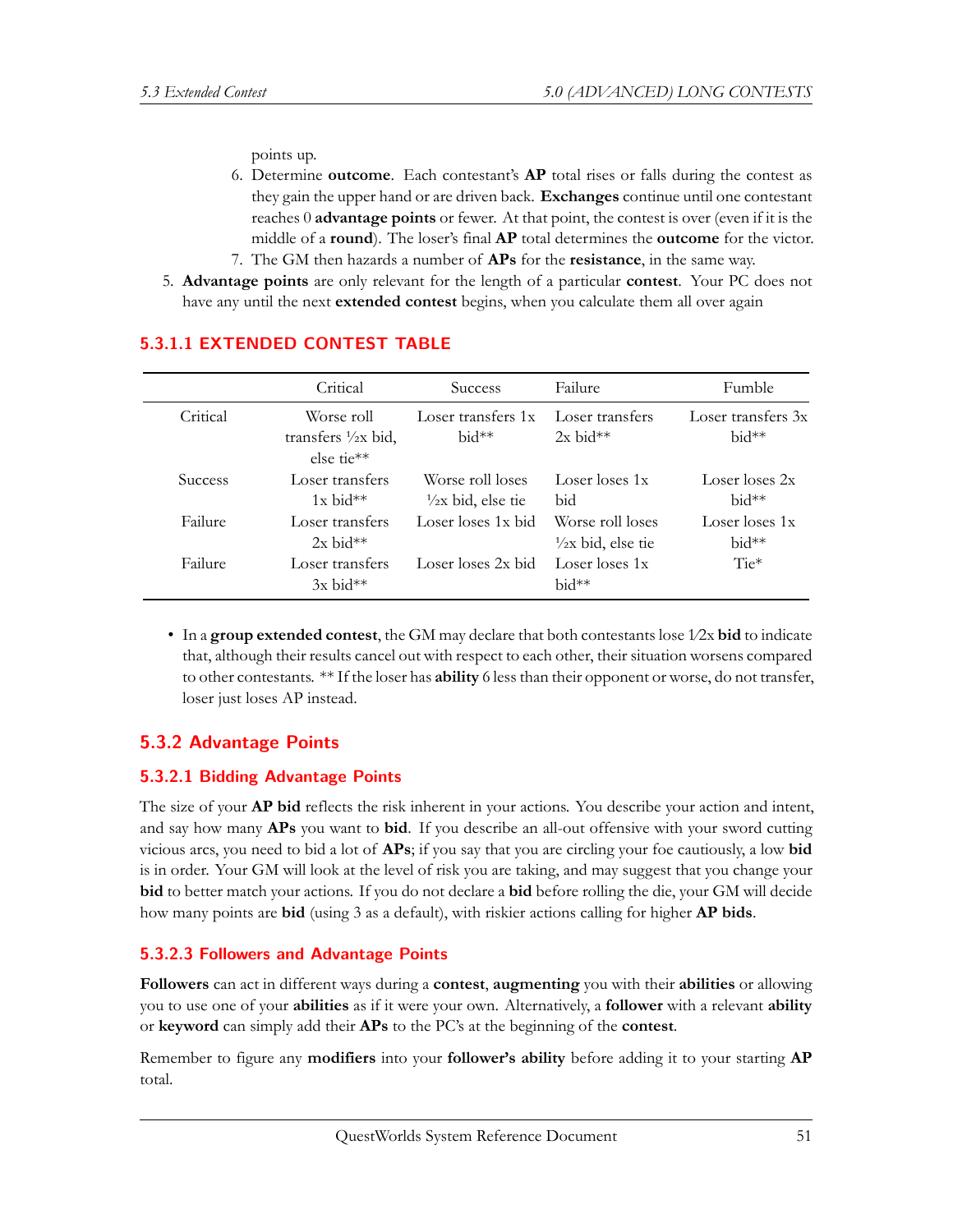points up.

6. Determine **outcome**. Each contestant's **AP** total rises or falls during the contest as they gain the upper hand or are driven back. **Exchanges** continue until one contestant reaches 0 **advantage points** or fewer. At that point, the contest is over (even if it is the middle of a **round**). The loser's final **AP** total determines the **outcome** for the victor.
7. The GM then hazards a number of **APs** for the **resistance**, in the same way.

5. **Advantage points** are only relevant for the length of a particular **contest**. Your PC does not have any until the next **extended contest** begins, when you calculate them all over again

#### 5.3.1.1 EXTENDED CONTEST TABLE

| | Critical | Success | Failure | Fumble |
|---|---|---|---|---|
| Critical | Worse roll transfers ½x bid, else tie** | Loser transfers 1x bid** | Loser transfers 2x bid** | Loser transfers 3x bid** |
| Success | Loser transfers 1x bid** | Worse roll loses ½x bid, else tie | Loser loses 1x bid | Loser loses 2x bid** |
| Failure | Loser transfers 2x bid** | Loser loses 1x bid | Worse roll loses ½x bid, else tie | Loser loses 1x bid** |
| Failure | Loser transfers 3x bid** | Loser loses 2x bid | Loser loses 1x bid** | Tie* |

- In a **group extended contest**, the GM may declare that both contestants lose 1/2x **bid** to indicate that, although their results cancel out with respect to each other, their situation worsens compared to other contestants. ** If the loser has **ability** 6 less than their opponent or worse, do not transfer, loser just loses AP instead.

### 5.3.2 Advantage Points

#### 5.3.2.1 Bidding Advantage Points

The size of your **AP bid** reflects the risk inherent in your actions. You describe your action and intent, and say how many **APs** you want to **bid**. If you describe an all-out offensive with your sword cutting vicious arcs, you need to bid a lot of **APs**; if you say that you are circling your foe cautiously, a low **bid** is in order. Your GM will look at the level of risk you are taking, and may suggest that you change your **bid** to better match your actions. If you do not declare a **bid** before rolling the die, your GM will decide how many points are **bid** (using 3 as a default), with riskier actions calling for higher **AP bids**.

#### 5.3.2.3 Followers and Advantage Points

**Followers** can act in different ways during a **contest**, **augmenting** you with their **abilities** or allowing you to use one of your **abilities** as if it were your own. Alternatively, a **follower** with a relevant **ability** or **keyword** can simply add their **APs** to the PC's at the beginning of the **contest**.

Remember to figure any **modifiers** into your **follower's ability** before adding it to your starting **AP** total.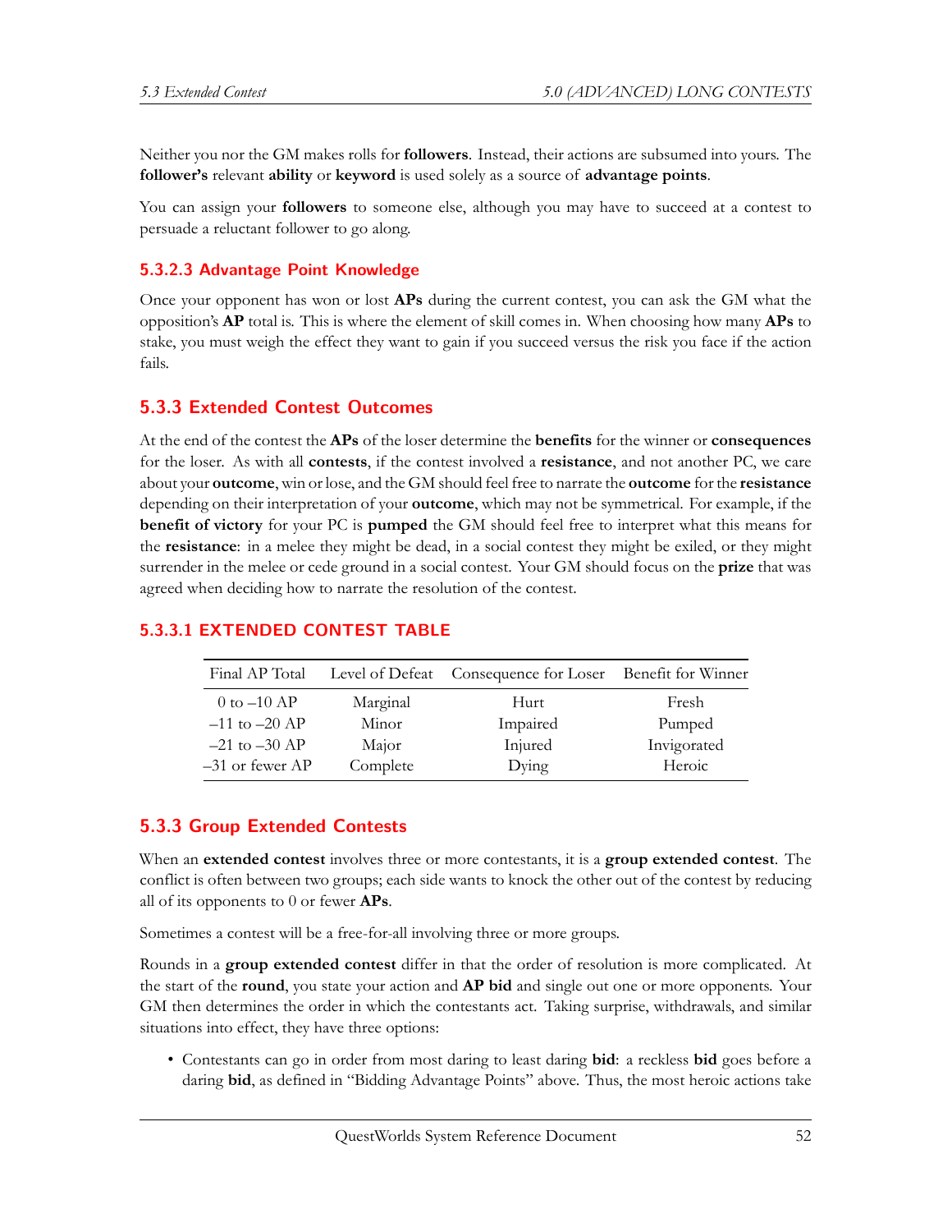Neither you nor the GM makes rolls for **followers**. Instead, their actions are subsumed into yours. The **follower's** relevant **ability** or **keyword** is used solely as a source of **advantage points**.

You can assign your **followers** to someone else, although you may have to succeed at a contest to persuade a reluctant follower to go along.

#### 5.3.2.3 Advantage Point Knowledge

Once your opponent has won or lost **APs** during the current contest, you can ask the GM what the opposition's **AP** total is. This is where the element of skill comes in. When choosing how many **APs** to stake, you must weigh the effect they want to gain if you succeed versus the risk you face if the action fails.

### 5.3.3 Extended Contest Outcomes

At the end of the contest the **APs** of the loser determine the **benefits** for the winner or **consequences** for the loser. As with all **contests**, if the contest involved a **resistance**, and not another PC, we care about your **outcome**, win or lose, and the GM should feel free to narrate the **outcome** for the **resistance** depending on their interpretation of your **outcome**, which may not be symmetrical. For example, if the **benefit of victory** for your PC is **pumped** the GM should feel free to interpret what this means for the **resistance**: in a melee they might be dead, in a social contest they might be exiled, or they might surrender in the melee or cede ground in a social contest. Your GM should focus on the **prize** that was agreed when deciding how to narrate the resolution of the contest.

#### 5.3.3.1 EXTENDED CONTEST TABLE

| Final AP Total | Level of Defeat | Consequence for Loser | Benefit for Winner |
|---|---|---|---|
| 0 to –10 AP | Marginal | Hurt | Fresh |
| –11 to –20 AP | Minor | Impaired | Pumped |
| –21 to –30 AP | Major | Injured | Invigorated |
| –31 or fewer AP | Complete | Dying | Heroic |

### 5.3.3 Group Extended Contests

When an **extended contest** involves three or more contestants, it is a **group extended contest**. The conflict is often between two groups; each side wants to knock the other out of the contest by reducing all of its opponents to 0 or fewer **APs**.

Sometimes a contest will be a free-for-all involving three or more groups.

Rounds in a **group extended contest** differ in that the order of resolution is more complicated. At the start of the **round**, you state your action and **AP bid** and single out one or more opponents. Your GM then determines the order in which the contestants act. Taking surprise, withdrawals, and similar situations into effect, they have three options:

- Contestants can go in order from most daring to least daring **bid**: a reckless **bid** goes before a daring **bid**, as defined in "Bidding Advantage Points" above. Thus, the most heroic actions take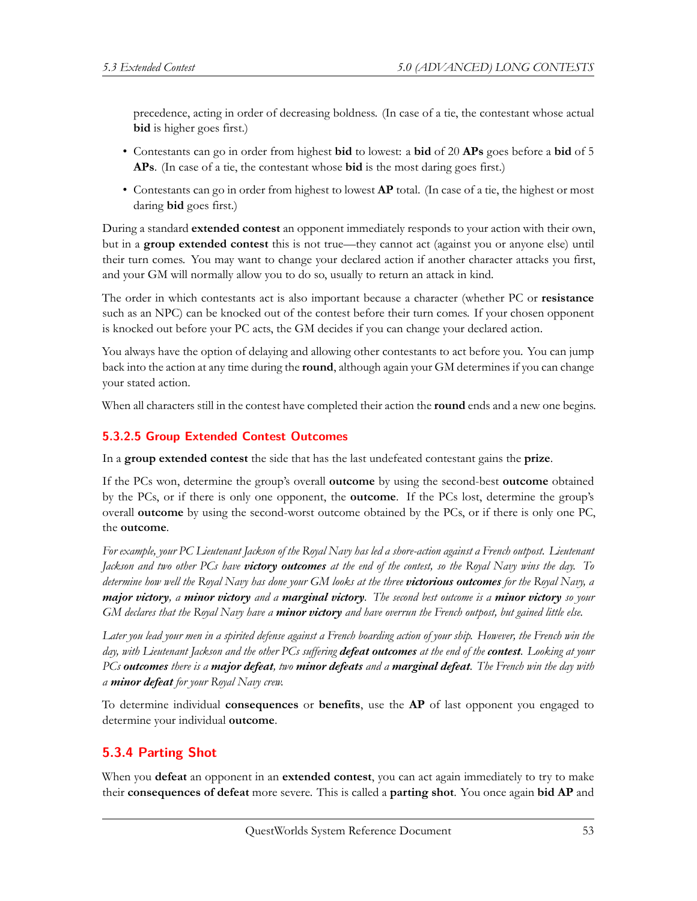precedence, acting in order of decreasing boldness. (In case of a tie, the contestant whose actual **bid** is higher goes first.)

- Contestants can go in order from highest **bid** to lowest: a **bid** of 20 **APs** goes before a **bid** of 5 **APs**. (In case of a tie, the contestant whose **bid** is the most daring goes first.)
- Contestants can go in order from highest to lowest **AP** total. (In case of a tie, the highest or most daring **bid** goes first.)

During a standard **extended contest** an opponent immediately responds to your action with their own, but in a **group extended contest** this is not true—they cannot act (against you or anyone else) until their turn comes. You may want to change your declared action if another character attacks you first, and your GM will normally allow you to do so, usually to return an attack in kind.

The order in which contestants act is also important because a character (whether PC or **resistance** such as an NPC) can be knocked out of the contest before their turn comes. If your chosen opponent is knocked out before your PC acts, the GM decides if you can change your declared action.

You always have the option of delaying and allowing other contestants to act before you. You can jump back into the action at any time during the **round**, although again your GM determines if you can change your stated action.

When all characters still in the contest have completed their action the **round** ends and a new one begins.

### 5.3.2.5 Group Extended Contest Outcomes

In a **group extended contest** the side that has the last undefeated contestant gains the **prize**.

If the PCs won, determine the group's overall **outcome** by using the second-best **outcome** obtained by the PCs, or if there is only one opponent, the **outcome**. If the PCs lost, determine the group's overall **outcome** by using the second-worst outcome obtained by the PCs, or if there is only one PC, the **outcome**.

*For example, your PC Lieutenant Jackson of the Royal Navy has led a shore-action against a French outpost. Lieutenant Jackson and two other PCs have* ***victory outcomes*** *at the end of the contest, so the Royal Navy wins the day. To determine how well the Royal Navy has done your GM looks at the three* ***victorious outcomes*** *for the Royal Navy, a* ***major victory****, a* ***minor victory*** *and a* ***marginal victory****. The second best outcome is a* ***minor victory*** *so your GM declares that the Royal Navy have a* ***minor victory*** *and have overrun the French outpost, but gained little else.*

*Later you lead your men in a spirited defense against a French boarding action of your ship. However, the French win the day, with Lieutenant Jackson and the other PCs suffering* ***defeat outcomes*** *at the end of the* ***contest****. Looking at your PCs* ***outcomes*** *there is a* ***major defeat****, two* ***minor defeats*** *and a* ***marginal defeat****. The French win the day with a* ***minor defeat*** *for your Royal Navy crew.*

To determine individual **consequences** or **benefits**, use the **AP** of last opponent you engaged to determine your individual **outcome**.

## 5.3.4 Parting Shot

When you **defeat** an opponent in an **extended contest**, you can act again immediately to try to make their **consequences of defeat** more severe. This is called a **parting shot**. You once again **bid AP** and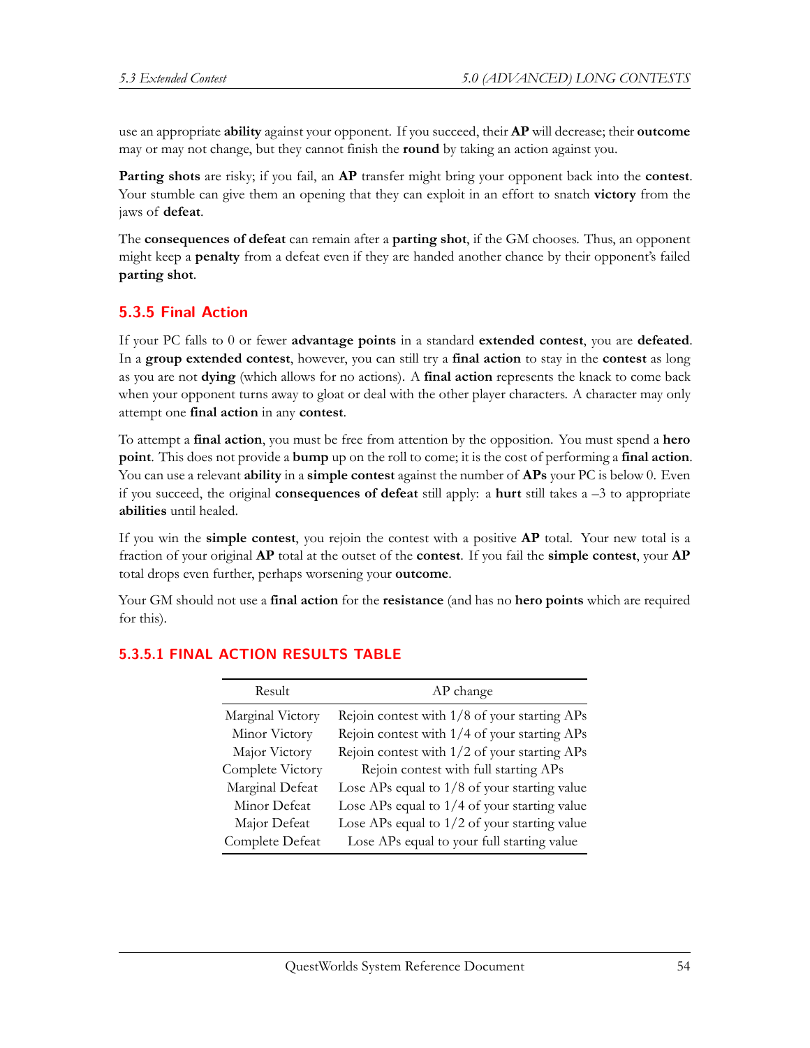use an appropriate **ability** against your opponent. If you succeed, their **AP** will decrease; their **outcome** may or may not change, but they cannot finish the **round** by taking an action against you.

**Parting shots** are risky; if you fail, an **AP** transfer might bring your opponent back into the **contest**. Your stumble can give them an opening that they can exploit in an effort to snatch **victory** from the jaws of **defeat**.

The **consequences of defeat** can remain after a **parting shot**, if the GM chooses. Thus, an opponent might keep a **penalty** from a defeat even if they are handed another chance by their opponent's failed **parting shot**.

### 5.3.5 Final Action

If your PC falls to 0 or fewer **advantage points** in a standard **extended contest**, you are **defeated**. In a **group extended contest**, however, you can still try a **final action** to stay in the **contest** as long as you are not **dying** (which allows for no actions). A **final action** represents the knack to come back when your opponent turns away to gloat or deal with the other player characters. A character may only attempt one **final action** in any **contest**.

To attempt a **final action**, you must be free from attention by the opposition. You must spend a **hero point**. This does not provide a **bump** up on the roll to come; it is the cost of performing a **final action**. You can use a relevant **ability** in a **simple contest** against the number of **APs** your PC is below 0. Even if you succeed, the original **consequences of defeat** still apply: a **hurt** still takes a –3 to appropriate **abilities** until healed.

If you win the **simple contest**, you rejoin the contest with a positive **AP** total. Your new total is a fraction of your original **AP** total at the outset of the **contest**. If you fail the **simple contest**, your **AP** total drops even further, perhaps worsening your **outcome**.

Your GM should not use a **final action** for the **resistance** (and has no **hero points** which are required for this).

#### 5.3.5.1 FINAL ACTION RESULTS TABLE

| Result | AP change |
|---|---|
| Marginal Victory | Rejoin contest with 1/8 of your starting APs |
| Minor Victory | Rejoin contest with 1/4 of your starting APs |
| Major Victory | Rejoin contest with 1/2 of your starting APs |
| Complete Victory | Rejoin contest with full starting APs |
| Marginal Defeat | Lose APs equal to 1/8 of your starting value |
| Minor Defeat | Lose APs equal to 1/4 of your starting value |
| Major Defeat | Lose APs equal to 1/2 of your starting value |
| Complete Defeat | Lose APs equal to your full starting value |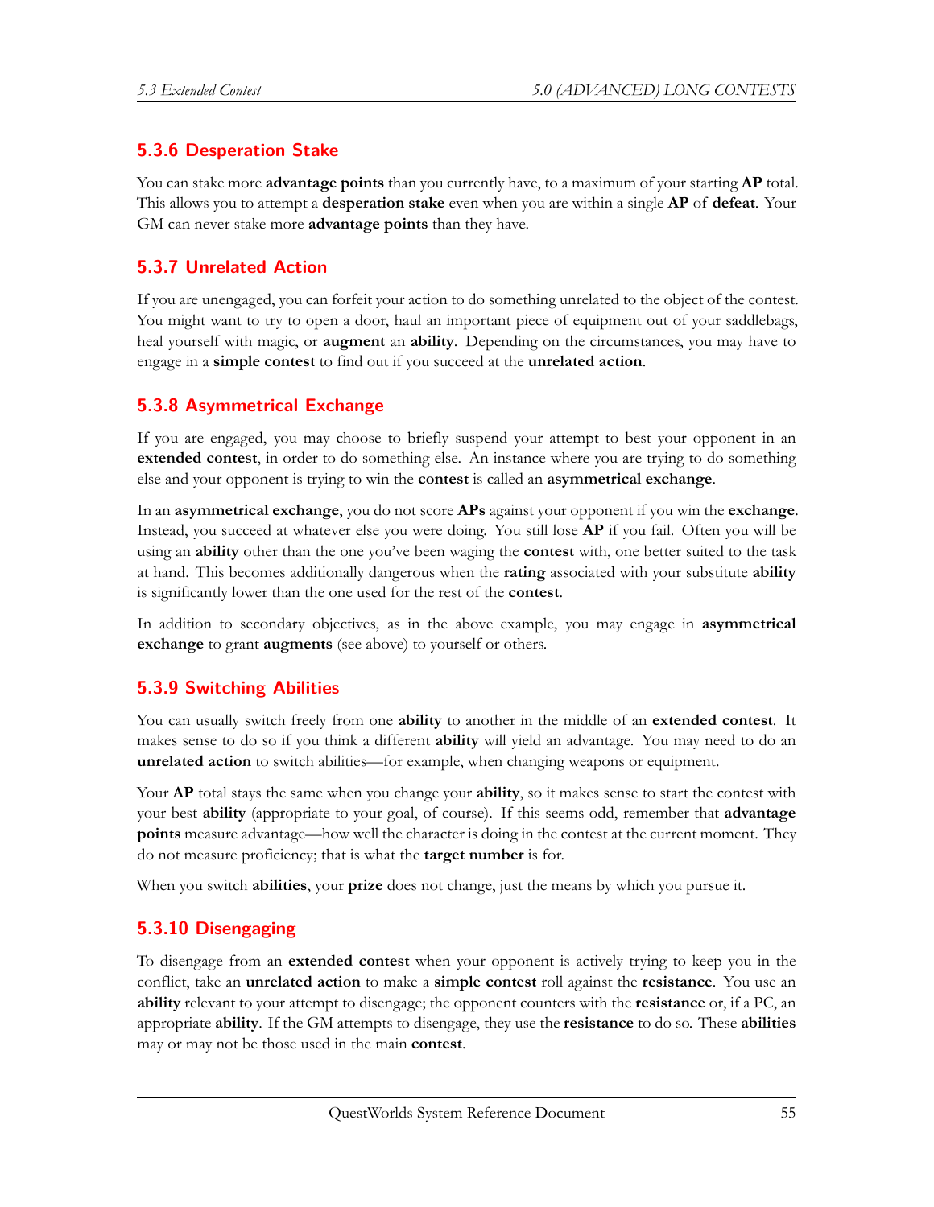### 5.3.6 Desperation Stake

You can stake more **advantage points** than you currently have, to a maximum of your starting **AP** total. This allows you to attempt a **desperation stake** even when you are within a single **AP** of **defeat**. Your GM can never stake more **advantage points** than they have.

### 5.3.7 Unrelated Action

If you are unengaged, you can forfeit your action to do something unrelated to the object of the contest. You might want to try to open a door, haul an important piece of equipment out of your saddlebags, heal yourself with magic, or **augment** an **ability**. Depending on the circumstances, you may have to engage in a **simple contest** to find out if you succeed at the **unrelated action**.

### 5.3.8 Asymmetrical Exchange

If you are engaged, you may choose to briefly suspend your attempt to best your opponent in an **extended contest**, in order to do something else. An instance where you are trying to do something else and your opponent is trying to win the **contest** is called an **asymmetrical exchange**.

In an **asymmetrical exchange**, you do not score **APs** against your opponent if you win the **exchange**. Instead, you succeed at whatever else you were doing. You still lose **AP** if you fail. Often you will be using an **ability** other than the one you've been waging the **contest** with, one better suited to the task at hand. This becomes additionally dangerous when the **rating** associated with your substitute **ability** is significantly lower than the one used for the rest of the **contest**.

In addition to secondary objectives, as in the above example, you may engage in **asymmetrical exchange** to grant **augments** (see above) to yourself or others.

### 5.3.9 Switching Abilities

You can usually switch freely from one **ability** to another in the middle of an **extended contest**. It makes sense to do so if you think a different **ability** will yield an advantage. You may need to do an **unrelated action** to switch abilities—for example, when changing weapons or equipment.

Your **AP** total stays the same when you change your **ability**, so it makes sense to start the contest with your best **ability** (appropriate to your goal, of course). If this seems odd, remember that **advantage points** measure advantage—how well the character is doing in the contest at the current moment. They do not measure proficiency; that is what the **target number** is for.

When you switch **abilities**, your **prize** does not change, just the means by which you pursue it.

### 5.3.10 Disengaging

To disengage from an **extended contest** when your opponent is actively trying to keep you in the conflict, take an **unrelated action** to make a **simple contest** roll against the **resistance**. You use an **ability** relevant to your attempt to disengage; the opponent counters with the **resistance** or, if a PC, an appropriate **ability**. If the GM attempts to disengage, they use the **resistance** to do so. These **abilities** may or may not be those used in the main **contest**.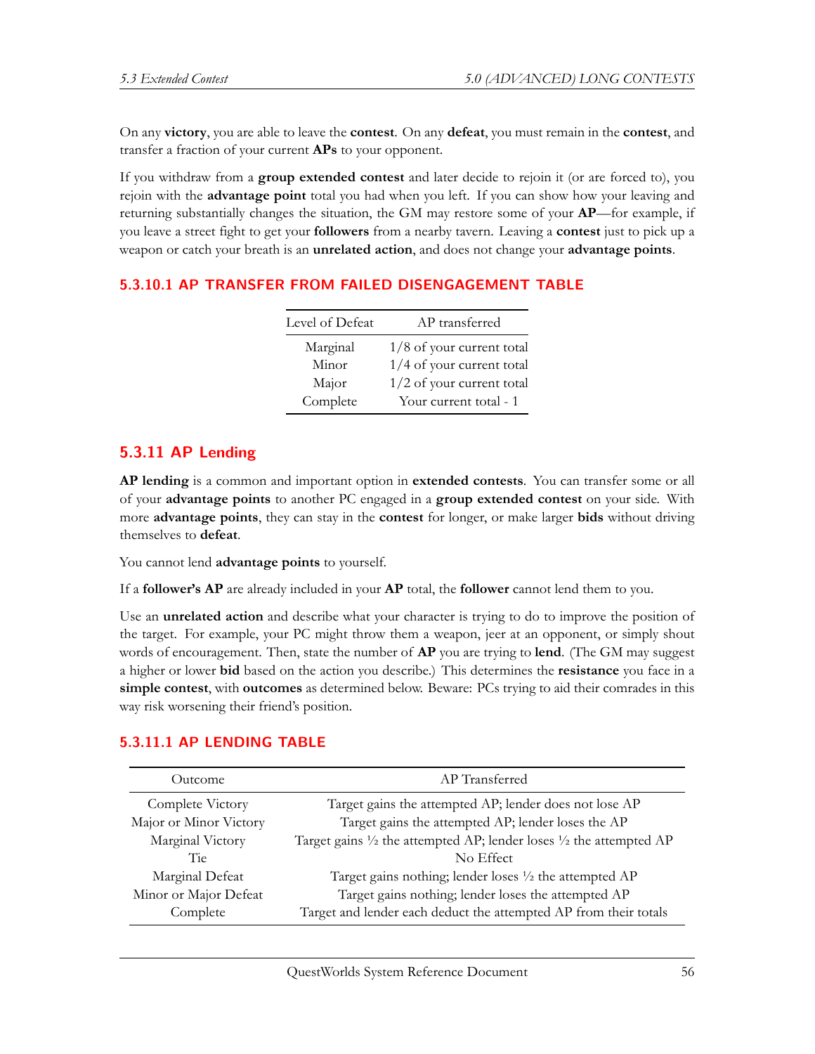On any **victory**, you are able to leave the **contest**. On any **defeat**, you must remain in the **contest**, and transfer a fraction of your current **APs** to your opponent.

If you withdraw from a **group extended contest** and later decide to rejoin it (or are forced to), you rejoin with the **advantage point** total you had when you left. If you can show how your leaving and returning substantially changes the situation, the GM may restore some of your **AP**—for example, if you leave a street fight to get your **followers** from a nearby tavern. Leaving a **contest** just to pick up a weapon or catch your breath is an **unrelated action**, and does not change your **advantage points**.

#### 5.3.10.1 AP TRANSFER FROM FAILED DISENGAGEMENT TABLE

| Level of Defeat | AP transferred |
|---|---|
| Marginal | 1/8 of your current total |
| Minor | 1/4 of your current total |
| Major | 1/2 of your current total |
| Complete | Your current total - 1 |

### 5.3.11 AP Lending

**AP lending** is a common and important option in **extended contests**. You can transfer some or all of your **advantage points** to another PC engaged in a **group extended contest** on your side. With more **advantage points**, they can stay in the **contest** for longer, or make larger **bids** without driving themselves to **defeat**.

You cannot lend **advantage points** to yourself.

If a **follower's AP** are already included in your **AP** total, the **follower** cannot lend them to you.

Use an **unrelated action** and describe what your character is trying to do to improve the position of the target. For example, your PC might throw them a weapon, jeer at an opponent, or simply shout words of encouragement. Then, state the number of **AP** you are trying to **lend**. (The GM may suggest a higher or lower **bid** based on the action you describe.) This determines the **resistance** you face in a **simple contest**, with **outcomes** as determined below. Beware: PCs trying to aid their comrades in this way risk worsening their friend's position.

#### 5.3.11.1 AP LENDING TABLE

| Outcome | AP Transferred |
|---|---|
| Complete Victory | Target gains the attempted AP; lender does not lose AP |
| Major or Minor Victory | Target gains the attempted AP; lender loses the AP |
| Marginal Victory | Target gains ½ the attempted AP; lender loses ½ the attempted AP |
| Tie | No Effect |
| Marginal Defeat | Target gains nothing; lender loses ½ the attempted AP |
| Minor or Major Defeat | Target gains nothing; lender loses the attempted AP |
| Complete | Target and lender each deduct the attempted AP from their totals |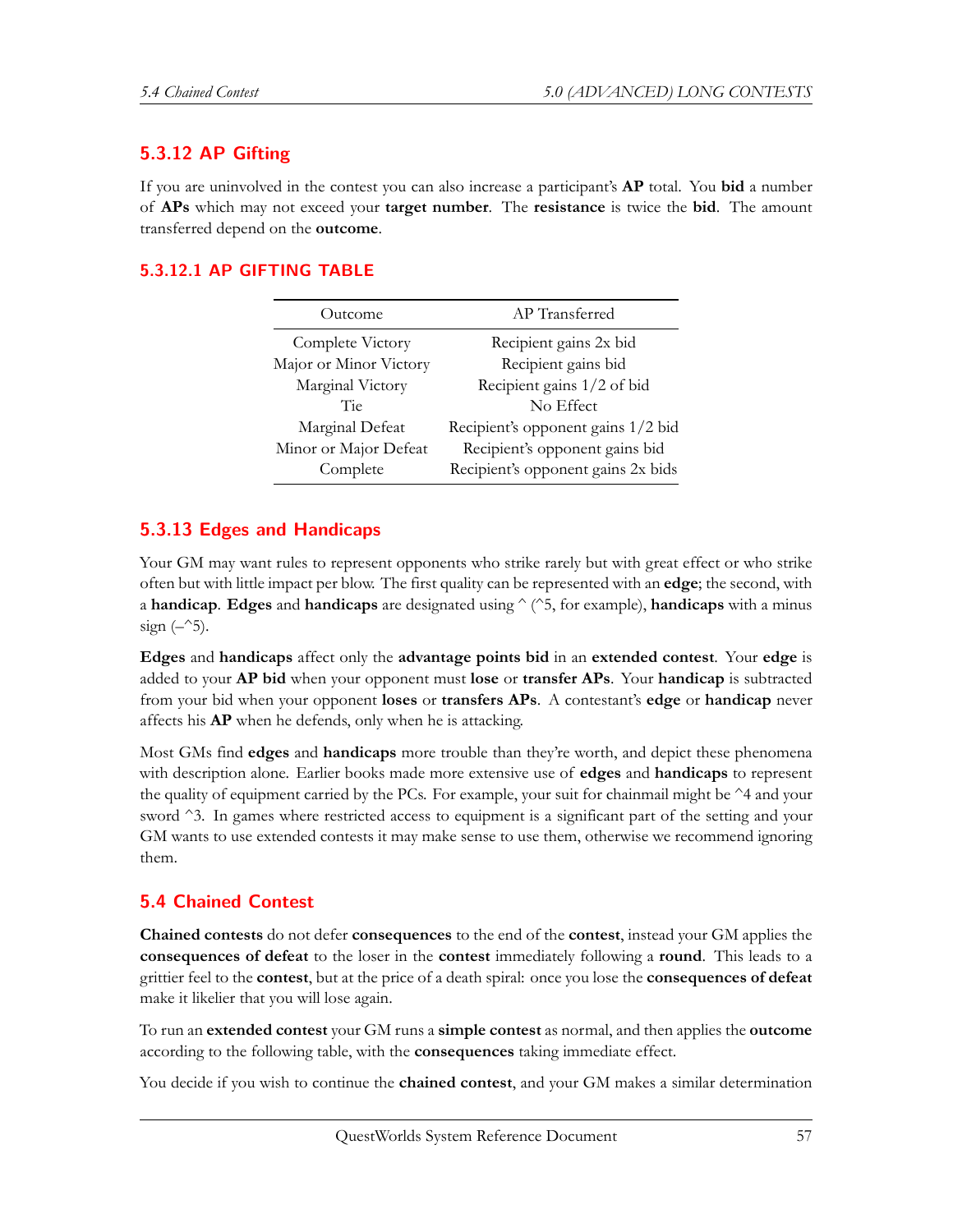### 5.3.12 AP Gifting

If you are uninvolved in the contest you can also increase a participant's **AP** total. You **bid** a number of **APs** which may not exceed your **target number**. The **resistance** is twice the **bid**. The amount transferred depend on the **outcome**.

#### 5.3.12.1 AP GIFTING TABLE

| Outcome | AP Transferred |
|---|---|
| Complete Victory | Recipient gains 2x bid |
| Major or Minor Victory | Recipient gains bid |
| Marginal Victory | Recipient gains 1/2 of bid |
| Tie | No Effect |
| Marginal Defeat | Recipient's opponent gains 1/2 bid |
| Minor or Major Defeat | Recipient's opponent gains bid |
| Complete | Recipient's opponent gains 2x bids |

### 5.3.13 Edges and Handicaps

Your GM may want rules to represent opponents who strike rarely but with great effect or who strike often but with little impact per blow. The first quality can be represented with an **edge**; the second, with a **handicap**. **Edges** and **handicaps** are designated using ^ (^5, for example), **handicaps** with a minus sign (–^5).

**Edges** and **handicaps** affect only the **advantage points bid** in an **extended contest**. Your **edge** is added to your **AP bid** when your opponent must **lose** or **transfer APs**. Your **handicap** is subtracted from your bid when your opponent **loses** or **transfers APs**. A contestant's **edge** or **handicap** never affects his **AP** when he defends, only when he is attacking.

Most GMs find **edges** and **handicaps** more trouble than they're worth, and depict these phenomena with description alone. Earlier books made more extensive use of **edges** and **handicaps** to represent the quality of equipment carried by the PCs. For example, your suit for chainmail might be ^4 and your sword ^3. In games where restricted access to equipment is a significant part of the setting and your GM wants to use extended contests it may make sense to use them, otherwise we recommend ignoring them.

## 5.4 Chained Contest

**Chained contests** do not defer **consequences** to the end of the **contest**, instead your GM applies the **consequences of defeat** to the loser in the **contest** immediately following a **round**. This leads to a grittier feel to the **contest**, but at the price of a death spiral: once you lose the **consequences of defeat** make it likelier that you will lose again.

To run an **extended contest** your GM runs a **simple contest** as normal, and then applies the **outcome** according to the following table, with the **consequences** taking immediate effect.

You decide if you wish to continue the **chained contest**, and your GM makes a similar determination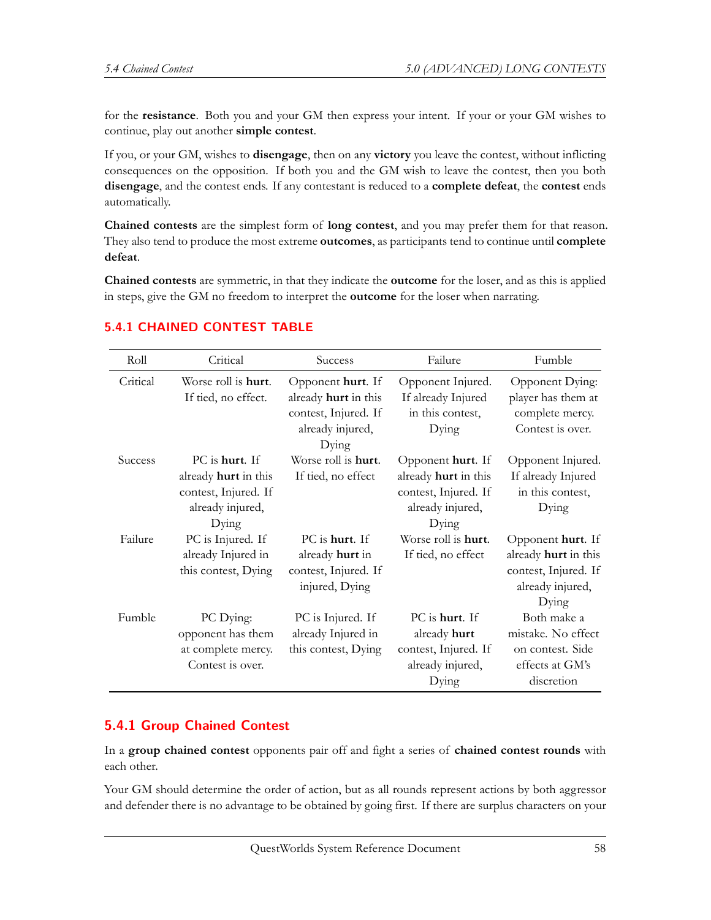for the **resistance**. Both you and your GM then express your intent. If your or your GM wishes to continue, play out another **simple contest**.

If you, or your GM, wishes to **disengage**, then on any **victory** you leave the contest, without inflicting consequences on the opposition. If both you and the GM wish to leave the contest, then you both **disengage**, and the contest ends. If any contestant is reduced to a **complete defeat**, the **contest** ends automatically.

**Chained contests** are the simplest form of **long contest**, and you may prefer them for that reason. They also tend to produce the most extreme **outcomes**, as participants tend to continue until **complete defeat**.

**Chained contests** are symmetric, in that they indicate the **outcome** for the loser, and as this is applied in steps, give the GM no freedom to interpret the **outcome** for the loser when narrating.

### 5.4.1 CHAINED CONTEST TABLE

| Roll | Critical | Success | Failure | Fumble |
|---|---|---|---|---|
| Critical | Worse roll is **hurt**. If tied, no effect. | Opponent **hurt**. If already **hurt** in this contest, Injured. If already injured, Dying | Opponent Injured. If already Injured in this contest, Dying | Opponent Dying: player has them at complete mercy. Contest is over. |
| Success | PC is **hurt**. If already **hurt** in this contest, Injured. If already injured, Dying | Worse roll is **hurt**. If tied, no effect | Opponent **hurt**. If already **hurt** in this contest, Injured. If already injured, Dying | Opponent Injured. If already Injured in this contest, Dying |
| Failure | PC is Injured. If already Injured in this contest, Dying | PC is **hurt**. If already **hurt** in contest, Injured. If injured, Dying | Worse roll is **hurt**. If tied, no effect | Opponent **hurt**. If already **hurt** in this contest, Injured. If already injured, Dying |
| Fumble | PC Dying: opponent has them at complete mercy. Contest is over. | PC is Injured. If already Injured in this contest, Dying | PC is **hurt**. If already **hurt** contest, Injured. If already injured, Dying | Both make a mistake. No effect on contest. Side effects at GM's discretion |

### 5.4.1 Group Chained Contest

In a **group chained contest** opponents pair off and fight a series of **chained contest rounds** with each other.

Your GM should determine the order of action, but as all rounds represent actions by both aggressor and defender there is no advantage to be obtained by going first. If there are surplus characters on your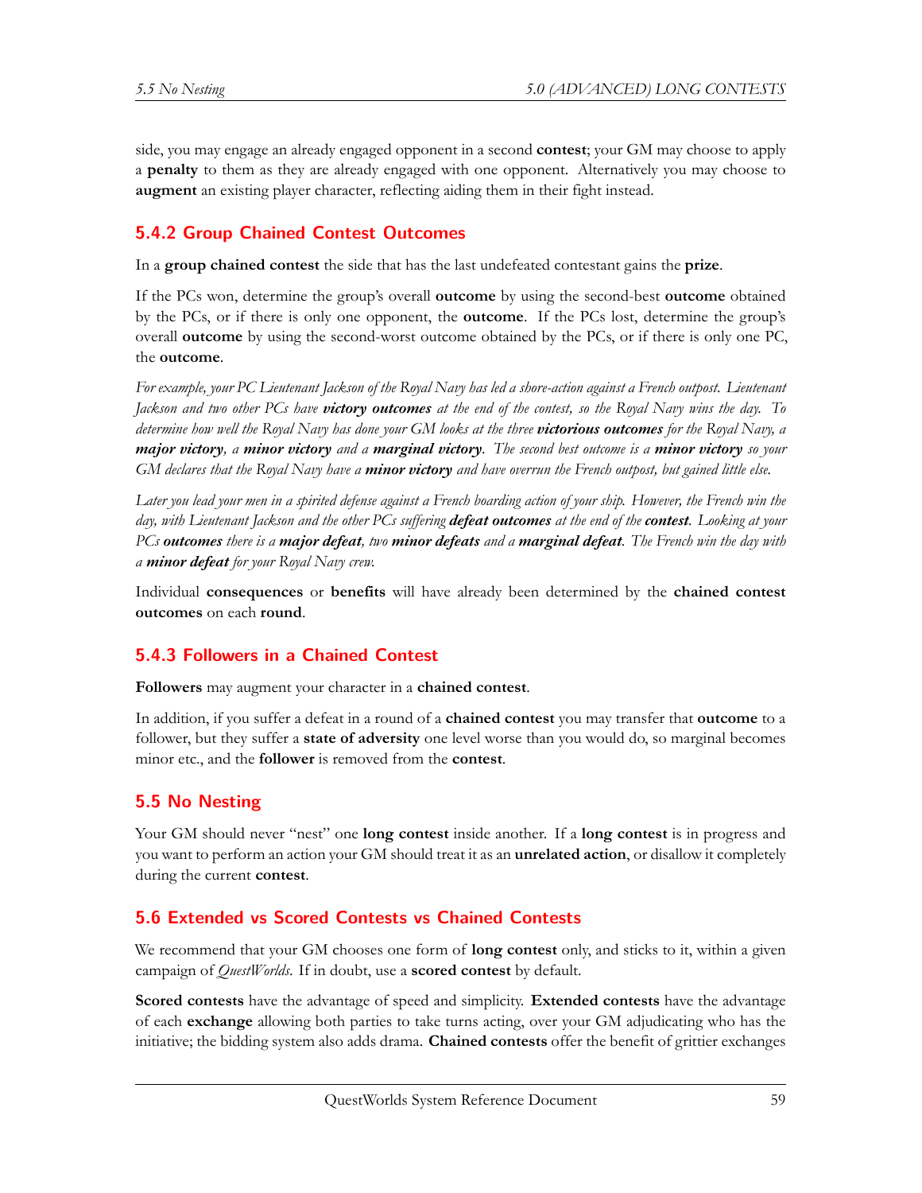side, you may engage an already engaged opponent in a second **contest**; your GM may choose to apply a **penalty** to them as they are already engaged with one opponent. Alternatively you may choose to **augment** an existing player character, reflecting aiding them in their fight instead.

### 5.4.2 Group Chained Contest Outcomes

In a **group chained contest** the side that has the last undefeated contestant gains the **prize**.

If the PCs won, determine the group's overall **outcome** by using the second-best **outcome** obtained by the PCs, or if there is only one opponent, the **outcome**. If the PCs lost, determine the group's overall **outcome** by using the second-worst outcome obtained by the PCs, or if there is only one PC, the **outcome**.

*For example, your PC Lieutenant Jackson of the Royal Navy has led a shore-action against a French outpost. Lieutenant Jackson and two other PCs have **victory outcomes** at the end of the contest, so the Royal Navy wins the day. To determine how well the Royal Navy has done your GM looks at the three **victorious outcomes** for the Royal Navy, a **major victory**, a **minor victory** and a **marginal victory**. The second best outcome is a **minor victory** so your GM declares that the Royal Navy have a **minor victory** and have overrun the French outpost, but gained little else.*

*Later you lead your men in a spirited defense against a French boarding action of your ship. However, the French win the day, with Lieutenant Jackson and the other PCs suffering **defeat outcomes** at the end of the **contest**. Looking at your PCs **outcomes** there is a **major defeat**, two **minor defeats** and a **marginal defeat**. The French win the day with a **minor defeat** for your Royal Navy crew.*

Individual **consequences** or **benefits** will have already been determined by the **chained contest outcomes** on each **round**.

### 5.4.3 Followers in a Chained Contest

**Followers** may augment your character in a **chained contest**.

In addition, if you suffer a defeat in a round of a **chained contest** you may transfer that **outcome** to a follower, but they suffer a **state of adversity** one level worse than you would do, so marginal becomes minor etc., and the **follower** is removed from the **contest**.

## 5.5 No Nesting

Your GM should never "nest" one **long contest** inside another. If a **long contest** is in progress and you want to perform an action your GM should treat it as an **unrelated action**, or disallow it completely during the current **contest**.

## 5.6 Extended vs Scored Contests vs Chained Contests

We recommend that your GM chooses one form of **long contest** only, and sticks to it, within a given campaign of *QuestWorlds*. If in doubt, use a **scored contest** by default.

**Scored contests** have the advantage of speed and simplicity. **Extended contests** have the advantage of each **exchange** allowing both parties to take turns acting, over your GM adjudicating who has the initiative; the bidding system also adds drama. **Chained contests** offer the benefit of grittier exchanges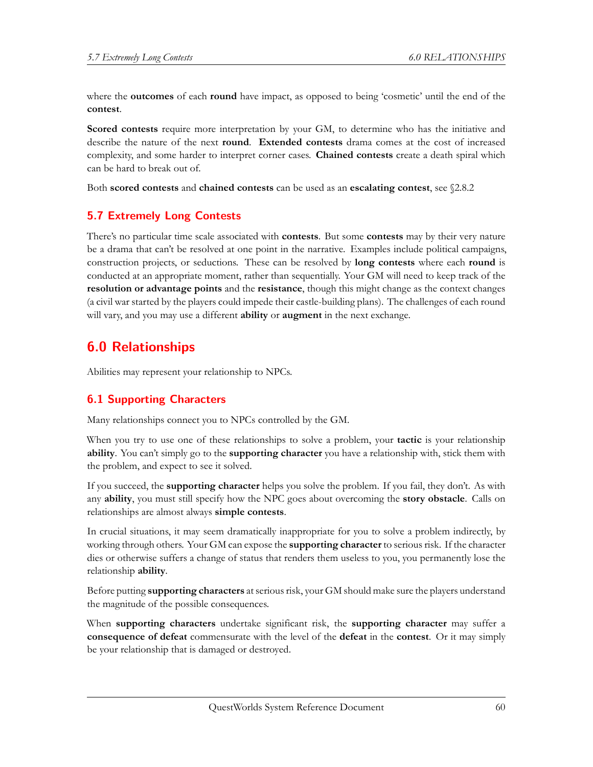where the **outcomes** of each **round** have impact, as opposed to being 'cosmetic' until the end of the **contest**.

**Scored contests** require more interpretation by your GM, to determine who has the initiative and describe the nature of the next **round**. **Extended contests** drama comes at the cost of increased complexity, and some harder to interpret corner cases. **Chained contests** create a death spiral which can be hard to break out of.

Both **scored contests** and **chained contests** can be used as an **escalating contest**, see §2.8.2

## 5.7 Extremely Long Contests

There's no particular time scale associated with **contests**. But some **contests** may by their very nature be a drama that can't be resolved at one point in the narrative. Examples include political campaigns, construction projects, or seductions. These can be resolved by **long contests** where each **round** is conducted at an appropriate moment, rather than sequentially. Your GM will need to keep track of the **resolution or advantage points** and the **resistance**, though this might change as the context changes (a civil war started by the players could impede their castle-building plans). The challenges of each round will vary, and you may use a different **ability** or **augment** in the next exchange.

# 6.0 Relationships

Abilities may represent your relationship to NPCs.

## 6.1 Supporting Characters

Many relationships connect you to NPCs controlled by the GM.

When you try to use one of these relationships to solve a problem, your **tactic** is your relationship **ability**. You can't simply go to the **supporting character** you have a relationship with, stick them with the problem, and expect to see it solved.

If you succeed, the **supporting character** helps you solve the problem. If you fail, they don't. As with any **ability**, you must still specify how the NPC goes about overcoming the **story obstacle**. Calls on relationships are almost always **simple contests**.

In crucial situations, it may seem dramatically inappropriate for you to solve a problem indirectly, by working through others. Your GM can expose the **supporting character** to serious risk. If the character dies or otherwise suffers a change of status that renders them useless to you, you permanently lose the relationship **ability**.

Before putting **supporting characters** at serious risk, your GM should make sure the players understand the magnitude of the possible consequences.

When **supporting characters** undertake significant risk, the **supporting character** may suffer a **consequence of defeat** commensurate with the level of the **defeat** in the **contest**. Or it may simply be your relationship that is damaged or destroyed.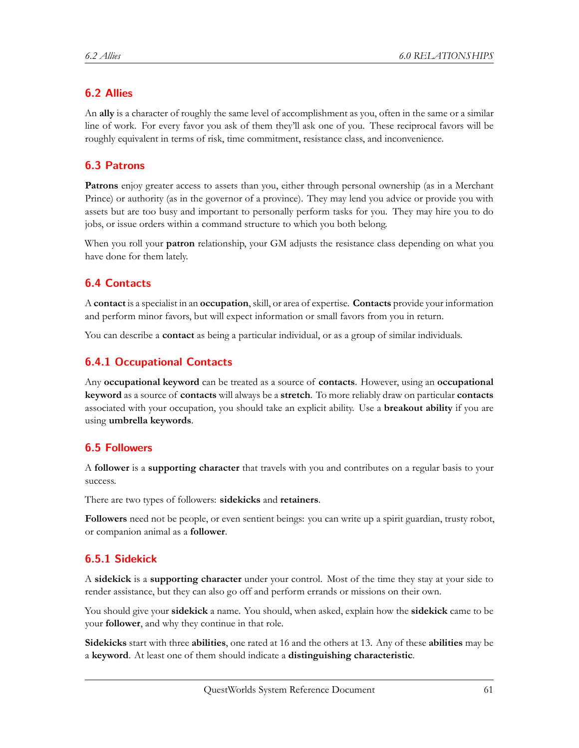## 6.2 Allies

An **ally** is a character of roughly the same level of accomplishment as you, often in the same or a similar line of work. For every favor you ask of them they'll ask one of you. These reciprocal favors will be roughly equivalent in terms of risk, time commitment, resistance class, and inconvenience.

## 6.3 Patrons

**Patrons** enjoy greater access to assets than you, either through personal ownership (as in a Merchant Prince) or authority (as in the governor of a province). They may lend you advice or provide you with assets but are too busy and important to personally perform tasks for you. They may hire you to do jobs, or issue orders within a command structure to which you both belong.

When you roll your **patron** relationship, your GM adjusts the resistance class depending on what you have done for them lately.

## 6.4 Contacts

A **contact** is a specialist in an **occupation**, skill, or area of expertise. **Contacts** provide your information and perform minor favors, but will expect information or small favors from you in return.

You can describe a **contact** as being a particular individual, or as a group of similar individuals.

### 6.4.1 Occupational Contacts

Any **occupational keyword** can be treated as a source of **contacts**. However, using an **occupational keyword** as a source of **contacts** will always be a **stretch**. To more reliably draw on particular **contacts** associated with your occupation, you should take an explicit ability. Use a **breakout ability** if you are using **umbrella keywords**.

## 6.5 Followers

A **follower** is a **supporting character** that travels with you and contributes on a regular basis to your success.

There are two types of followers: **sidekicks** and **retainers**.

**Followers** need not be people, or even sentient beings: you can write up a spirit guardian, trusty robot, or companion animal as a **follower**.

### 6.5.1 Sidekick

A **sidekick** is a **supporting character** under your control. Most of the time they stay at your side to render assistance, but they can also go off and perform errands or missions on their own.

You should give your **sidekick** a name. You should, when asked, explain how the **sidekick** came to be your **follower**, and why they continue in that role.

**Sidekicks** start with three **abilities**, one rated at 16 and the others at 13. Any of these **abilities** may be a **keyword**. At least one of them should indicate a **distinguishing characteristic**.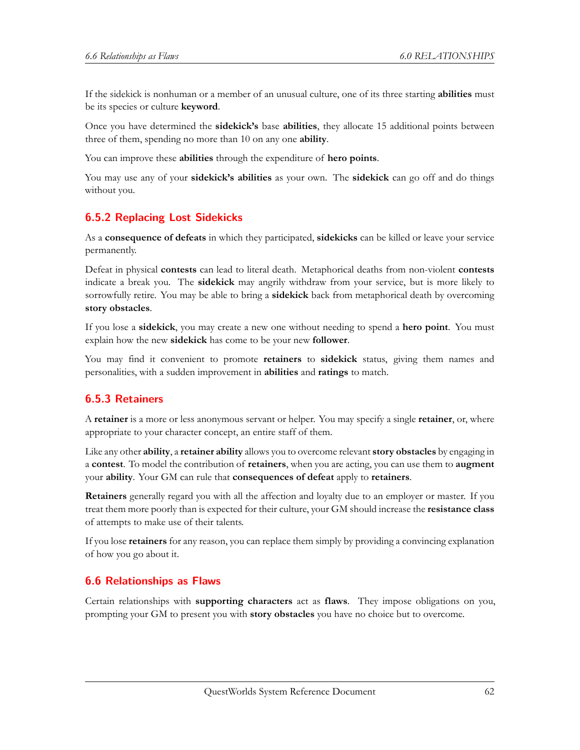If the sidekick is nonhuman or a member of an unusual culture, one of its three starting **abilities** must be its species or culture **keyword**.

Once you have determined the **sidekick's** base **abilities**, they allocate 15 additional points between three of them, spending no more than 10 on any one **ability**.

You can improve these **abilities** through the expenditure of **hero points**.

You may use any of your **sidekick's abilities** as your own. The **sidekick** can go off and do things without you.

### 6.5.2 Replacing Lost Sidekicks

As a **consequence of defeats** in which they participated, **sidekicks** can be killed or leave your service permanently.

Defeat in physical **contests** can lead to literal death. Metaphorical deaths from non-violent **contests** indicate a break you. The **sidekick** may angrily withdraw from your service, but is more likely to sorrowfully retire. You may be able to bring a **sidekick** back from metaphorical death by overcoming **story obstacles**.

If you lose a **sidekick**, you may create a new one without needing to spend a **hero point**. You must explain how the new **sidekick** has come to be your new **follower**.

You may find it convenient to promote **retainers** to **sidekick** status, giving them names and personalities, with a sudden improvement in **abilities** and **ratings** to match.

### 6.5.3 Retainers

A **retainer** is a more or less anonymous servant or helper. You may specify a single **retainer**, or, where appropriate to your character concept, an entire staff of them.

Like any other **ability**, a **retainer ability** allows you to overcome relevant **story obstacles** by engaging in a **contest**. To model the contribution of **retainers**, when you are acting, you can use them to **augment** your **ability**. Your GM can rule that **consequences of defeat** apply to **retainers**.

**Retainers** generally regard you with all the affection and loyalty due to an employer or master. If you treat them more poorly than is expected for their culture, your GM should increase the **resistance class** of attempts to make use of their talents.

If you lose **retainers** for any reason, you can replace them simply by providing a convincing explanation of how you go about it.

## 6.6 Relationships as Flaws

Certain relationships with **supporting characters** act as **flaws**. They impose obligations on you, prompting your GM to present you with **story obstacles** you have no choice but to overcome.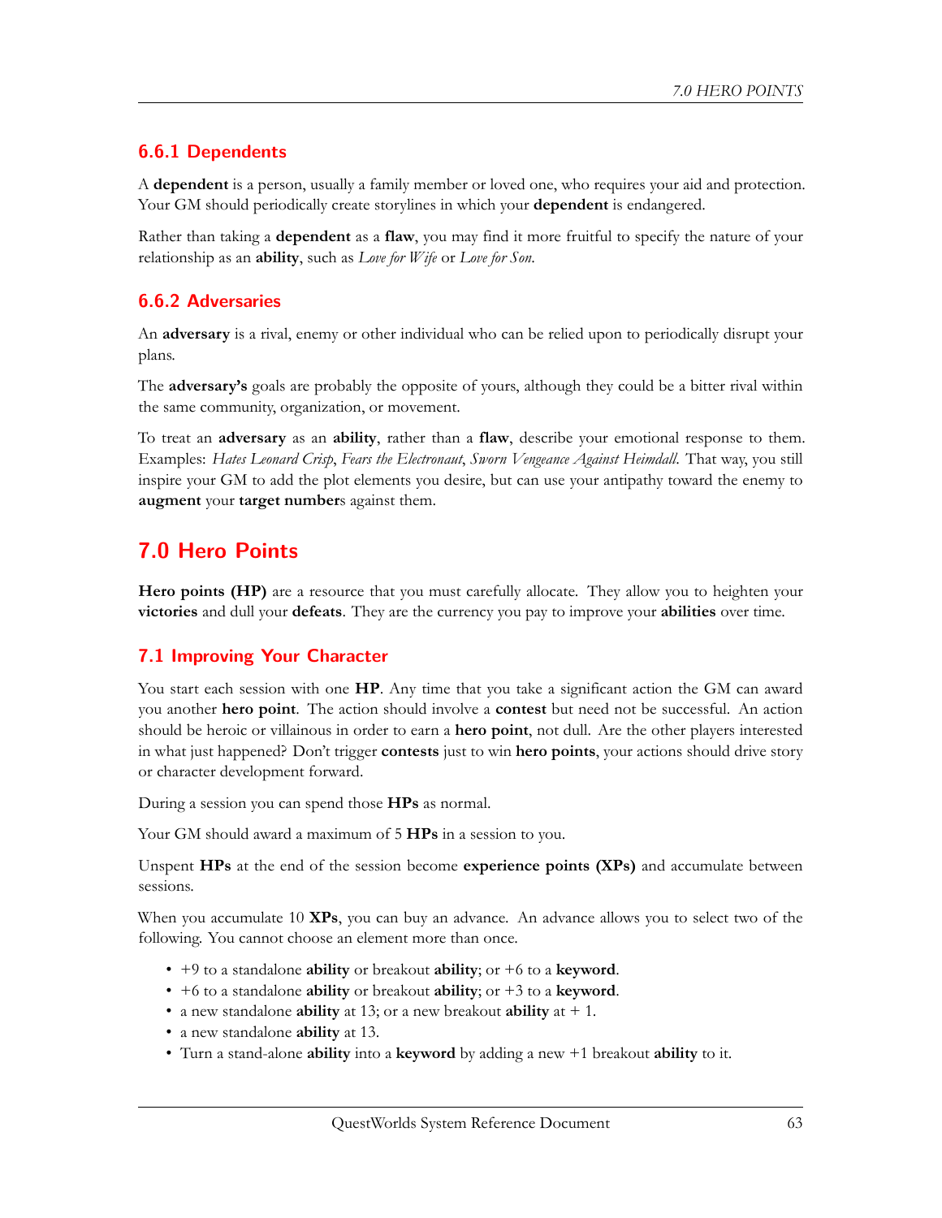### 6.6.1 Dependents

A **dependent** is a person, usually a family member or loved one, who requires your aid and protection. Your GM should periodically create storylines in which your **dependent** is endangered.

Rather than taking a **dependent** as a **flaw**, you may find it more fruitful to specify the nature of your relationship as an **ability**, such as *Love for Wife* or *Love for Son*.

### 6.6.2 Adversaries

An **adversary** is a rival, enemy or other individual who can be relied upon to periodically disrupt your plans.

The **adversary's** goals are probably the opposite of yours, although they could be a bitter rival within the same community, organization, or movement.

To treat an **adversary** as an **ability**, rather than a **flaw**, describe your emotional response to them. Examples: *Hates Leonard Crisp*, *Fears the Electronaut*, *Sworn Vengeance Against Heimdall*. That way, you still inspire your GM to add the plot elements you desire, but can use your antipathy toward the enemy to **augment** your **target number**s against them.

# 7.0 Hero Points

**Hero points (HP)** are a resource that you must carefully allocate. They allow you to heighten your **victories** and dull your **defeats**. They are the currency you pay to improve your **abilities** over time.

## 7.1 Improving Your Character

You start each session with one **HP**. Any time that you take a significant action the GM can award you another **hero point**. The action should involve a **contest** but need not be successful. An action should be heroic or villainous in order to earn a **hero point**, not dull. Are the other players interested in what just happened? Don't trigger **contests** just to win **hero points**, your actions should drive story or character development forward.

During a session you can spend those **HPs** as normal.

Your GM should award a maximum of 5 **HPs** in a session to you.

Unspent **HPs** at the end of the session become **experience points (XPs)** and accumulate between sessions.

When you accumulate 10 **XPs**, you can buy an advance. An advance allows you to select two of the following. You cannot choose an element more than once.

- +9 to a standalone **ability** or breakout **ability**; or +6 to a **keyword**.
- +6 to a standalone **ability** or breakout **ability**; or +3 to a **keyword**.
- a new standalone **ability** at 13; or a new breakout **ability** at + 1.
- a new standalone **ability** at 13.
- Turn a stand-alone **ability** into a **keyword** by adding a new +1 breakout **ability** to it.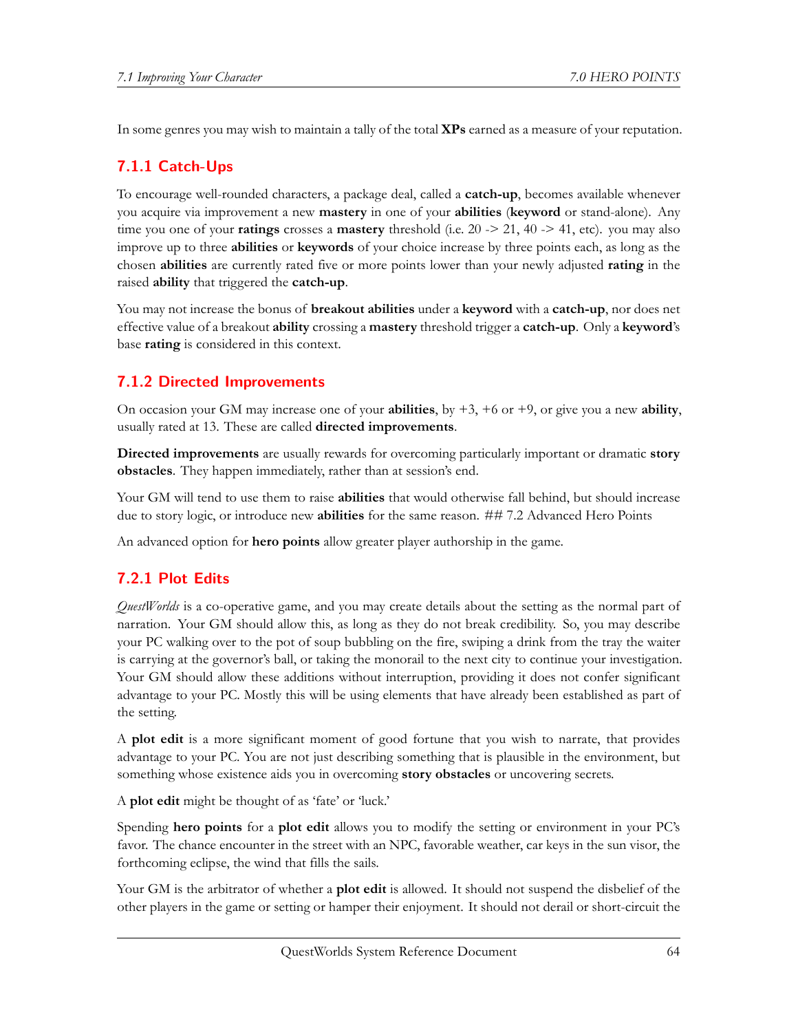In some genres you may wish to maintain a tally of the total **XPs** earned as a measure of your reputation.

### 7.1.1 Catch-Ups

To encourage well-rounded characters, a package deal, called a **catch-up**, becomes available whenever you acquire via improvement a new **mastery** in one of your **abilities** (**keyword** or stand-alone). Any time you one of your **ratings** crosses a **mastery** threshold (i.e. 20 -> 21, 40 -> 41, etc). you may also improve up to three **abilities** or **keywords** of your choice increase by three points each, as long as the chosen **abilities** are currently rated five or more points lower than your newly adjusted **rating** in the raised **ability** that triggered the **catch-up**.

You may not increase the bonus of **breakout abilities** under a **keyword** with a **catch-up**, nor does net effective value of a breakout **ability** crossing a **mastery** threshold trigger a **catch-up**. Only a **keyword**'s base **rating** is considered in this context.

### 7.1.2 Directed Improvements

On occasion your GM may increase one of your **abilities**, by +3, +6 or +9, or give you a new **ability**, usually rated at 13. These are called **directed improvements**.

**Directed improvements** are usually rewards for overcoming particularly important or dramatic **story obstacles**. They happen immediately, rather than at session's end.

Your GM will tend to use them to raise **abilities** that would otherwise fall behind, but should increase due to story logic, or introduce new **abilities** for the same reason. ## 7.2 Advanced Hero Points

An advanced option for **hero points** allow greater player authorship in the game.

### 7.2.1 Plot Edits

*QuestWorlds* is a co-operative game, and you may create details about the setting as the normal part of narration. Your GM should allow this, as long as they do not break credibility. So, you may describe your PC walking over to the pot of soup bubbling on the fire, swiping a drink from the tray the waiter is carrying at the governor's ball, or taking the monorail to the next city to continue your investigation. Your GM should allow these additions without interruption, providing it does not confer significant advantage to your PC. Mostly this will be using elements that have already been established as part of the setting.

A **plot edit** is a more significant moment of good fortune that you wish to narrate, that provides advantage to your PC. You are not just describing something that is plausible in the environment, but something whose existence aids you in overcoming **story obstacles** or uncovering secrets.

A **plot edit** might be thought of as 'fate' or 'luck.'

Spending **hero points** for a **plot edit** allows you to modify the setting or environment in your PC's favor. The chance encounter in the street with an NPC, favorable weather, car keys in the sun visor, the forthcoming eclipse, the wind that fills the sails.

Your GM is the arbitrator of whether a **plot edit** is allowed. It should not suspend the disbelief of the other players in the game or setting or hamper their enjoyment. It should not derail or short-circuit the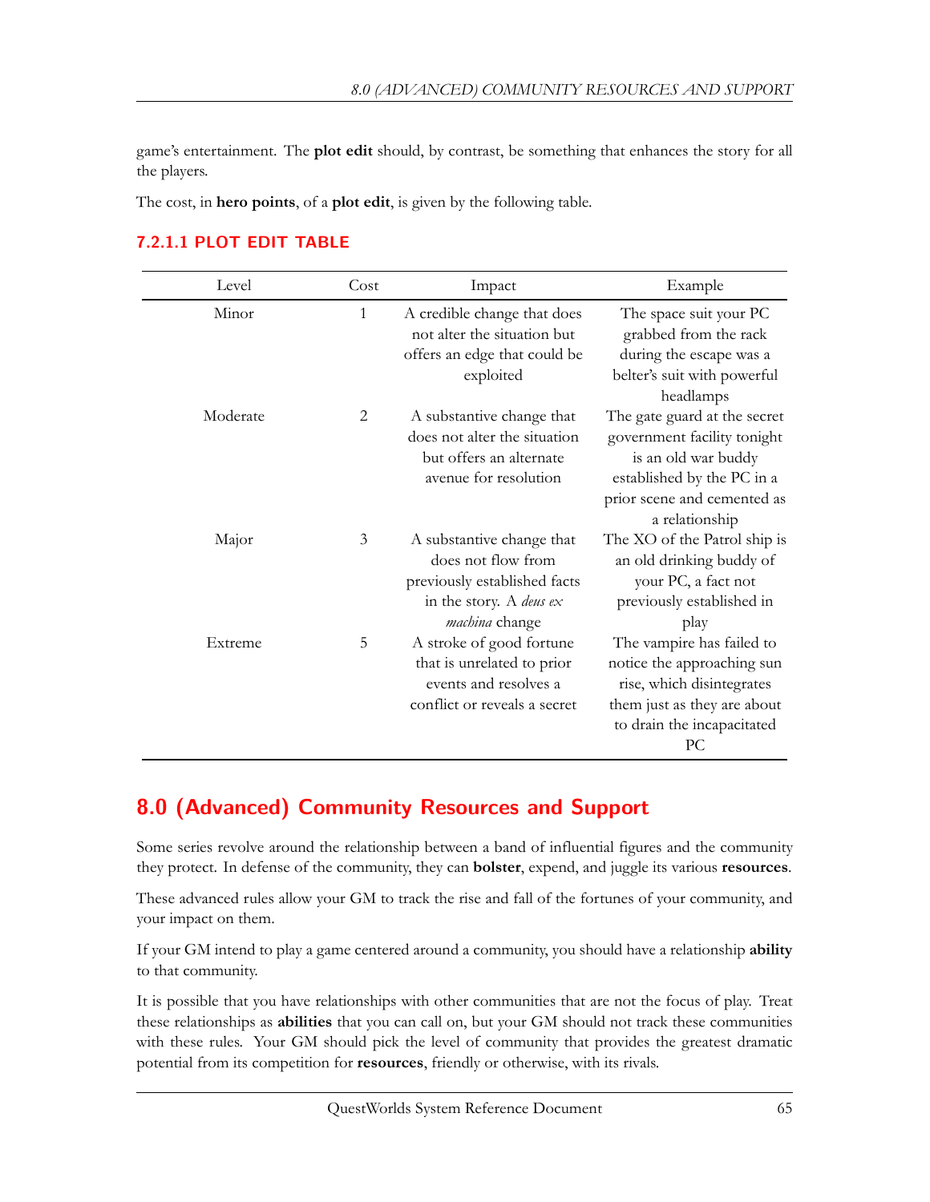game's entertainment. The **plot edit** should, by contrast, be something that enhances the story for all the players.

The cost, in **hero points**, of a **plot edit**, is given by the following table.

### 7.2.1.1 PLOT EDIT TABLE

| Level | Cost | Impact | Example |
|---|---|---|---|
| Minor | 1 | A credible change that does not alter the situation but offers an edge that could be exploited | The space suit your PC grabbed from the rack during the escape was a belter's suit with powerful headlamps |
| Moderate | 2 | A substantive change that does not alter the situation but offers an alternate avenue for resolution | The gate guard at the secret government facility tonight is an old war buddy established by the PC in a prior scene and cemented as a relationship |
| Major | 3 | A substantive change that does not flow from previously established facts in the story. A *deus ex machina* change | The XO of the Patrol ship is an old drinking buddy of your PC, a fact not previously established in play |
| Extreme | 5 | A stroke of good fortune that is unrelated to prior events and resolves a conflict or reveals a secret | The vampire has failed to notice the approaching sun rise, which disintegrates them just as they are about to drain the incapacitated PC |

## 8.0 (Advanced) Community Resources and Support

Some series revolve around the relationship between a band of influential figures and the community they protect. In defense of the community, they can **bolster**, expend, and juggle its various **resources**.

These advanced rules allow your GM to track the rise and fall of the fortunes of your community, and your impact on them.

If your GM intend to play a game centered around a community, you should have a relationship **ability** to that community.

It is possible that you have relationships with other communities that are not the focus of play. Treat these relationships as **abilities** that you can call on, but your GM should not track these communities with these rules. Your GM should pick the level of community that provides the greatest dramatic potential from its competition for **resources**, friendly or otherwise, with its rivals.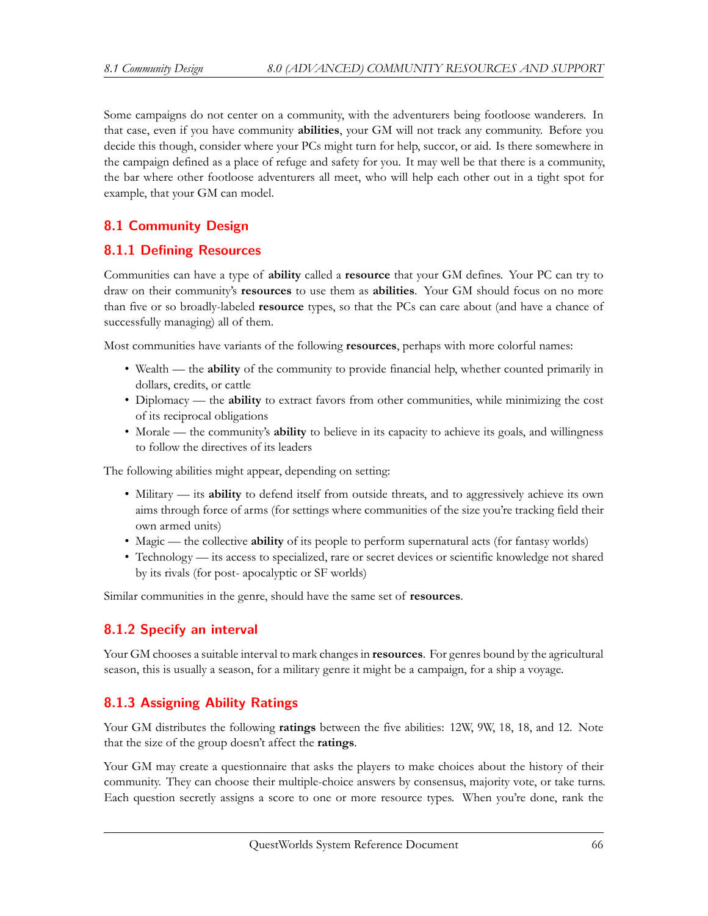Some campaigns do not center on a community, with the adventurers being footloose wanderers. In that case, even if you have community **abilities**, your GM will not track any community. Before you decide this though, consider where your PCs might turn for help, succor, or aid. Is there somewhere in the campaign defined as a place of refuge and safety for you. It may well be that there is a community, the bar where other footloose adventurers all meet, who will help each other out in a tight spot for example, that your GM can model.

## 8.1 Community Design

### 8.1.1 Defining Resources

Communities can have a type of **ability** called a **resource** that your GM defines. Your PC can try to draw on their community's **resources** to use them as **abilities**. Your GM should focus on no more than five or so broadly-labeled **resource** types, so that the PCs can care about (and have a chance of successfully managing) all of them.

Most communities have variants of the following **resources**, perhaps with more colorful names:

- Wealth — the **ability** of the community to provide financial help, whether counted primarily in dollars, credits, or cattle
- Diplomacy — the **ability** to extract favors from other communities, while minimizing the cost of its reciprocal obligations
- Morale — the community's **ability** to believe in its capacity to achieve its goals, and willingness to follow the directives of its leaders

The following abilities might appear, depending on setting:

- Military — its **ability** to defend itself from outside threats, and to aggressively achieve its own aims through force of arms (for settings where communities of the size you're tracking field their own armed units)
- Magic — the collective **ability** of its people to perform supernatural acts (for fantasy worlds)
- Technology — its access to specialized, rare or secret devices or scientific knowledge not shared by its rivals (for post- apocalyptic or SF worlds)

Similar communities in the genre, should have the same set of **resources**.

### 8.1.2 Specify an interval

Your GM chooses a suitable interval to mark changes in **resources**. For genres bound by the agricultural season, this is usually a season, for a military genre it might be a campaign, for a ship a voyage.

### 8.1.3 Assigning Ability Ratings

Your GM distributes the following **ratings** between the five abilities: 12W, 9W, 18, 18, and 12. Note that the size of the group doesn't affect the **ratings**.

Your GM may create a questionnaire that asks the players to make choices about the history of their community. They can choose their multiple-choice answers by consensus, majority vote, or take turns. Each question secretly assigns a score to one or more resource types. When you're done, rank the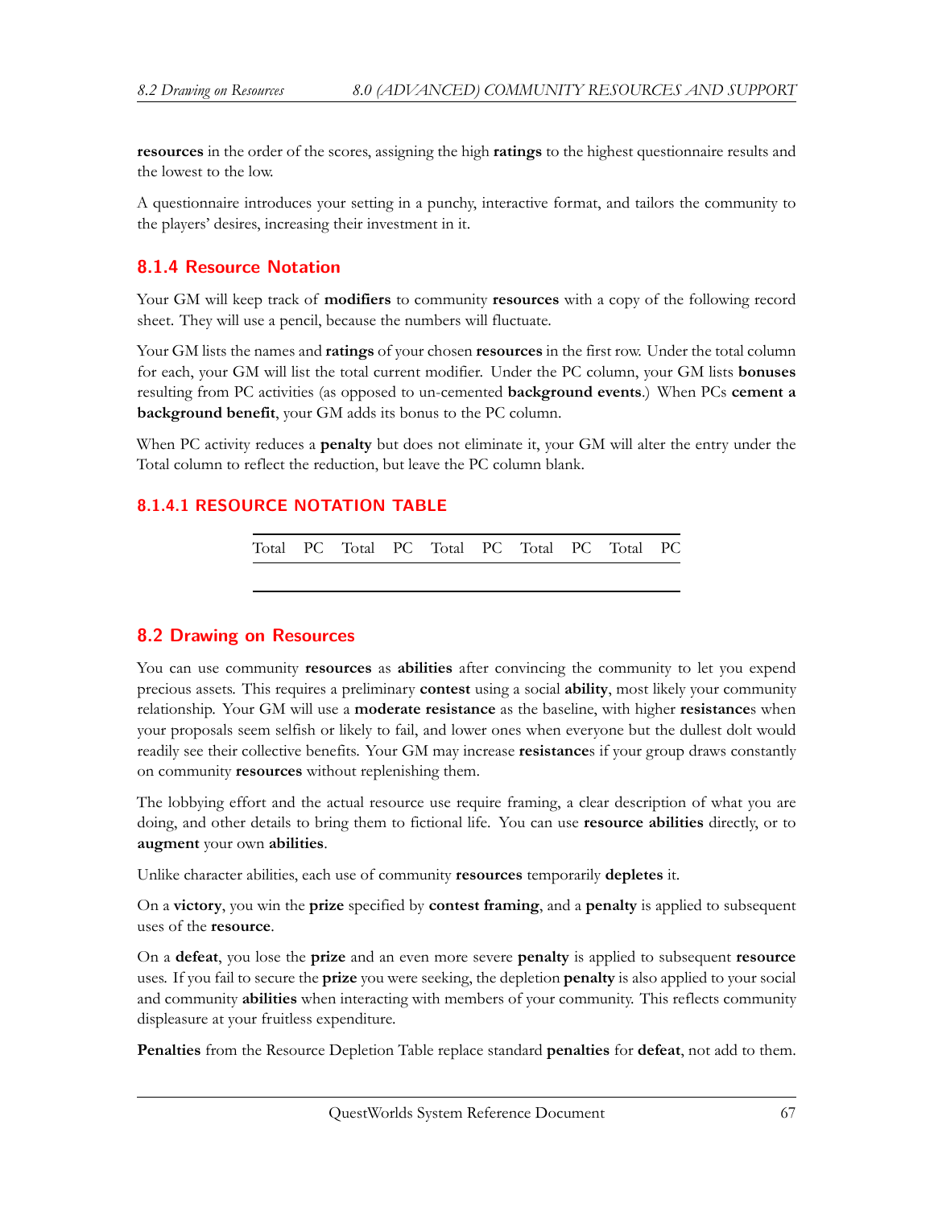**resources** in the order of the scores, assigning the high **ratings** to the highest questionnaire results and the lowest to the low.

A questionnaire introduces your setting in a punchy, interactive format, and tailors the community to the players' desires, increasing their investment in it.

### 8.1.4 Resource Notation

Your GM will keep track of **modifiers** to community **resources** with a copy of the following record sheet. They will use a pencil, because the numbers will fluctuate.

Your GM lists the names and **ratings** of your chosen **resources** in the first row. Under the total column for each, your GM will list the total current modifier. Under the PC column, your GM lists **bonuses** resulting from PC activities (as opposed to un-cemented **background events**.) When PCs **cement a background benefit**, your GM adds its bonus to the PC column.

When PC activity reduces a **penalty** but does not eliminate it, your GM will alter the entry under the Total column to reflect the reduction, but leave the PC column blank.

#### 8.1.4.1 RESOURCE NOTATION TABLE

| Total | PC | Total | PC | Total | PC | Total | PC | Total | PC |
|---|---|---|---|---|---|---|---|---|---|
| | | | | | | | | | |

## 8.2 Drawing on Resources

You can use community **resources** as **abilities** after convincing the community to let you expend precious assets. This requires a preliminary **contest** using a social **ability**, most likely your community relationship. Your GM will use a **moderate resistance** as the baseline, with higher **resistance**s when your proposals seem selfish or likely to fail, and lower ones when everyone but the dullest dolt would readily see their collective benefits. Your GM may increase **resistance**s if your group draws constantly on community **resources** without replenishing them.

The lobbying effort and the actual resource use require framing, a clear description of what you are doing, and other details to bring them to fictional life. You can use **resource abilities** directly, or to **augment** your own **abilities**.

Unlike character abilities, each use of community **resources** temporarily **depletes** it.

On a **victory**, you win the **prize** specified by **contest framing**, and a **penalty** is applied to subsequent uses of the **resource**.

On a **defeat**, you lose the **prize** and an even more severe **penalty** is applied to subsequent **resource** uses. If you fail to secure the **prize** you were seeking, the depletion **penalty** is also applied to your social and community **abilities** when interacting with members of your community. This reflects community displeasure at your fruitless expenditure.

**Penalties** from the Resource Depletion Table replace standard **penalties** for **defeat**, not add to them.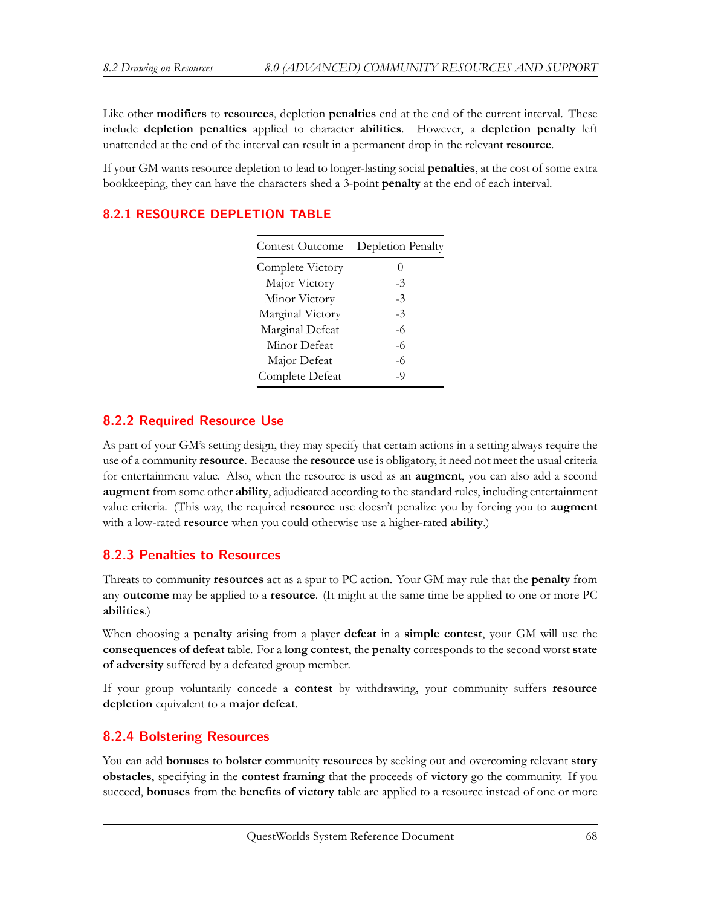Like other **modifiers** to **resources**, depletion **penalties** end at the end of the current interval. These include **depletion penalties** applied to character **abilities**. However, a **depletion penalty** left unattended at the end of the interval can result in a permanent drop in the relevant **resource**.

If your GM wants resource depletion to lead to longer-lasting social **penalties**, at the cost of some extra bookkeeping, they can have the characters shed a 3-point **penalty** at the end of each interval.

### 8.2.1 RESOURCE DEPLETION TABLE

| Contest Outcome | Depletion Penalty |
|---|---|
| Complete Victory | 0 |
| Major Victory | -3 |
| Minor Victory | -3 |
| Marginal Victory | -3 |
| Marginal Defeat | -6 |
| Minor Defeat | -6 |
| Major Defeat | -6 |
| Complete Defeat | -9 |

### 8.2.2 Required Resource Use

As part of your GM's setting design, they may specify that certain actions in a setting always require the use of a community **resource**. Because the **resource** use is obligatory, it need not meet the usual criteria for entertainment value. Also, when the resource is used as an **augment**, you can also add a second **augment** from some other **ability**, adjudicated according to the standard rules, including entertainment value criteria. (This way, the required **resource** use doesn't penalize you by forcing you to **augment** with a low-rated **resource** when you could otherwise use a higher-rated **ability**.)

### 8.2.3 Penalties to Resources

Threats to community **resources** act as a spur to PC action. Your GM may rule that the **penalty** from any **outcome** may be applied to a **resource**. (It might at the same time be applied to one or more PC **abilities**.)

When choosing a **penalty** arising from a player **defeat** in a **simple contest**, your GM will use the **consequences of defeat** table. For a **long contest**, the **penalty** corresponds to the second worst **state of adversity** suffered by a defeated group member.

If your group voluntarily concede a **contest** by withdrawing, your community suffers **resource depletion** equivalent to a **major defeat**.

### 8.2.4 Bolstering Resources

You can add **bonuses** to **bolster** community **resources** by seeking out and overcoming relevant **story obstacles**, specifying in the **contest framing** that the proceeds of **victory** go the community. If you succeed, **bonuses** from the **benefits of victory** table are applied to a resource instead of one or more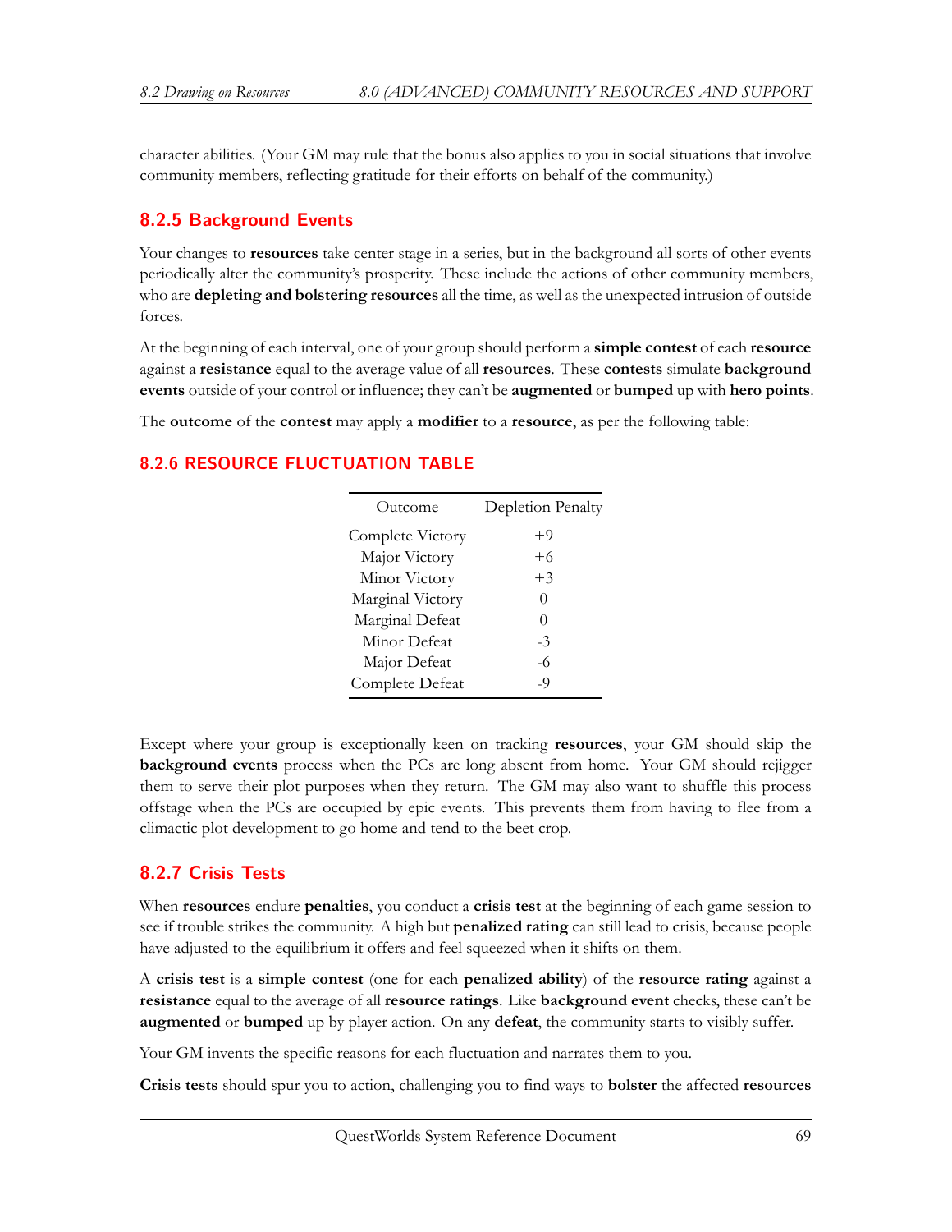character abilities. (Your GM may rule that the bonus also applies to you in social situations that involve community members, reflecting gratitude for their efforts on behalf of the community.)

### 8.2.5 Background Events

Your changes to **resources** take center stage in a series, but in the background all sorts of other events periodically alter the community's prosperity. These include the actions of other community members, who are **depleting and bolstering resources** all the time, as well as the unexpected intrusion of outside forces.

At the beginning of each interval, one of your group should perform a **simple contest** of each **resource** against a **resistance** equal to the average value of all **resources**. These **contests** simulate **background events** outside of your control or influence; they can't be **augmented** or **bumped** up with **hero points**.

The **outcome** of the **contest** may apply a **modifier** to a **resource**, as per the following table:

### 8.2.6 RESOURCE FLUCTUATION TABLE

| Outcome | Depletion Penalty |
|---|---|
| Complete Victory | +9 |
| Major Victory | +6 |
| Minor Victory | +3 |
| Marginal Victory | 0 |
| Marginal Defeat | 0 |
| Minor Defeat | -3 |
| Major Defeat | -6 |
| Complete Defeat | -9 |

Except where your group is exceptionally keen on tracking **resources**, your GM should skip the **background events** process when the PCs are long absent from home. Your GM should rejigger them to serve their plot purposes when they return. The GM may also want to shuffle this process offstage when the PCs are occupied by epic events. This prevents them from having to flee from a climactic plot development to go home and tend to the beet crop.

### 8.2.7 Crisis Tests

When **resources** endure **penalties**, you conduct a **crisis test** at the beginning of each game session to see if trouble strikes the community. A high but **penalized rating** can still lead to crisis, because people have adjusted to the equilibrium it offers and feel squeezed when it shifts on them.

A **crisis test** is a **simple contest** (one for each **penalized ability**) of the **resource rating** against a **resistance** equal to the average of all **resource ratings**. Like **background event** checks, these can't be **augmented** or **bumped** up by player action. On any **defeat**, the community starts to visibly suffer.

Your GM invents the specific reasons for each fluctuation and narrates them to you.

**Crisis tests** should spur you to action, challenging you to find ways to **bolster** the affected **resources**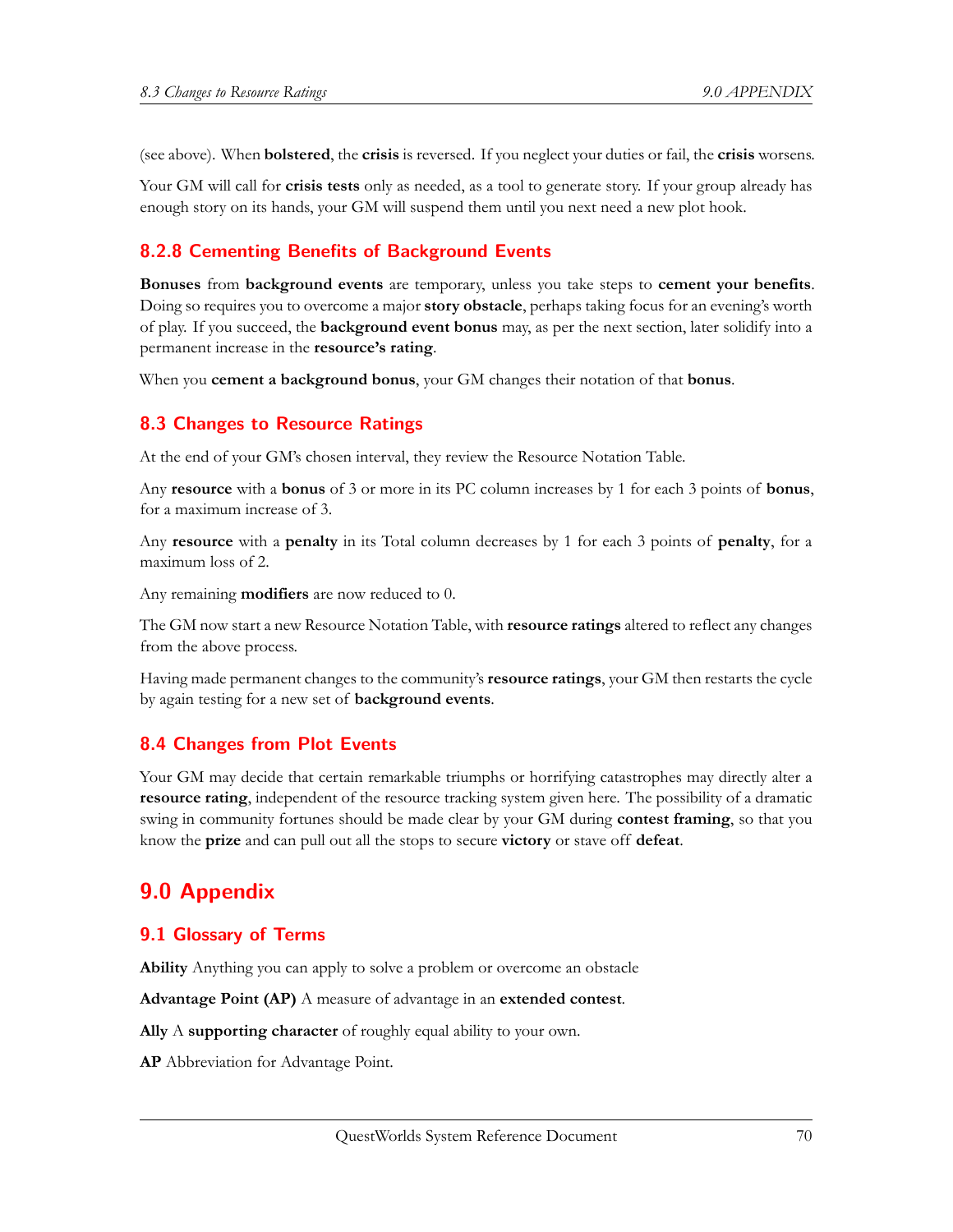(see above). When **bolstered**, the **crisis** is reversed. If you neglect your duties or fail, the **crisis** worsens.

Your GM will call for **crisis tests** only as needed, as a tool to generate story. If your group already has enough story on its hands, your GM will suspend them until you next need a new plot hook.

### 8.2.8 Cementing Benefits of Background Events

**Bonuses** from **background events** are temporary, unless you take steps to **cement your benefits**. Doing so requires you to overcome a major **story obstacle**, perhaps taking focus for an evening's worth of play. If you succeed, the **background event bonus** may, as per the next section, later solidify into a permanent increase in the **resource's rating**.

When you **cement a background bonus**, your GM changes their notation of that **bonus**.

## 8.3 Changes to Resource Ratings

At the end of your GM's chosen interval, they review the Resource Notation Table.

Any **resource** with a **bonus** of 3 or more in its PC column increases by 1 for each 3 points of **bonus**, for a maximum increase of 3.

Any **resource** with a **penalty** in its Total column decreases by 1 for each 3 points of **penalty**, for a maximum loss of 2.

Any remaining **modifiers** are now reduced to 0.

The GM now start a new Resource Notation Table, with **resource ratings** altered to reflect any changes from the above process.

Having made permanent changes to the community's **resource ratings**, your GM then restarts the cycle by again testing for a new set of **background events**.

## 8.4 Changes from Plot Events

Your GM may decide that certain remarkable triumphs or horrifying catastrophes may directly alter a **resource rating**, independent of the resource tracking system given here. The possibility of a dramatic swing in community fortunes should be made clear by your GM during **contest framing**, so that you know the **prize** and can pull out all the stops to secure **victory** or stave off **defeat**.

# 9.0 Appendix

## 9.1 Glossary of Terms

**Ability** Anything you can apply to solve a problem or overcome an obstacle

**Advantage Point (AP)** A measure of advantage in an **extended contest**.

**Ally** A **supporting character** of roughly equal ability to your own.

**AP** Abbreviation for Advantage Point.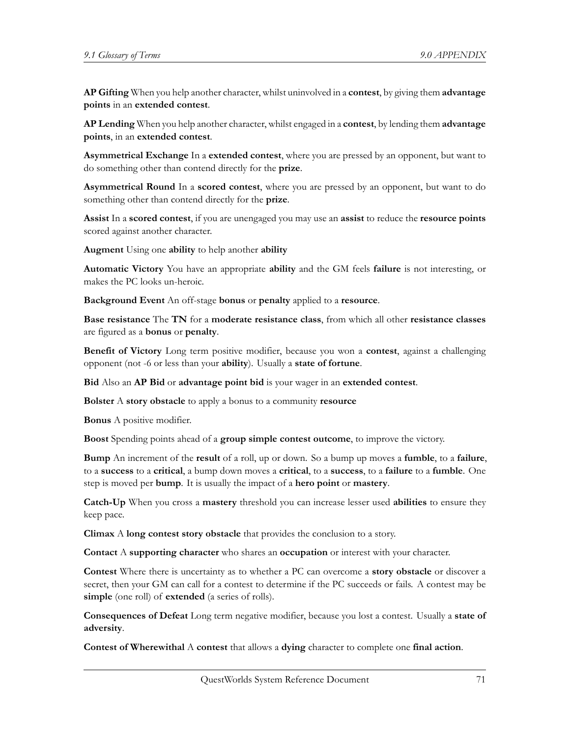**AP Gifting** When you help another character, whilst uninvolved in a **contest**, by giving them **advantage points** in an **extended contest**.

**AP Lending** When you help another character, whilst engaged in a **contest**, by lending them **advantage points**, in an **extended contest**.

**Asymmetrical Exchange** In a **extended contest**, where you are pressed by an opponent, but want to do something other than contend directly for the **prize**.

**Asymmetrical Round** In a **scored contest**, where you are pressed by an opponent, but want to do something other than contend directly for the **prize**.

**Assist** In a **scored contest**, if you are unengaged you may use an **assist** to reduce the **resource points** scored against another character.

**Augment** Using one **ability** to help another **ability**

**Automatic Victory** You have an appropriate **ability** and the GM feels **failure** is not interesting, or makes the PC looks un-heroic.

**Background Event** An off-stage **bonus** or **penalty** applied to a **resource**.

**Base resistance** The **TN** for a **moderate resistance class**, from which all other **resistance classes** are figured as a **bonus** or **penalty**.

**Benefit of Victory** Long term positive modifier, because you won a **contest**, against a challenging opponent (not -6 or less than your **ability**). Usually a **state of fortune**.

**Bid** Also an **AP Bid** or **advantage point bid** is your wager in an **extended contest**.

**Bolster** A **story obstacle** to apply a bonus to a community **resource**

**Bonus** A positive modifier.

**Boost** Spending points ahead of a **group simple contest outcome**, to improve the victory.

**Bump** An increment of the **result** of a roll, up or down. So a bump up moves a **fumble**, to a **failure**, to a **success** to a **critical**, a bump down moves a **critical**, to a **success**, to a **failure** to a **fumble**. One step is moved per **bump**. It is usually the impact of a **hero point** or **mastery**.

**Catch-Up** When you cross a **mastery** threshold you can increase lesser used **abilities** to ensure they keep pace.

**Climax** A **long contest story obstacle** that provides the conclusion to a story.

**Contact** A **supporting character** who shares an **occupation** or interest with your character.

**Contest** Where there is uncertainty as to whether a PC can overcome a **story obstacle** or discover a secret, then your GM can call for a contest to determine if the PC succeeds or fails. A contest may be **simple** (one roll) of **extended** (a series of rolls).

**Consequences of Defeat** Long term negative modifier, because you lost a contest. Usually a **state of adversity**.

**Contest of Wherewithal** A **contest** that allows a **dying** character to complete one **final action**.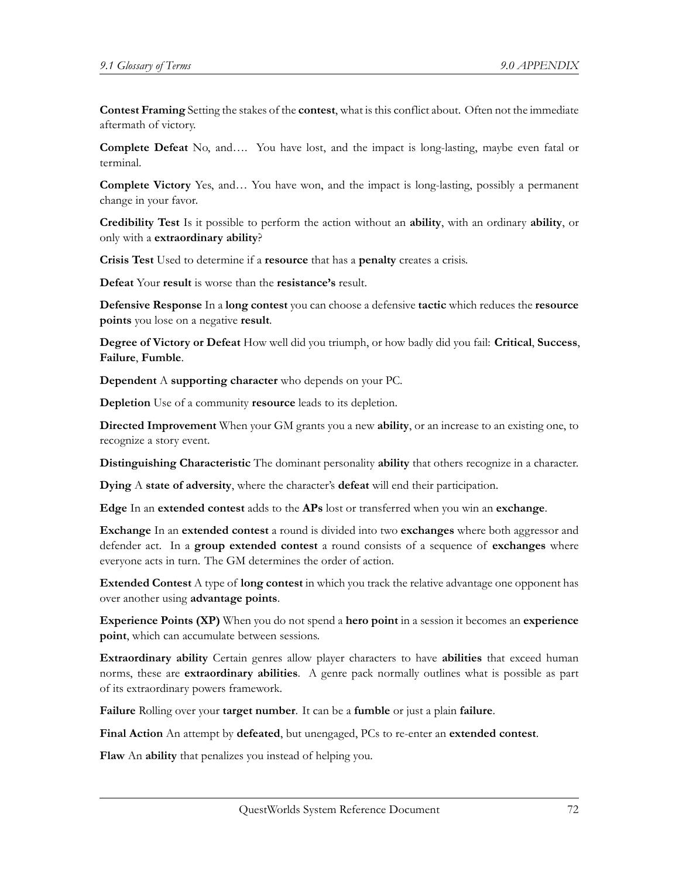**Contest Framing** Setting the stakes of the **contest**, what is this conflict about. Often not the immediate aftermath of victory.

**Complete Defeat** No, and…. You have lost, and the impact is long-lasting, maybe even fatal or terminal.

**Complete Victory** Yes, and… You have won, and the impact is long-lasting, possibly a permanent change in your favor.

**Credibility Test** Is it possible to perform the action without an **ability**, with an ordinary **ability**, or only with a **extraordinary ability**?

**Crisis Test** Used to determine if a **resource** that has a **penalty** creates a crisis.

**Defeat** Your **result** is worse than the **resistance's** result.

**Defensive Response** In a **long contest** you can choose a defensive **tactic** which reduces the **resource points** you lose on a negative **result**.

**Degree of Victory or Defeat** How well did you triumph, or how badly did you fail: **Critical**, **Success**, **Failure**, **Fumble**.

**Dependent** A **supporting character** who depends on your PC.

**Depletion** Use of a community **resource** leads to its depletion.

**Directed Improvement** When your GM grants you a new **ability**, or an increase to an existing one, to recognize a story event.

**Distinguishing Characteristic** The dominant personality **ability** that others recognize in a character.

**Dying** A **state of adversity**, where the character's **defeat** will end their participation.

**Edge** In an **extended contest** adds to the **APs** lost or transferred when you win an **exchange**.

**Exchange** In an **extended contest** a round is divided into two **exchanges** where both aggressor and defender act. In a **group extended contest** a round consists of a sequence of **exchanges** where everyone acts in turn. The GM determines the order of action.

**Extended Contest** A type of **long contest** in which you track the relative advantage one opponent has over another using **advantage points**.

**Experience Points (XP)** When you do not spend a **hero point** in a session it becomes an **experience point**, which can accumulate between sessions.

**Extraordinary ability** Certain genres allow player characters to have **abilities** that exceed human norms, these are **extraordinary abilities**. A genre pack normally outlines what is possible as part of its extraordinary powers framework.

**Failure** Rolling over your **target number**. It can be a **fumble** or just a plain **failure**.

**Final Action** An attempt by **defeated**, but unengaged, PCs to re-enter an **extended contest**.

**Flaw** An **ability** that penalizes you instead of helping you.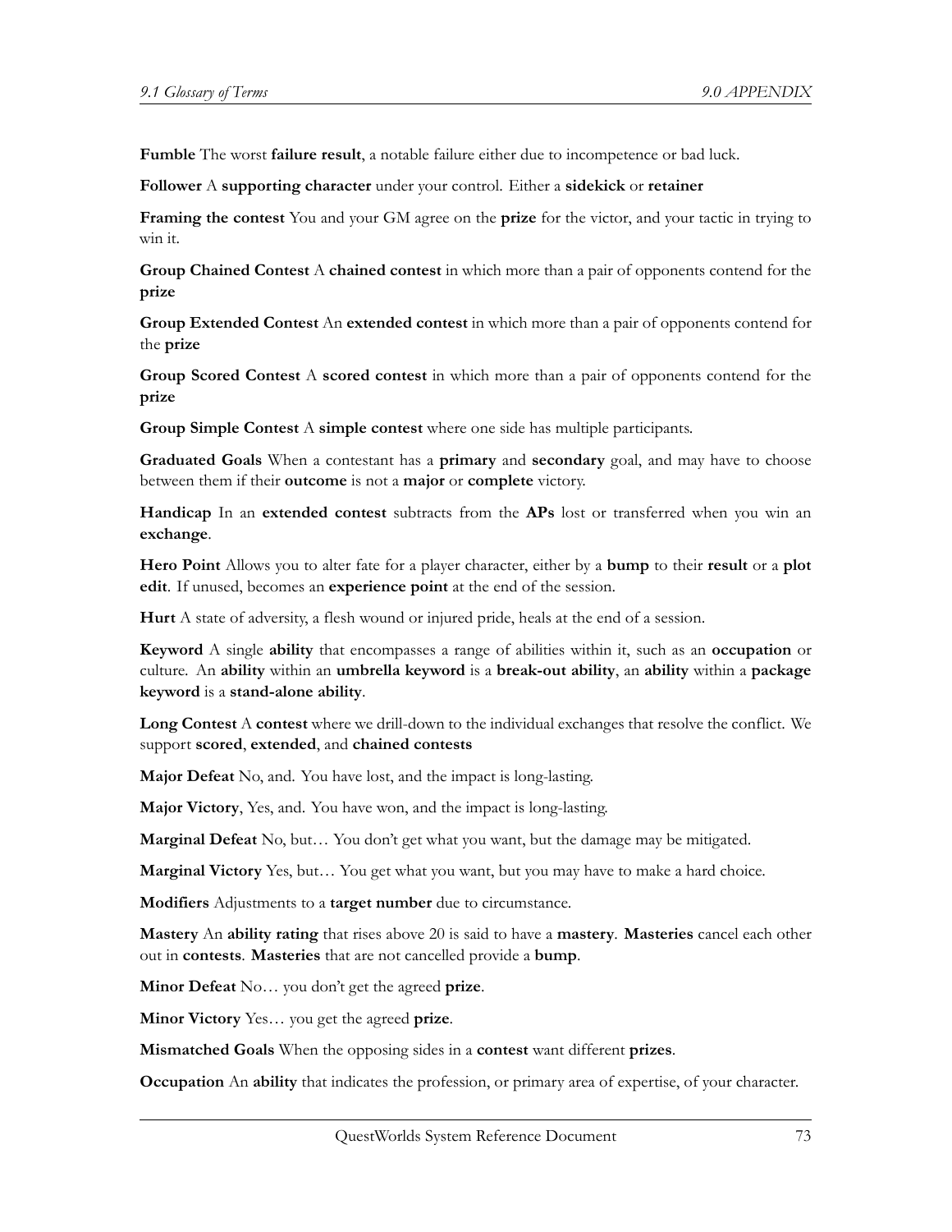**Fumble** The worst **failure result**, a notable failure either due to incompetence or bad luck.

**Follower** A **supporting character** under your control. Either a **sidekick** or **retainer**

**Framing the contest** You and your GM agree on the **prize** for the victor, and your tactic in trying to win it.

**Group Chained Contest** A **chained contest** in which more than a pair of opponents contend for the **prize**

**Group Extended Contest** An **extended contest** in which more than a pair of opponents contend for the **prize**

**Group Scored Contest** A **scored contest** in which more than a pair of opponents contend for the **prize**

**Group Simple Contest** A **simple contest** where one side has multiple participants.

**Graduated Goals** When a contestant has a **primary** and **secondary** goal, and may have to choose between them if their **outcome** is not a **major** or **complete** victory.

**Handicap** In an **extended contest** subtracts from the **APs** lost or transferred when you win an **exchange**.

**Hero Point** Allows you to alter fate for a player character, either by a **bump** to their **result** or a **plot edit**. If unused, becomes an **experience point** at the end of the session.

**Hurt** A state of adversity, a flesh wound or injured pride, heals at the end of a session.

**Keyword** A single **ability** that encompasses a range of abilities within it, such as an **occupation** or culture. An **ability** within an **umbrella keyword** is a **break-out ability**, an **ability** within a **package keyword** is a **stand-alone ability**.

**Long Contest** A **contest** where we drill-down to the individual exchanges that resolve the conflict. We support **scored**, **extended**, and **chained contests**

**Major Defeat** No, and. You have lost, and the impact is long-lasting.

**Major Victory**, Yes, and. You have won, and the impact is long-lasting.

**Marginal Defeat** No, but… You don't get what you want, but the damage may be mitigated.

**Marginal Victory** Yes, but… You get what you want, but you may have to make a hard choice.

**Modifiers** Adjustments to a **target number** due to circumstance.

**Mastery** An **ability rating** that rises above 20 is said to have a **mastery**. **Masteries** cancel each other out in **contests**. **Masteries** that are not cancelled provide a **bump**.

**Minor Defeat** No… you don't get the agreed **prize**.

**Minor Victory** Yes… you get the agreed **prize**.

**Mismatched Goals** When the opposing sides in a **contest** want different **prizes**.

**Occupation** An **ability** that indicates the profession, or primary area of expertise, of your character.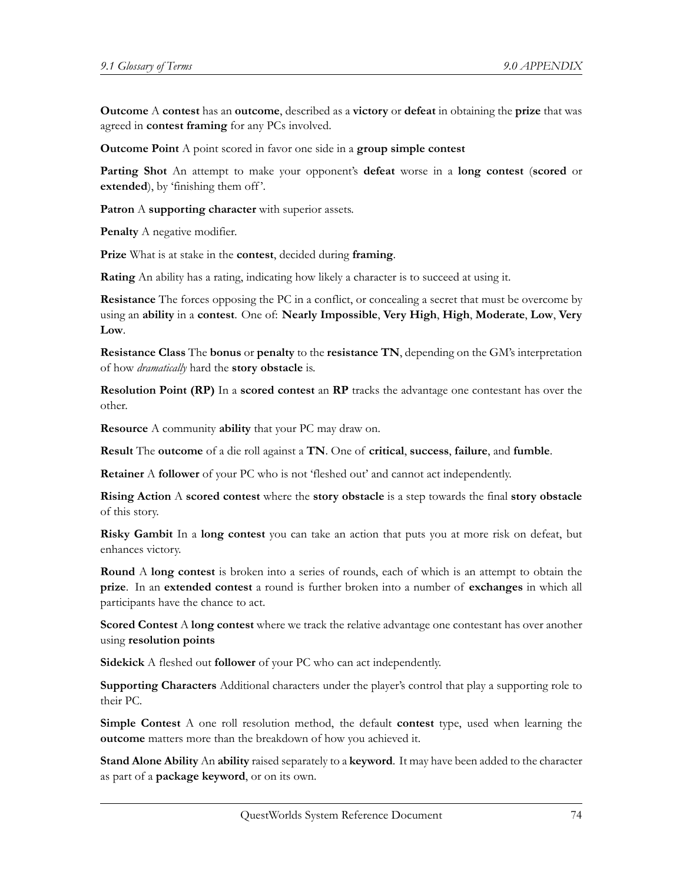**Outcome** A **contest** has an **outcome**, described as a **victory** or **defeat** in obtaining the **prize** that was agreed in **contest framing** for any PCs involved.

**Outcome Point** A point scored in favor one side in a **group simple contest**

**Parting Shot** An attempt to make your opponent's **defeat** worse in a **long contest** (**scored** or **extended**), by 'finishing them off'.

**Patron** A **supporting character** with superior assets.

**Penalty** A negative modifier.

**Prize** What is at stake in the **contest**, decided during **framing**.

**Rating** An ability has a rating, indicating how likely a character is to succeed at using it.

**Resistance** The forces opposing the PC in a conflict, or concealing a secret that must be overcome by using an **ability** in a **contest**. One of: **Nearly Impossible**, **Very High**, **High**, **Moderate**, **Low**, **Very Low**.

**Resistance Class** The **bonus** or **penalty** to the **resistance TN**, depending on the GM's interpretation of how *dramatically* hard the **story obstacle** is.

**Resolution Point (RP)** In a **scored contest** an **RP** tracks the advantage one contestant has over the other.

**Resource** A community **ability** that your PC may draw on.

**Result** The **outcome** of a die roll against a **TN**. One of **critical**, **success**, **failure**, and **fumble**.

**Retainer** A **follower** of your PC who is not 'fleshed out' and cannot act independently.

**Rising Action** A **scored contest** where the **story obstacle** is a step towards the final **story obstacle** of this story.

**Risky Gambit** In a **long contest** you can take an action that puts you at more risk on defeat, but enhances victory.

**Round** A **long contest** is broken into a series of rounds, each of which is an attempt to obtain the **prize**. In an **extended contest** a round is further broken into a number of **exchanges** in which all participants have the chance to act.

**Scored Contest** A **long contest** where we track the relative advantage one contestant has over another using **resolution points**

**Sidekick** A fleshed out **follower** of your PC who can act independently.

**Supporting Characters** Additional characters under the player's control that play a supporting role to their PC.

**Simple Contest** A one roll resolution method, the default **contest** type, used when learning the **outcome** matters more than the breakdown of how you achieved it.

**Stand Alone Ability** An **ability** raised separately to a **keyword**. It may have been added to the character as part of a **package keyword**, or on its own.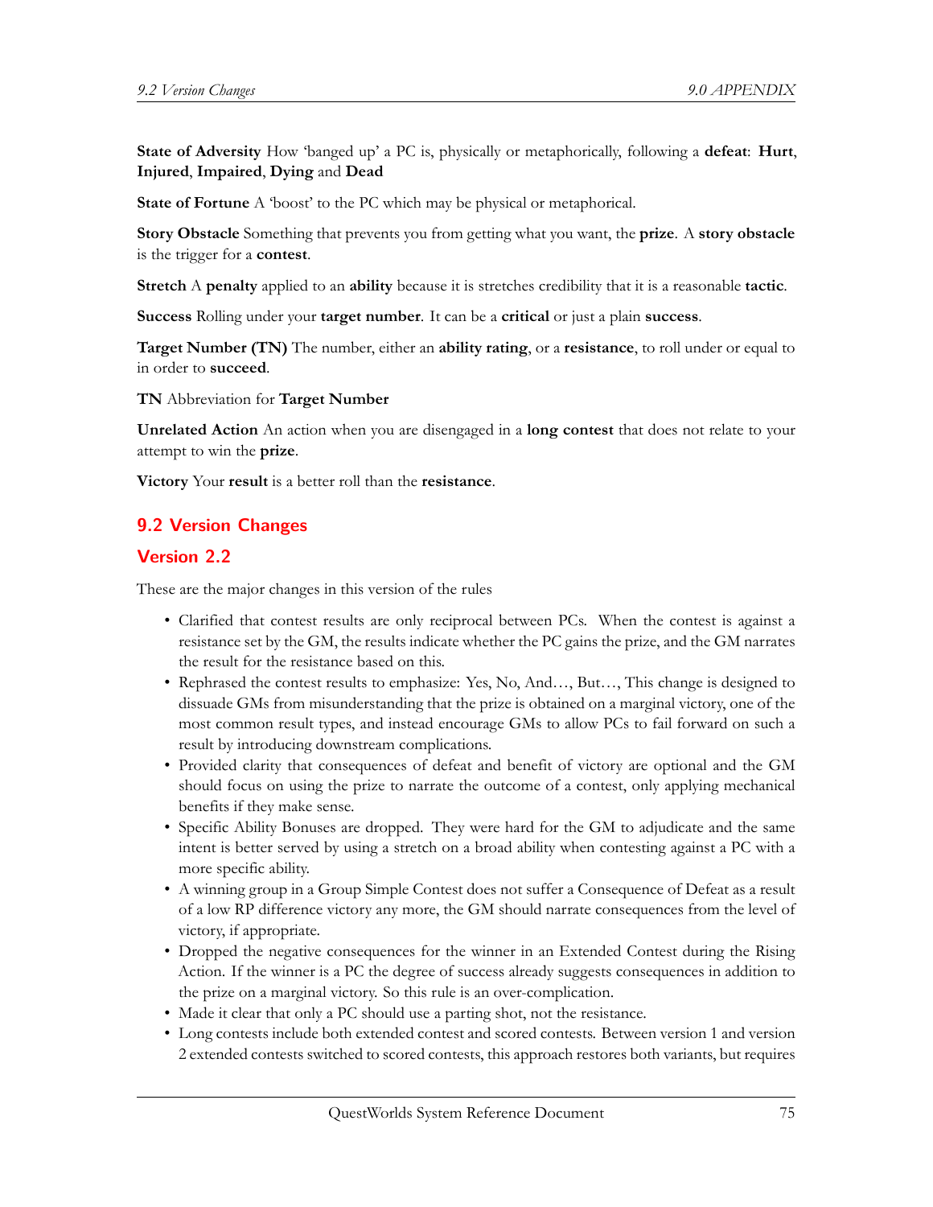**State of Adversity** How 'banged up' a PC is, physically or metaphorically, following a **defeat**: **Hurt**, **Injured**, **Impaired**, **Dying** and **Dead**

**State of Fortune** A 'boost' to the PC which may be physical or metaphorical.

**Story Obstacle** Something that prevents you from getting what you want, the **prize**. A **story obstacle** is the trigger for a **contest**.

**Stretch** A **penalty** applied to an **ability** because it is stretches credibility that it is a reasonable **tactic**.

**Success** Rolling under your **target number**. It can be a **critical** or just a plain **success**.

**Target Number (TN)** The number, either an **ability rating**, or a **resistance**, to roll under or equal to in order to **succeed**.

**TN** Abbreviation for **Target Number**

**Unrelated Action** An action when you are disengaged in a **long contest** that does not relate to your attempt to win the **prize**.

**Victory** Your **result** is a better roll than the **resistance**.

## 9.2 Version Changes

### Version 2.2

These are the major changes in this version of the rules

- Clarified that contest results are only reciprocal between PCs. When the contest is against a resistance set by the GM, the results indicate whether the PC gains the prize, and the GM narrates the result for the resistance based on this.
- Rephrased the contest results to emphasize: Yes, No, And…, But…, This change is designed to dissuade GMs from misunderstanding that the prize is obtained on a marginal victory, one of the most common result types, and instead encourage GMs to allow PCs to fail forward on such a result by introducing downstream complications.
- Provided clarity that consequences of defeat and benefit of victory are optional and the GM should focus on using the prize to narrate the outcome of a contest, only applying mechanical benefits if they make sense.
- Specific Ability Bonuses are dropped. They were hard for the GM to adjudicate and the same intent is better served by using a stretch on a broad ability when contesting against a PC with a more specific ability.
- A winning group in a Group Simple Contest does not suffer a Consequence of Defeat as a result of a low RP difference victory any more, the GM should narrate consequences from the level of victory, if appropriate.
- Dropped the negative consequences for the winner in an Extended Contest during the Rising Action. If the winner is a PC the degree of success already suggests consequences in addition to the prize on a marginal victory. So this rule is an over-complication.
- Made it clear that only a PC should use a parting shot, not the resistance.
- Long contests include both extended contest and scored contests. Between version 1 and version 2 extended contests switched to scored contests, this approach restores both variants, but requires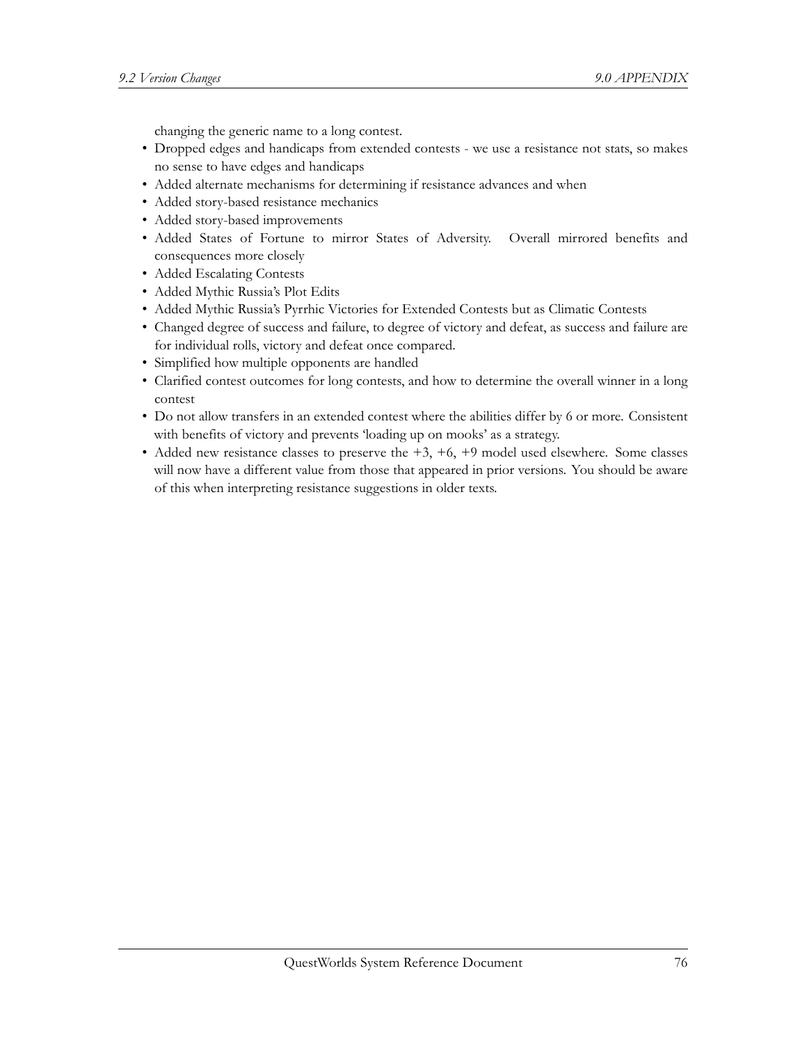changing the generic name to a long contest.

- Dropped edges and handicaps from extended contests - we use a resistance not stats, so makes no sense to have edges and handicaps
- Added alternate mechanisms for determining if resistance advances and when
- Added story-based resistance mechanics
- Added story-based improvements
- Added States of Fortune to mirror States of Adversity. Overall mirrored benefits and consequences more closely
- Added Escalating Contests
- Added Mythic Russia's Plot Edits
- Added Mythic Russia's Pyrrhic Victories for Extended Contests but as Climatic Contests
- Changed degree of success and failure, to degree of victory and defeat, as success and failure are for individual rolls, victory and defeat once compared.
- Simplified how multiple opponents are handled
- Clarified contest outcomes for long contests, and how to determine the overall winner in a long contest
- Do not allow transfers in an extended contest where the abilities differ by 6 or more. Consistent with benefits of victory and prevents 'loading up on mooks' as a strategy.
- Added new resistance classes to preserve the +3, +6, +9 model used elsewhere. Some classes will now have a different value from those that appeared in prior versions. You should be aware of this when interpreting resistance suggestions in older texts.